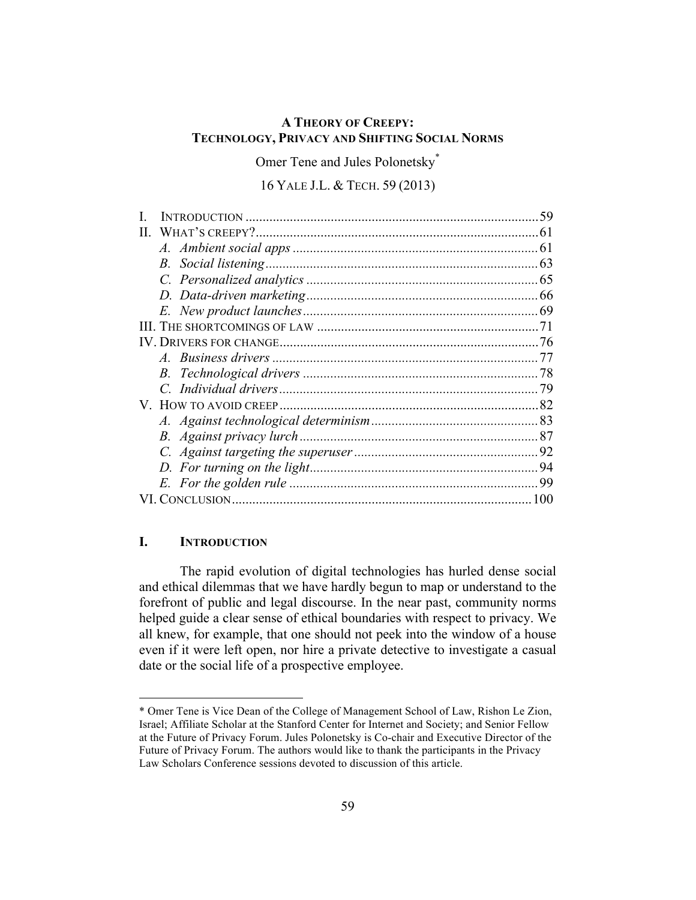# A THEORY OF CREEPY: TECHNOLOGY, PRIVACY AND SHIFTING SOCIAL NORMS

Omer Tene and Jules Polonetsky*

16 YALE J.L. & TECH. 59 (2013)

| | | |
|---|---|---|
| I. | INTRODUCTION | 59 |
| II. | WHAT'S CREEPY? | 61 |
| | *A. Ambient social apps* | 61 |
| | *B. Social listening* | 63 |
| | *C. Personalized analytics* | 65 |
| | *D. Data-driven marketing* | 66 |
| | *E. New product launches* | 69 |
| III. | THE SHORTCOMINGS OF LAW | 71 |
| IV. | DRIVERS FOR CHANGE | 76 |
| | *A. Business drivers* | 77 |
| | *B. Technological drivers* | 78 |
| | *C. Individual drivers* | 79 |
| V. | HOW TO AVOID CREEP | 82 |
| | *A. Against technological determinism* | 83 |
| | *B. Against privacy lurch* | 87 |
| | *C. Against targeting the superuser* | 92 |
| | *D. For turning on the light* | 94 |
| | *E. For the golden rule* | 99 |
| VI. | CONCLUSION | 100 |

## I. INTRODUCTION

The rapid evolution of digital technologies has hurled dense social and ethical dilemmas that we have hardly begun to map or understand to the forefront of public and legal discourse. In the near past, community norms helped guide a clear sense of ethical boundaries with respect to privacy. We all knew, for example, that one should not peek into the window of a house even if it were left open, nor hire a private detective to investigate a casual date or the social life of a prospective employee.

---

* Omer Tene is Vice Dean of the College of Management School of Law, Rishon Le Zion, Israel; Affiliate Scholar at the Stanford Center for Internet and Society; and Senior Fellow at the Future of Privacy Forum. Jules Polonetsky is Co-chair and Executive Director of the Future of Privacy Forum. The authors would like to thank the participants in the Privacy Law Scholars Conference sessions devoted to discussion of this article.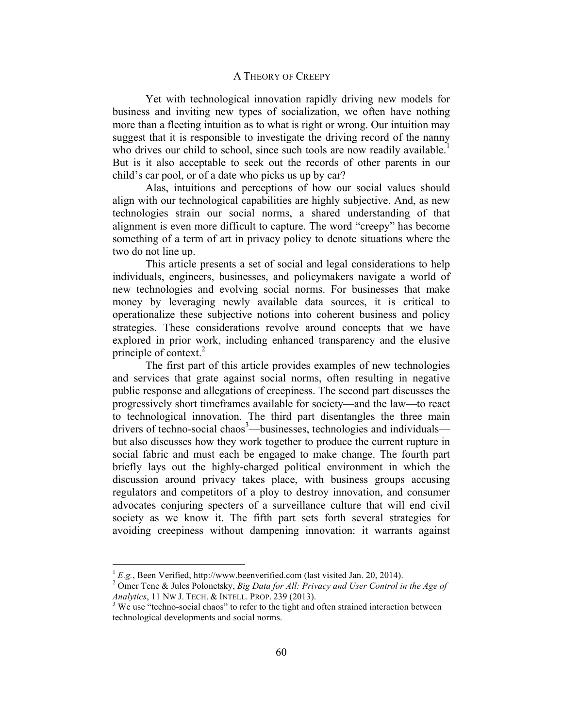Yet with technological innovation rapidly driving new models for business and inviting new types of socialization, we often have nothing more than a fleeting intuition as to what is right or wrong. Our intuition may suggest that it is responsible to investigate the driving record of the nanny who drives our child to school, since such tools are now readily available.[1] But is it also acceptable to seek out the records of other parents in our child's car pool, or of a date who picks us up by car?

Alas, intuitions and perceptions of how our social values should align with our technological capabilities are highly subjective. And, as new technologies strain our social norms, a shared understanding of that alignment is even more difficult to capture. The word "creepy" has become something of a term of art in privacy policy to denote situations where the two do not line up.

This article presents a set of social and legal considerations to help individuals, engineers, businesses, and policymakers navigate a world of new technologies and evolving social norms. For businesses that make money by leveraging newly available data sources, it is critical to operationalize these subjective notions into coherent business and policy strategies. These considerations revolve around concepts that we have explored in prior work, including enhanced transparency and the elusive principle of context.[2]

The first part of this article provides examples of new technologies and services that grate against social norms, often resulting in negative public response and allegations of creepiness. The second part discusses the progressively short timeframes available for society—and the law—to react to technological innovation. The third part disentangles the three main drivers of techno-social chaos[3]—businesses, technologies and individuals—but also discusses how they work together to produce the current rupture in social fabric and must each be engaged to make change. The fourth part briefly lays out the highly-charged political environment in which the discussion around privacy takes place, with business groups accusing regulators and competitors of a ploy to destroy innovation, and consumer advocates conjuring specters of a surveillance culture that will end civil society as we know it. The fifth part sets forth several strategies for avoiding creepiness without dampening innovation: it warrants against

---

[1] *E.g.*, Been Verified, http://www.beenverified.com (last visited Jan. 20, 2014).

[2] Omer Tene & Jules Polonetsky, *Big Data for All: Privacy and User Control in the Age of Analytics*, 11 NW J. TECH. & INTELL. PROP. 239 (2013).

[3] We use "techno-social chaos" to refer to the tight and often strained interaction between technological developments and social norms.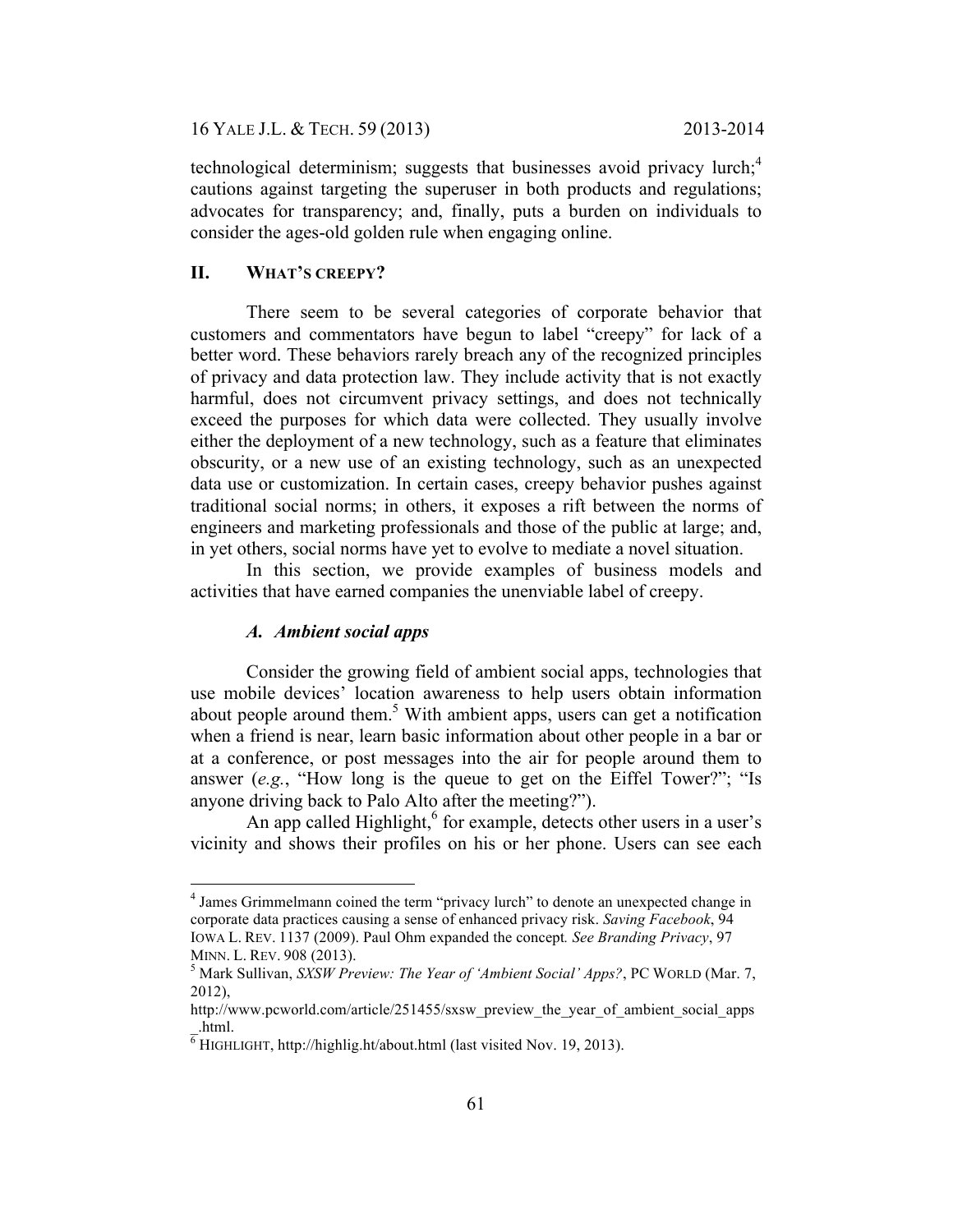technological determinism; suggests that businesses avoid privacy lurch;[4] cautions against targeting the superuser in both products and regulations; advocates for transparency; and, finally, puts a burden on individuals to consider the ages-old golden rule when engaging online.

## II. WHAT'S CREEPY?

There seem to be several categories of corporate behavior that customers and commentators have begun to label "creepy" for lack of a better word. These behaviors rarely breach any of the recognized principles of privacy and data protection law. They include activity that is not exactly harmful, does not circumvent privacy settings, and does not technically exceed the purposes for which data were collected. They usually involve either the deployment of a new technology, such as a feature that eliminates obscurity, or a new use of an existing technology, such as an unexpected data use or customization. In certain cases, creepy behavior pushes against traditional social norms; in others, it exposes a rift between the norms of engineers and marketing professionals and those of the public at large; and, in yet others, social norms have yet to evolve to mediate a novel situation.

In this section, we provide examples of business models and activities that have earned companies the unenviable label of creepy.

### *A. Ambient social apps*

Consider the growing field of ambient social apps, technologies that use mobile devices' location awareness to help users obtain information about people around them.[5] With ambient apps, users can get a notification when a friend is near, learn basic information about other people in a bar or at a conference, or post messages into the air for people around them to answer (*e.g.*, "How long is the queue to get on the Eiffel Tower?"; "Is anyone driving back to Palo Alto after the meeting?").

An app called Highlight,[6] for example, detects other users in a user's vicinity and shows their profiles on his or her phone. Users can see each

---

[4] James Grimmelmann coined the term "privacy lurch" to denote an unexpected change in corporate data practices causing a sense of enhanced privacy risk. *Saving Facebook*, 94 IOWA L. REV. 1137 (2009). Paul Ohm expanded the concept. *See Branding Privacy*, 97 MINN. L. REV. 908 (2013).

[5] Mark Sullivan, *SXSW Preview: The Year of 'Ambient Social' Apps?*, PC WORLD (Mar. 7, 2012), http://www.pcworld.com/article/251455/sxsw_preview_the_year_of_ambient_social_apps_.html.

[6] HIGHLIGHT, http://highlig.ht/about.html (last visited Nov. 19, 2013).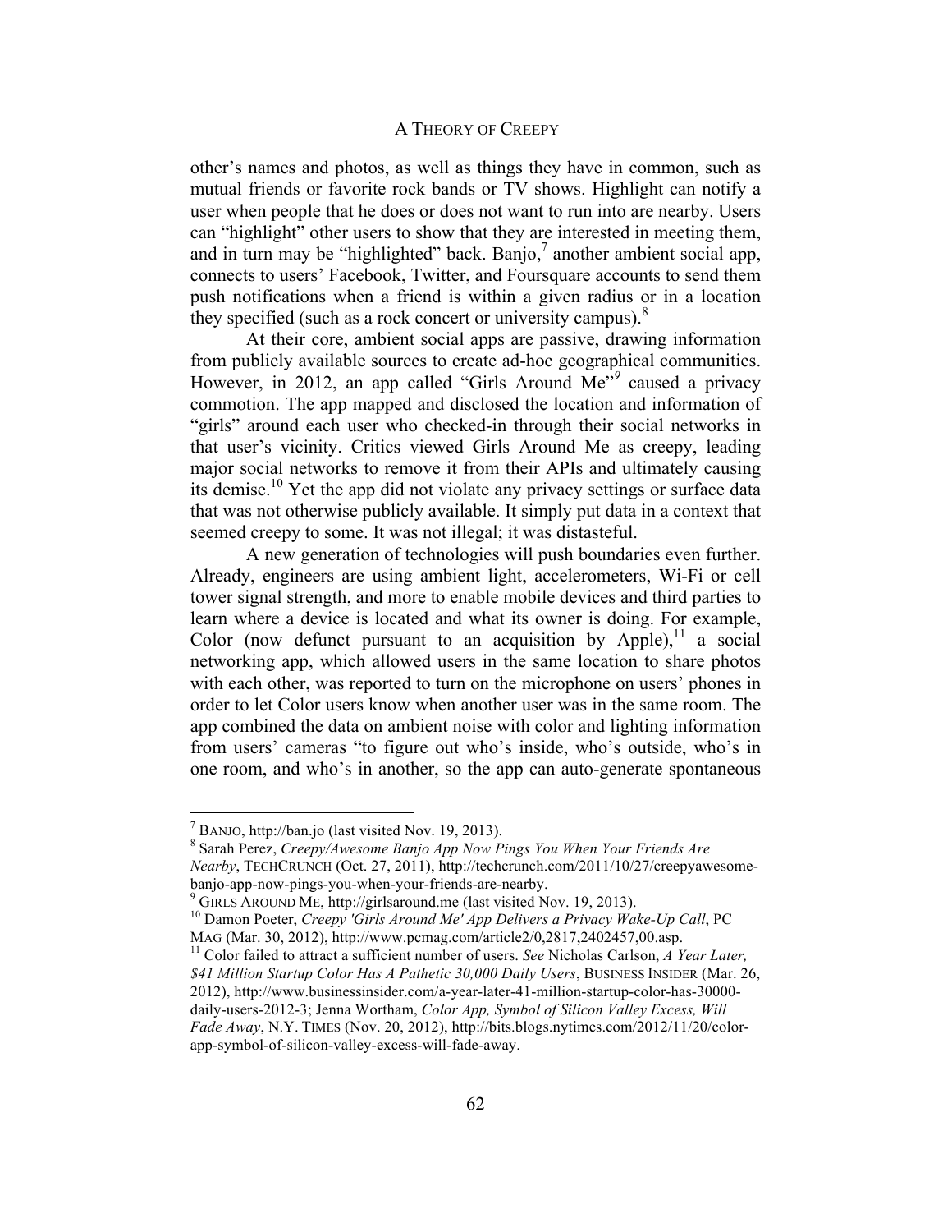other's names and photos, as well as things they have in common, such as mutual friends or favorite rock bands or TV shows. Highlight can notify a user when people that he does or does not want to run into are nearby. Users can "highlight" other users to show that they are interested in meeting them, and in turn may be "highlighted" back. Banjo,[7] another ambient social app, connects to users' Facebook, Twitter, and Foursquare accounts to send them push notifications when a friend is within a given radius or in a location they specified (such as a rock concert or university campus).[8]

At their core, ambient social apps are passive, drawing information from publicly available sources to create ad-hoc geographical communities. However, in 2012, an app called "Girls Around Me"[9] caused a privacy commotion. The app mapped and disclosed the location and information of "girls" around each user who checked-in through their social networks in that user's vicinity. Critics viewed Girls Around Me as creepy, leading major social networks to remove it from their APIs and ultimately causing its demise.[10] Yet the app did not violate any privacy settings or surface data that was not otherwise publicly available. It simply put data in a context that seemed creepy to some. It was not illegal; it was distasteful.

A new generation of technologies will push boundaries even further. Already, engineers are using ambient light, accelerometers, Wi-Fi or cell tower signal strength, and more to enable mobile devices and third parties to learn where a device is located and what its owner is doing. For example, Color (now defunct pursuant to an acquisition by Apple),[11] a social networking app, which allowed users in the same location to share photos with each other, was reported to turn on the microphone on users' phones in order to let Color users know when another user was in the same room. The app combined the data on ambient noise with color and lighting information from users' cameras "to figure out who's inside, who's outside, who's in one room, and who's in another, so the app can auto-generate spontaneous

---

[7] BANJO, http://ban.jo (last visited Nov. 19, 2013).

[8] Sarah Perez, *Creepy/Awesome Banjo App Now Pings You When Your Friends Are Nearby*, TECHCRUNCH (Oct. 27, 2011), http://techcrunch.com/2011/10/27/creepyawesome-banjo-app-now-pings-you-when-your-friends-are-nearby.

[9] GIRLS AROUND ME, http://girlsaround.me (last visited Nov. 19, 2013).

[10] Damon Poeter, *Creepy 'Girls Around Me' App Delivers a Privacy Wake-Up Call*, PC MAG (Mar. 30, 2012), http://www.pcmag.com/article2/0,2817,2402457,00.asp.

[11] Color failed to attract a sufficient number of users. *See* Nicholas Carlson, *A Year Later, $41 Million Startup Color Has A Pathetic 30,000 Daily Users*, BUSINESS INSIDER (Mar. 26, 2012), http://www.businessinsider.com/a-year-later-41-million-startup-color-has-30000-daily-users-2012-3; Jenna Wortham, *Color App, Symbol of Silicon Valley Excess, Will Fade Away*, N.Y. TIMES (Nov. 20, 2012), http://bits.blogs.nytimes.com/2012/11/20/color-app-symbol-of-silicon-valley-excess-will-fade-away.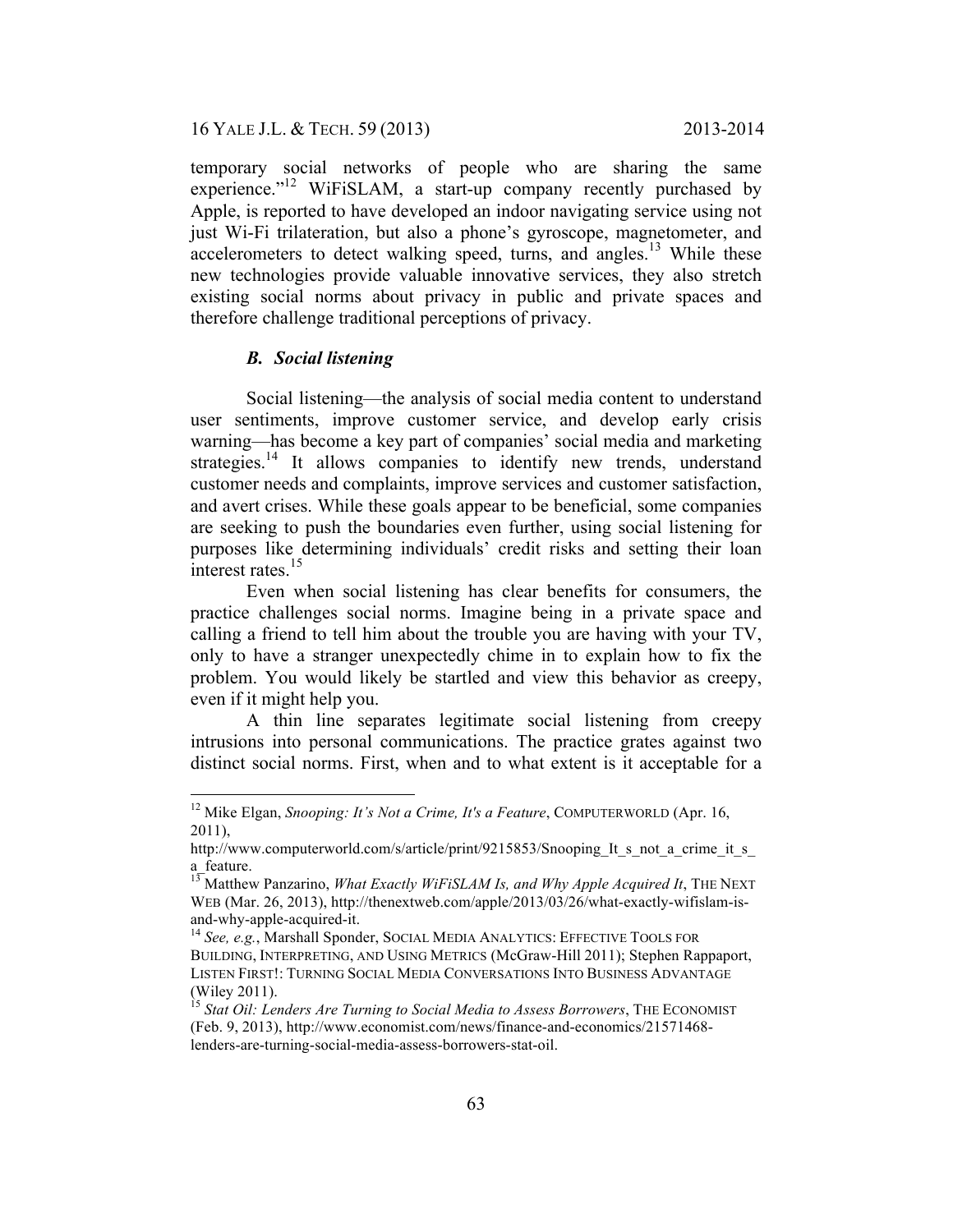temporary social networks of people who are sharing the same experience."[12] WiFiSLAM, a start-up company recently purchased by Apple, is reported to have developed an indoor navigating service using not just Wi-Fi trilateration, but also a phone's gyroscope, magnetometer, and accelerometers to detect walking speed, turns, and angles.[13] While these new technologies provide valuable innovative services, they also stretch existing social norms about privacy in public and private spaces and therefore challenge traditional perceptions of privacy.

### *B. Social listening*

Social listening—the analysis of social media content to understand user sentiments, improve customer service, and develop early crisis warning—has become a key part of companies' social media and marketing strategies.[14] It allows companies to identify new trends, understand customer needs and complaints, improve services and customer satisfaction, and avert crises. While these goals appear to be beneficial, some companies are seeking to push the boundaries even further, using social listening for purposes like determining individuals' credit risks and setting their loan interest rates.[15]

Even when social listening has clear benefits for consumers, the practice challenges social norms. Imagine being in a private space and calling a friend to tell him about the trouble you are having with your TV, only to have a stranger unexpectedly chime in to explain how to fix the problem. You would likely be startled and view this behavior as creepy, even if it might help you.

A thin line separates legitimate social listening from creepy intrusions into personal communications. The practice grates against two distinct social norms. First, when and to what extent is it acceptable for a

---

[12] Mike Elgan, *Snooping: It's Not a Crime, It's a Feature*, COMPUTERWORLD (Apr. 16, 2011), http://www.computerworld.com/s/article/print/9215853/Snooping_It_s_not_a_crime_it_s_a_feature.

[13] Matthew Panzarino, *What Exactly WiFiSLAM Is, and Why Apple Acquired It*, THE NEXT WEB (Mar. 26, 2013), http://thenextweb.com/apple/2013/03/26/what-exactly-wifislam-is-and-why-apple-acquired-it.

[14] *See, e.g.*, Marshall Sponder, SOCIAL MEDIA ANALYTICS: EFFECTIVE TOOLS FOR BUILDING, INTERPRETING, AND USING METRICS (McGraw-Hill 2011); Stephen Rappaport, LISTEN FIRST!: TURNING SOCIAL MEDIA CONVERSATIONS INTO BUSINESS ADVANTAGE (Wiley 2011).

[15] *Stat Oil: Lenders Are Turning to Social Media to Assess Borrowers*, THE ECONOMIST (Feb. 9, 2013), http://www.economist.com/news/finance-and-economics/21571468-lenders-are-turning-social-media-assess-borrowers-stat-oil.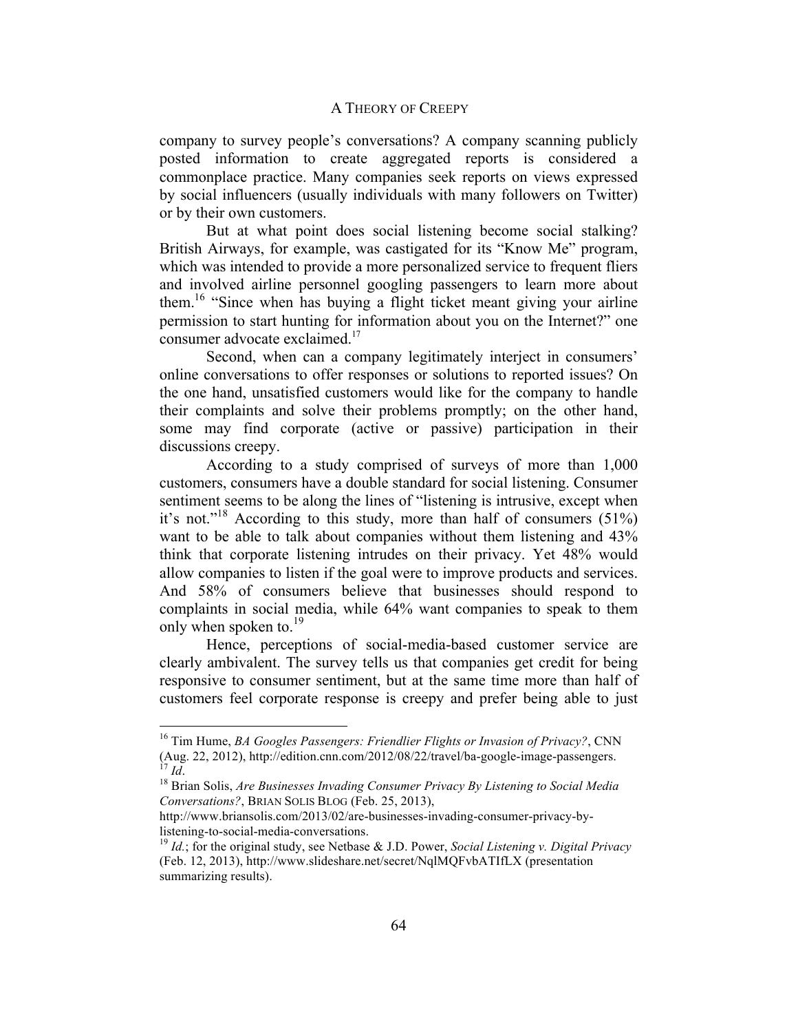company to survey people's conversations? A company scanning publicly posted information to create aggregated reports is considered a commonplace practice. Many companies seek reports on views expressed by social influencers (usually individuals with many followers on Twitter) or by their own customers.

But at what point does social listening become social stalking? British Airways, for example, was castigated for its "Know Me" program, which was intended to provide a more personalized service to frequent fliers and involved airline personnel googling passengers to learn more about them.[16] "Since when has buying a flight ticket meant giving your airline permission to start hunting for information about you on the Internet?" one consumer advocate exclaimed.[17]

Second, when can a company legitimately interject in consumers' online conversations to offer responses or solutions to reported issues? On the one hand, unsatisfied customers would like for the company to handle their complaints and solve their problems promptly; on the other hand, some may find corporate (active or passive) participation in their discussions creepy.

According to a study comprised of surveys of more than 1,000 customers, consumers have a double standard for social listening. Consumer sentiment seems to be along the lines of "listening is intrusive, except when it's not."[18] According to this study, more than half of consumers (51%) want to be able to talk about companies without them listening and 43% think that corporate listening intrudes on their privacy. Yet 48% would allow companies to listen if the goal were to improve products and services. And 58% of consumers believe that businesses should respond to complaints in social media, while 64% want companies to speak to them only when spoken to.[19]

Hence, perceptions of social-media-based customer service are clearly ambivalent. The survey tells us that companies get credit for being responsive to consumer sentiment, but at the same time more than half of customers feel corporate response is creepy and prefer being able to just

---

[16] Tim Hume, *BA Googles Passengers: Friendlier Flights or Invasion of Privacy?*, CNN (Aug. 22, 2012), http://edition.cnn.com/2012/08/22/travel/ba-google-image-passengers.

[17] *Id*.

[18] Brian Solis, *Are Businesses Invading Consumer Privacy By Listening to Social Media Conversations?*, BRIAN SOLIS BLOG (Feb. 25, 2013), http://www.briansolis.com/2013/02/are-businesses-invading-consumer-privacy-by-listening-to-social-media-conversations.

[19] *Id.*; for the original study, see Netbase & J.D. Power, *Social Listening v. Digital Privacy* (Feb. 12, 2013), http://www.slideshare.net/secret/NqlMQFvbATIfLX (presentation summarizing results).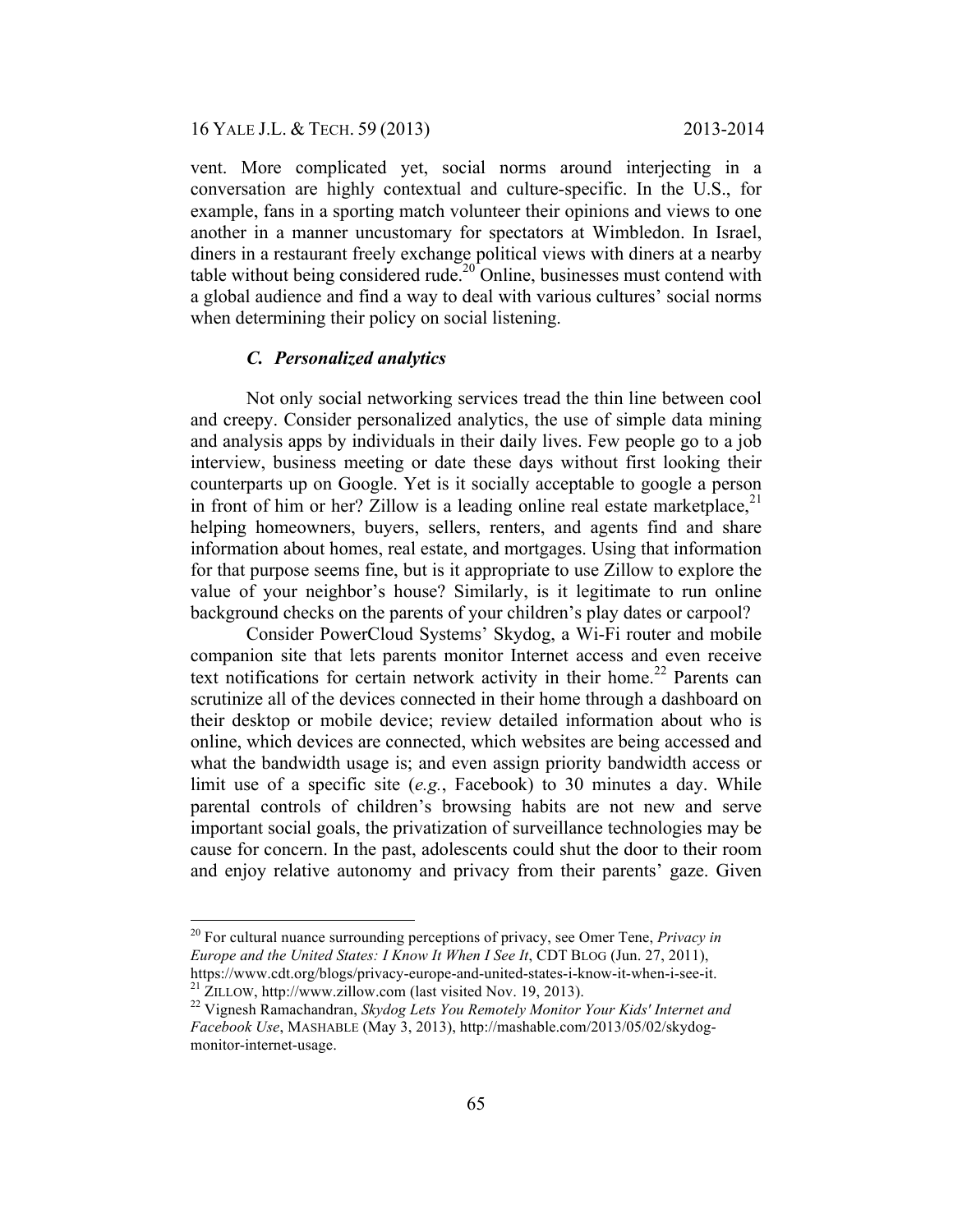vent. More complicated yet, social norms around interjecting in a conversation are highly contextual and culture-specific. In the U.S., for example, fans in a sporting match volunteer their opinions and views to one another in a manner uncustomary for spectators at Wimbledon. In Israel, diners in a restaurant freely exchange political views with diners at a nearby table without being considered rude.[20] Online, businesses must contend with a global audience and find a way to deal with various cultures' social norms when determining their policy on social listening.

### *C. Personalized analytics*

Not only social networking services tread the thin line between cool and creepy. Consider personalized analytics, the use of simple data mining and analysis apps by individuals in their daily lives. Few people go to a job interview, business meeting or date these days without first looking their counterparts up on Google. Yet is it socially acceptable to google a person in front of him or her? Zillow is a leading online real estate marketplace,[21] helping homeowners, buyers, sellers, renters, and agents find and share information about homes, real estate, and mortgages. Using that information for that purpose seems fine, but is it appropriate to use Zillow to explore the value of your neighbor's house? Similarly, is it legitimate to run online background checks on the parents of your children's play dates or carpool?

Consider PowerCloud Systems' Skydog, a Wi-Fi router and mobile companion site that lets parents monitor Internet access and even receive text notifications for certain network activity in their home.[22] Parents can scrutinize all of the devices connected in their home through a dashboard on their desktop or mobile device; review detailed information about who is online, which devices are connected, which websites are being accessed and what the bandwidth usage is; and even assign priority bandwidth access or limit use of a specific site (*e.g.*, Facebook) to 30 minutes a day. While parental controls of children's browsing habits are not new and serve important social goals, the privatization of surveillance technologies may be cause for concern. In the past, adolescents could shut the door to their room and enjoy relative autonomy and privacy from their parents' gaze. Given

---

[20] For cultural nuance surrounding perceptions of privacy, see Omer Tene, *Privacy in Europe and the United States: I Know It When I See It*, CDT BLOG (Jun. 27, 2011), https://www.cdt.org/blogs/privacy-europe-and-united-states-i-know-it-when-i-see-it.

[21] ZILLOW, http://www.zillow.com (last visited Nov. 19, 2013).

[22] Vignesh Ramachandran, *Skydog Lets You Remotely Monitor Your Kids' Internet and Facebook Use*, MASHABLE (May 3, 2013), http://mashable.com/2013/05/02/skydog-monitor-internet-usage.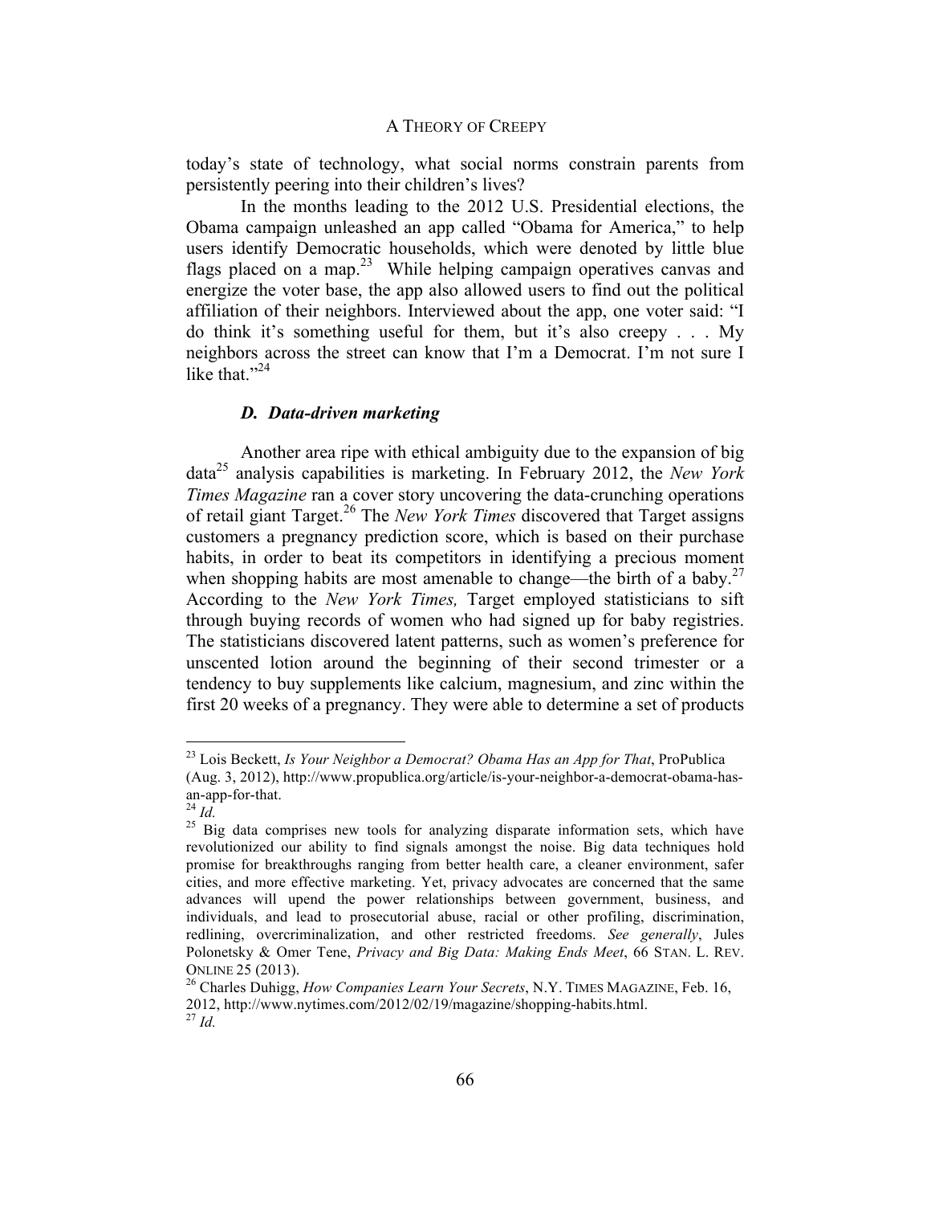today's state of technology, what social norms constrain parents from persistently peering into their children's lives?

In the months leading to the 2012 U.S. Presidential elections, the Obama campaign unleashed an app called "Obama for America," to help users identify Democratic households, which were denoted by little blue flags placed on a map.[23] While helping campaign operatives canvas and energize the voter base, the app also allowed users to find out the political affiliation of their neighbors. Interviewed about the app, one voter said: "I do think it's something useful for them, but it's also creepy . . . My neighbors across the street can know that I'm a Democrat. I'm not sure I like that."[24]

### *D. Data-driven marketing*

Another area ripe with ethical ambiguity due to the expansion of big data[25] analysis capabilities is marketing. In February 2012, the *New York Times Magazine* ran a cover story uncovering the data-crunching operations of retail giant Target.[26] The *New York Times* discovered that Target assigns customers a pregnancy prediction score, which is based on their purchase habits, in order to beat its competitors in identifying a precious moment when shopping habits are most amenable to change—the birth of a baby.[27] According to the *New York Times,* Target employed statisticians to sift through buying records of women who had signed up for baby registries. The statisticians discovered latent patterns, such as women's preference for unscented lotion around the beginning of their second trimester or a tendency to buy supplements like calcium, magnesium, and zinc within the first 20 weeks of a pregnancy. They were able to determine a set of products

---

[23] Lois Beckett, *Is Your Neighbor a Democrat? Obama Has an App for That*, ProPublica (Aug. 3, 2012), http://www.propublica.org/article/is-your-neighbor-a-democrat-obama-has-an-app-for-that.

[24] *Id.*

[25] Big data comprises new tools for analyzing disparate information sets, which have revolutionized our ability to find signals amongst the noise. Big data techniques hold promise for breakthroughs ranging from better health care, a cleaner environment, safer cities, and more effective marketing. Yet, privacy advocates are concerned that the same advances will upend the power relationships between government, business, and individuals, and lead to prosecutorial abuse, racial or other profiling, discrimination, redlining, overcriminalization, and other restricted freedoms. *See generally*, Jules Polonetsky & Omer Tene, *Privacy and Big Data: Making Ends Meet*, 66 STAN. L. REV. ONLINE 25 (2013).

[26] Charles Duhigg, *How Companies Learn Your Secrets*, N.Y. TIMES MAGAZINE, Feb. 16, 2012, http://www.nytimes.com/2012/02/19/magazine/shopping-habits.html.

[27] *Id.*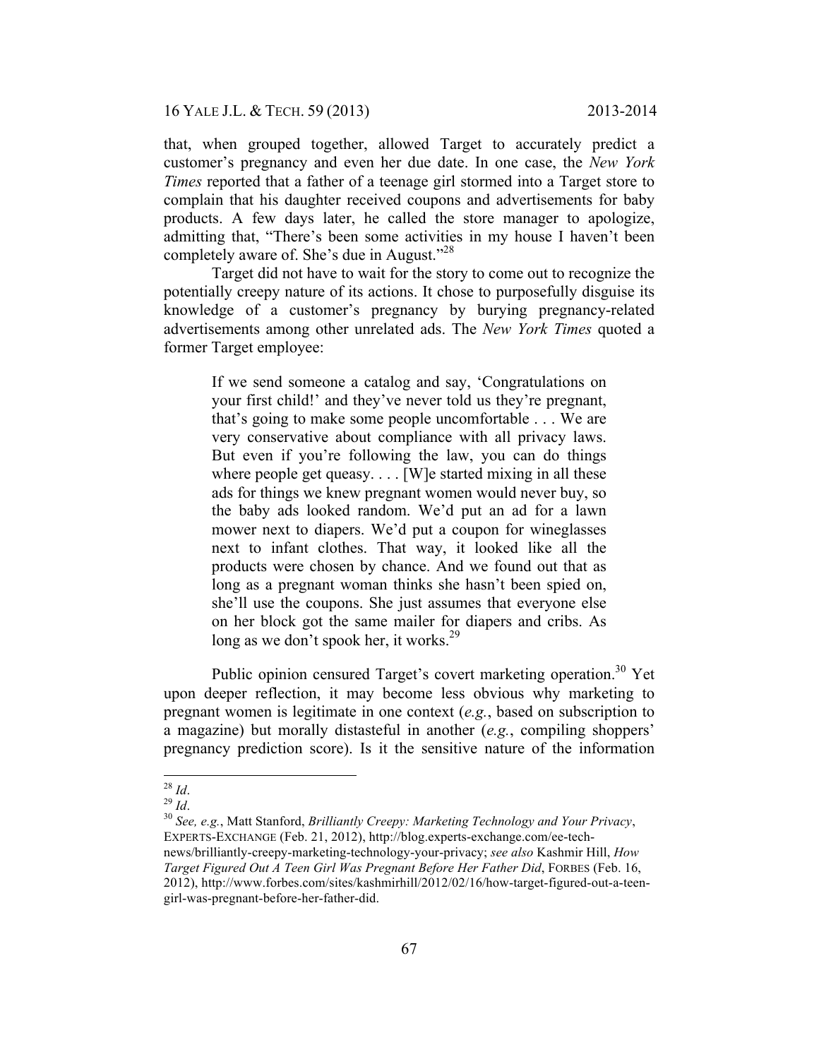that, when grouped together, allowed Target to accurately predict a customer's pregnancy and even her due date. In one case, the *New York Times* reported that a father of a teenage girl stormed into a Target store to complain that his daughter received coupons and advertisements for baby products. A few days later, he called the store manager to apologize, admitting that, "There's been some activities in my house I haven't been completely aware of. She's due in August."[28]

Target did not have to wait for the story to come out to recognize the potentially creepy nature of its actions. It chose to purposefully disguise its knowledge of a customer's pregnancy by burying pregnancy-related advertisements among other unrelated ads. The *New York Times* quoted a former Target employee:

> If we send someone a catalog and say, 'Congratulations on your first child!' and they've never told us they're pregnant, that's going to make some people uncomfortable . . . We are very conservative about compliance with all privacy laws. But even if you're following the law, you can do things where people get queasy. . . . [W]e started mixing in all these ads for things we knew pregnant women would never buy, so the baby ads looked random. We'd put an ad for a lawn mower next to diapers. We'd put a coupon for wineglasses next to infant clothes. That way, it looked like all the products were chosen by chance. And we found out that as long as a pregnant woman thinks she hasn't been spied on, she'll use the coupons. She just assumes that everyone else on her block got the same mailer for diapers and cribs. As long as we don't spook her, it works.[29]

Public opinion censured Target's covert marketing operation.[30] Yet upon deeper reflection, it may become less obvious why marketing to pregnant women is legitimate in one context (*e.g.*, based on subscription to a magazine) but morally distasteful in another (*e.g.*, compiling shoppers' pregnancy prediction score). Is it the sensitive nature of the information

---

[28] *Id*.

[29] *Id*.

[30] *See, e.g.*, Matt Stanford, *Brilliantly Creepy: Marketing Technology and Your Privacy*, EXPERTS-EXCHANGE (Feb. 21, 2012), http://blog.experts-exchange.com/ee-tech-news/brilliantly-creepy-marketing-technology-your-privacy; *see also* Kashmir Hill, *How Target Figured Out A Teen Girl Was Pregnant Before Her Father Did*, FORBES (Feb. 16, 2012), http://www.forbes.com/sites/kashmirhill/2012/02/16/how-target-figured-out-a-teen-girl-was-pregnant-before-her-father-did.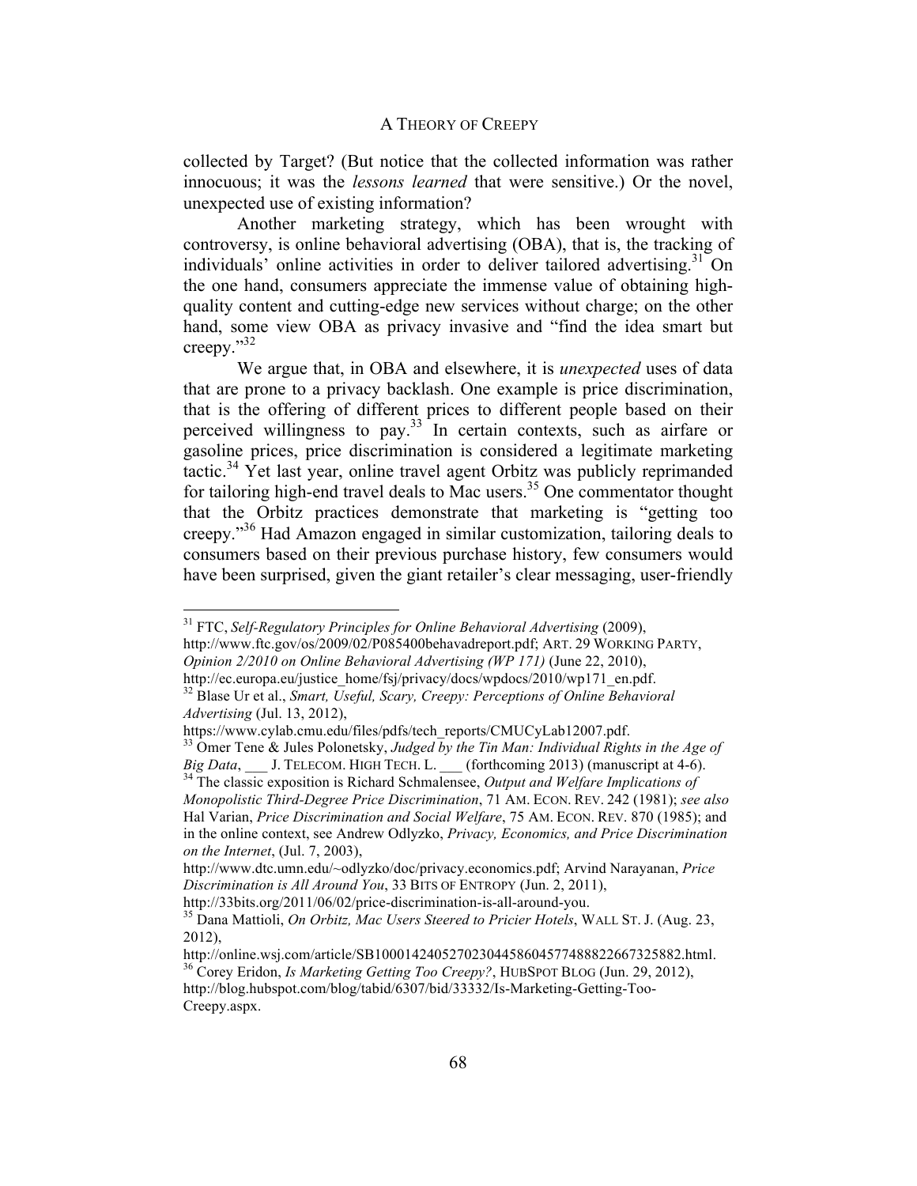collected by Target? (But notice that the collected information was rather innocuous; it was the *lessons learned* that were sensitive.) Or the novel, unexpected use of existing information?

Another marketing strategy, which has been wrought with controversy, is online behavioral advertising (OBA), that is, the tracking of individuals' online activities in order to deliver tailored advertising.[31] On the one hand, consumers appreciate the immense value of obtaining high-quality content and cutting-edge new services without charge; on the other hand, some view OBA as privacy invasive and "find the idea smart but creepy."[32]

We argue that, in OBA and elsewhere, it is *unexpected* uses of data that are prone to a privacy backlash. One example is price discrimination, that is the offering of different prices to different people based on their perceived willingness to pay.[33] In certain contexts, such as airfare or gasoline prices, price discrimination is considered a legitimate marketing tactic.[34] Yet last year, online travel agent Orbitz was publicly reprimanded for tailoring high-end travel deals to Mac users.[35] One commentator thought that the Orbitz practices demonstrate that marketing is "getting too creepy."[36] Had Amazon engaged in similar customization, tailoring deals to consumers based on their previous purchase history, few consumers would have been surprised, given the giant retailer's clear messaging, user-friendly

---

[31] FTC, *Self-Regulatory Principles for Online Behavioral Advertising* (2009), http://www.ftc.gov/os/2009/02/P085400behavadreport.pdf; ART. 29 WORKING PARTY, *Opinion 2/2010 on Online Behavioral Advertising (WP 171)* (June 22, 2010), http://ec.europa.eu/justice_home/fsj/privacy/docs/wpdocs/2010/wp171_en.pdf.

[32] Blase Ur et al., *Smart, Useful, Scary, Creepy: Perceptions of Online Behavioral Advertising* (Jul. 13, 2012), https://www.cylab.cmu.edu/files/pdfs/tech_reports/CMUCyLab12007.pdf.

[33] Omer Tene & Jules Polonetsky, *Judged by the Tin Man: Individual Rights in the Age of Big Data*, ___ J. TELECOM. HIGH TECH. L. ___ (forthcoming 2013) (manuscript at 4-6).

[34] The classic exposition is Richard Schmalensee, *Output and Welfare Implications of Monopolistic Third-Degree Price Discrimination*, 71 AM. ECON. REV. 242 (1981); *see also* Hal Varian, *Price Discrimination and Social Welfare*, 75 AM. ECON. REV. 870 (1985); and in the online context, see Andrew Odlyzko, *Privacy, Economics, and Price Discrimination on the Internet*, (Jul. 7, 2003), http://www.dtc.umn.edu/~odlyzko/doc/privacy.economics.pdf; Arvind Narayanan, *Price Discrimination is All Around You*, 33 BITS OF ENTROPY (Jun. 2, 2011), http://33bits.org/2011/06/02/price-discrimination-is-all-around-you.

[35] Dana Mattioli, *On Orbitz, Mac Users Steered to Pricier Hotels*, WALL ST. J. (Aug. 23, 2012), http://online.wsj.com/article/SB10001424052702304458604577488822667325882.html.

[36] Corey Eridon, *Is Marketing Getting Too Creepy?*, HUBSPOT BLOG (Jun. 29, 2012), http://blog.hubspot.com/blog/tabid/6307/bid/33332/Is-Marketing-Getting-Too-Creepy.aspx.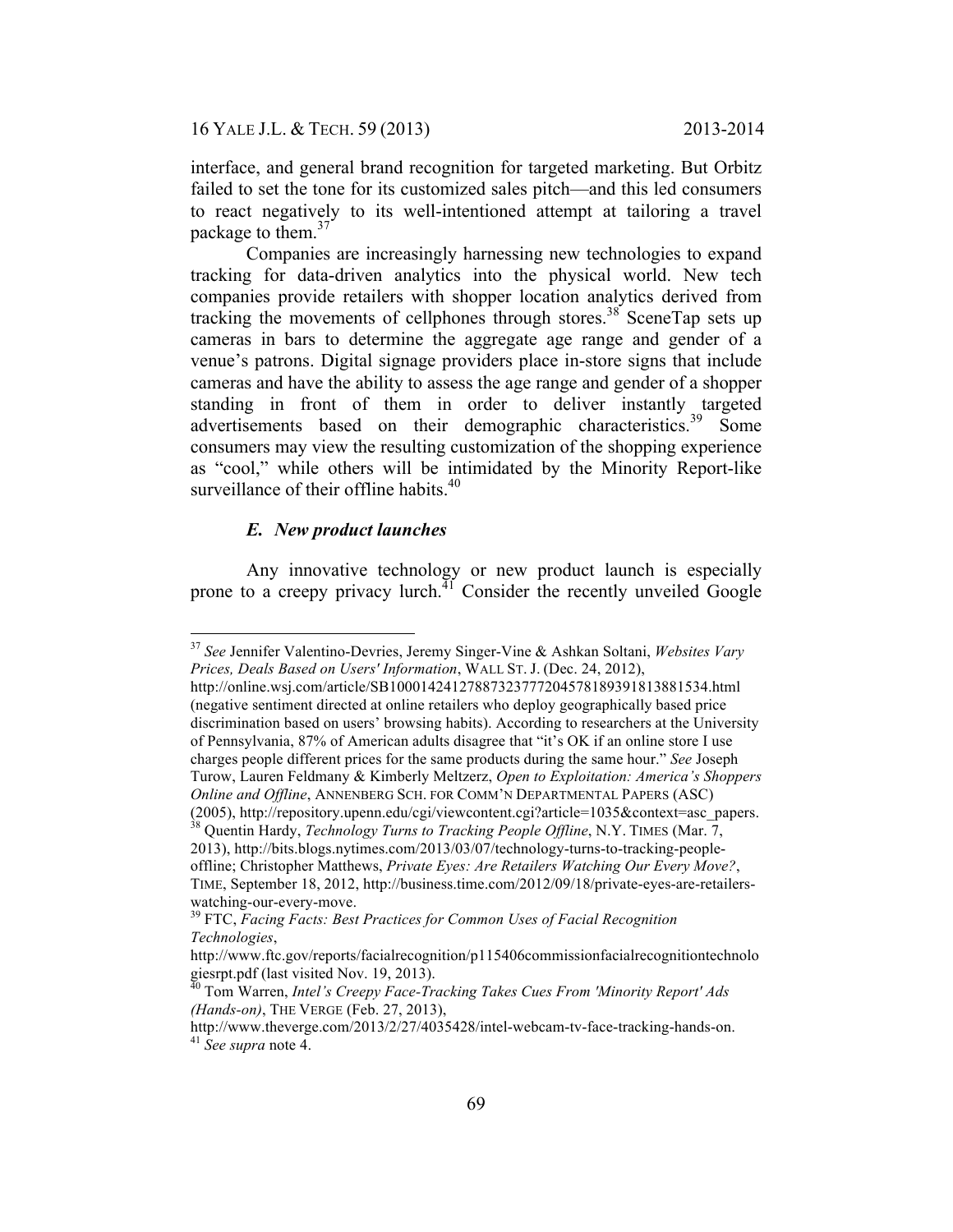interface, and general brand recognition for targeted marketing. But Orbitz failed to set the tone for its customized sales pitch—and this led consumers to react negatively to its well-intentioned attempt at tailoring a travel package to them.[37]

Companies are increasingly harnessing new technologies to expand tracking for data-driven analytics into the physical world. New tech companies provide retailers with shopper location analytics derived from tracking the movements of cellphones through stores.[38] SceneTap sets up cameras in bars to determine the aggregate age range and gender of a venue's patrons. Digital signage providers place in-store signs that include cameras and have the ability to assess the age range and gender of a shopper standing in front of them in order to deliver instantly targeted advertisements based on their demographic characteristics.[39] Some consumers may view the resulting customization of the shopping experience as "cool," while others will be intimidated by the Minority Report-like surveillance of their offline habits.[40]

### *E. New product launches*

Any innovative technology or new product launch is especially prone to a creepy privacy lurch.[41] Consider the recently unveiled Google

---

[37] *See* Jennifer Valentino-Devries, Jeremy Singer-Vine & Ashkan Soltani, *Websites Vary Prices, Deals Based on Users' Information*, WALL ST. J. (Dec. 24, 2012), http://online.wsj.com/article/SB10001424127887323777204578189391813881534.html (negative sentiment directed at online retailers who deploy geographically based price discrimination based on users' browsing habits). According to researchers at the University of Pennsylvania, 87% of American adults disagree that "it's OK if an online store I use charges people different prices for the same products during the same hour." *See* Joseph Turow, Lauren Feldmany & Kimberly Meltzerz, *Open to Exploitation: America's Shoppers Online and Offline*, ANNENBERG SCH. FOR COMM'N DEPARTMENTAL PAPERS (ASC) (2005), http://repository.upenn.edu/cgi/viewcontent.cgi?article=1035&context=asc_papers.

[38] Quentin Hardy, *Technology Turns to Tracking People Offline*, N.Y. TIMES (Mar. 7, 2013), http://bits.blogs.nytimes.com/2013/03/07/technology-turns-to-tracking-people-offline; Christopher Matthews, *Private Eyes: Are Retailers Watching Our Every Move?*, TIME, September 18, 2012, http://business.time.com/2012/09/18/private-eyes-are-retailers-watching-our-every-move.

[39] FTC, *Facing Facts: Best Practices for Common Uses of Facial Recognition Technologies*, http://www.ftc.gov/reports/facialrecognition/p115406commissionfacialrecognitiontechnologiesrpt.pdf (last visited Nov. 19, 2013).

[40] Tom Warren, *Intel's Creepy Face-Tracking Takes Cues From 'Minority Report' Ads (Hands-on)*, THE VERGE (Feb. 27, 2013), http://www.theverge.com/2013/2/27/4035428/intel-webcam-tv-face-tracking-hands-on.

[41] *See supra* note 4.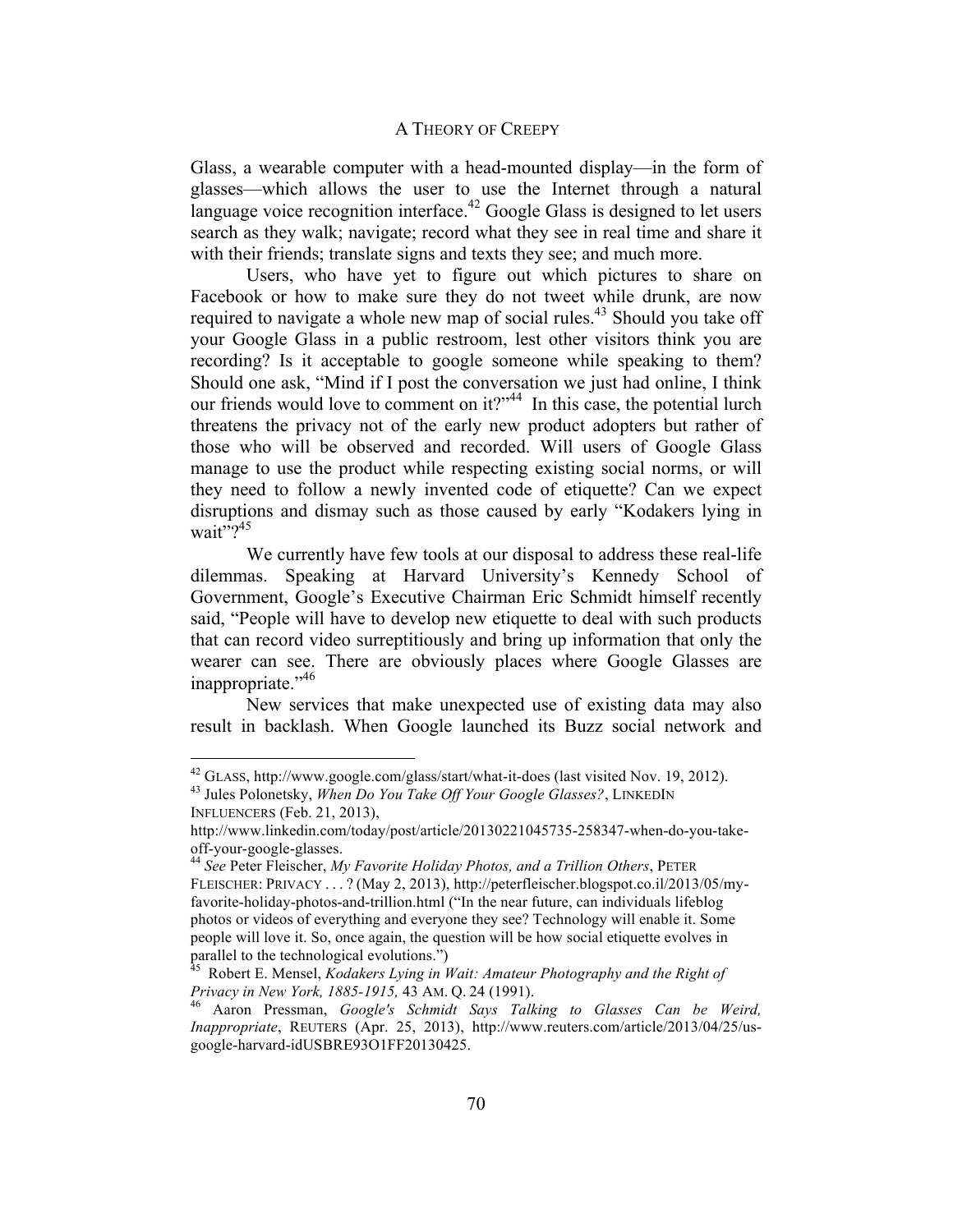Glass, a wearable computer with a head-mounted display—in the form of glasses—which allows the user to use the Internet through a natural language voice recognition interface.[42] Google Glass is designed to let users search as they walk; navigate; record what they see in real time and share it with their friends; translate signs and texts they see; and much more.

Users, who have yet to figure out which pictures to share on Facebook or how to make sure they do not tweet while drunk, are now required to navigate a whole new map of social rules.[43] Should you take off your Google Glass in a public restroom, lest other visitors think you are recording? Is it acceptable to google someone while speaking to them? Should one ask, "Mind if I post the conversation we just had online, I think our friends would love to comment on it?"[44] In this case, the potential lurch threatens the privacy not of the early new product adopters but rather of those who will be observed and recorded. Will users of Google Glass manage to use the product while respecting existing social norms, or will they need to follow a newly invented code of etiquette? Can we expect disruptions and dismay such as those caused by early "Kodakers lying in wait"?[45]

We currently have few tools at our disposal to address these real-life dilemmas. Speaking at Harvard University's Kennedy School of Government, Google's Executive Chairman Eric Schmidt himself recently said, "People will have to develop new etiquette to deal with such products that can record video surreptitiously and bring up information that only the wearer can see. There are obviously places where Google Glasses are inappropriate."[46]

New services that make unexpected use of existing data may also result in backlash. When Google launched its Buzz social network and

---

[42] GLASS, http://www.google.com/glass/start/what-it-does (last visited Nov. 19, 2012).

[43] Jules Polonetsky, *When Do You Take Off Your Google Glasses?*, LINKEDIN INFLUENCERS (Feb. 21, 2013), http://www.linkedin.com/today/post/article/20130221045735-258347-when-do-you-take-off-your-google-glasses.

[44] *See* Peter Fleischer, *My Favorite Holiday Photos, and a Trillion Others*, PETER FLEISCHER: PRIVACY . . . ? (May 2, 2013), http://peterfleischer.blogspot.co.il/2013/05/my-favorite-holiday-photos-and-trillion.html ("In the near future, can individuals lifeblog photos or videos of everything and everyone they see? Technology will enable it. Some people will love it. So, once again, the question will be how social etiquette evolves in parallel to the technological evolutions.")

[45] Robert E. Mensel, *Kodakers Lying in Wait: Amateur Photography and the Right of Privacy in New York, 1885-1915,* 43 AM. Q. 24 (1991).

[46] Aaron Pressman, *Google's Schmidt Says Talking to Glasses Can be Weird, Inappropriate*, REUTERS (Apr. 25, 2013), http://www.reuters.com/article/2013/04/25/us-google-harvard-idUSBRE93O1FF20130425.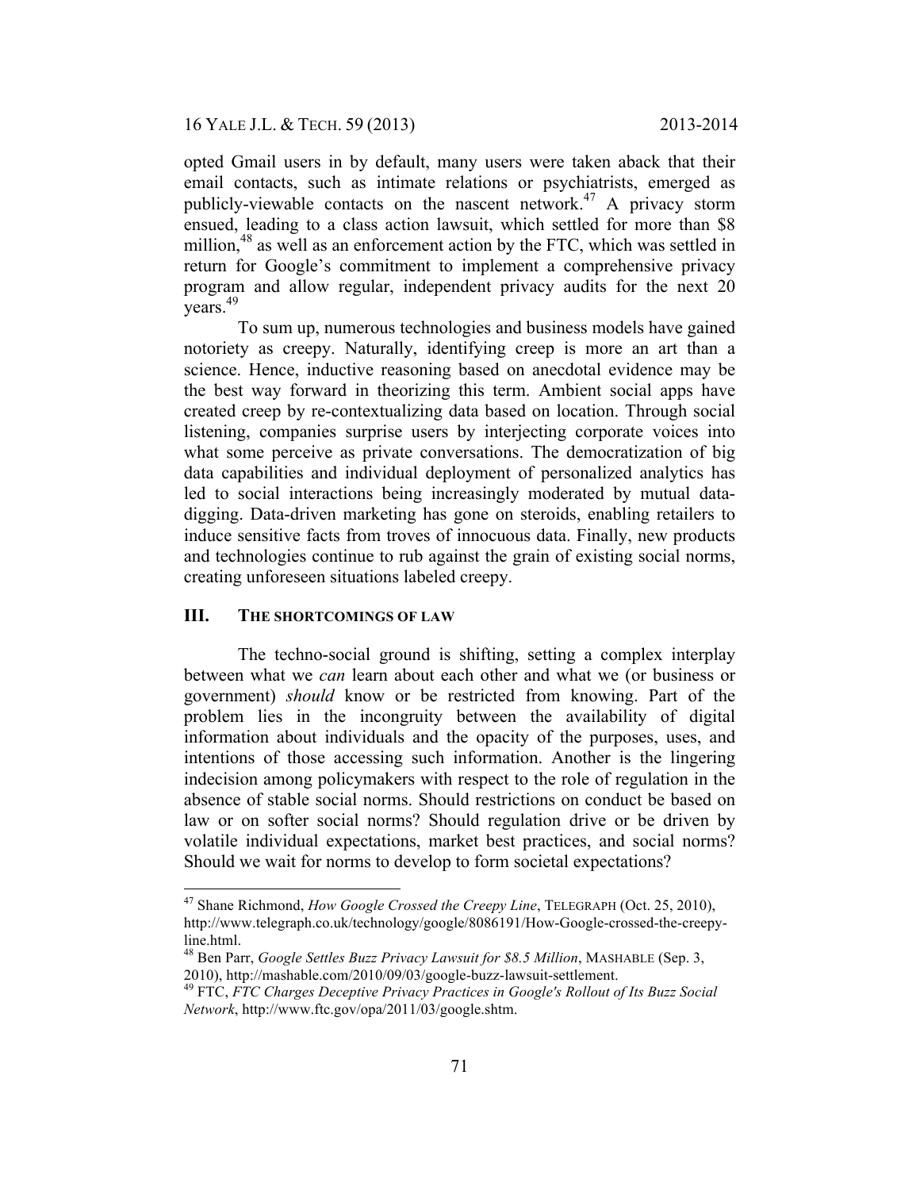opted Gmail users in by default, many users were taken aback that their email contacts, such as intimate relations or psychiatrists, emerged as publicly-viewable contacts on the nascent network.[47] A privacy storm ensued, leading to a class action lawsuit, which settled for more than $8 million,[48] as well as an enforcement action by the FTC, which was settled in return for Google's commitment to implement a comprehensive privacy program and allow regular, independent privacy audits for the next 20 years.[49]

To sum up, numerous technologies and business models have gained notoriety as creepy. Naturally, identifying creep is more an art than a science. Hence, inductive reasoning based on anecdotal evidence may be the best way forward in theorizing this term. Ambient social apps have created creep by re-contextualizing data based on location. Through social listening, companies surprise users by interjecting corporate voices into what some perceive as private conversations. The democratization of big data capabilities and individual deployment of personalized analytics has led to social interactions being increasingly moderated by mutual data-digging. Data-driven marketing has gone on steroids, enabling retailers to induce sensitive facts from troves of innocuous data. Finally, new products and technologies continue to rub against the grain of existing social norms, creating unforeseen situations labeled creepy.

## III. THE SHORTCOMINGS OF LAW

The techno-social ground is shifting, setting a complex interplay between what we *can* learn about each other and what we (or business or government) *should* know or be restricted from knowing. Part of the problem lies in the incongruity between the availability of digital information about individuals and the opacity of the purposes, uses, and intentions of those accessing such information. Another is the lingering indecision among policymakers with respect to the role of regulation in the absence of stable social norms. Should restrictions on conduct be based on law or on softer social norms? Should regulation drive or be driven by volatile individual expectations, market best practices, and social norms? Should we wait for norms to develop to form societal expectations?

---

[47] Shane Richmond, *How Google Crossed the Creepy Line*, TELEGRAPH (Oct. 25, 2010), http://www.telegraph.co.uk/technology/google/8086191/How-Google-crossed-the-creepy-line.html.

[48] Ben Parr, *Google Settles Buzz Privacy Lawsuit for $8.5 Million*, MASHABLE (Sep. 3, 2010), http://mashable.com/2010/09/03/google-buzz-lawsuit-settlement.

[49] FTC, *FTC Charges Deceptive Privacy Practices in Google's Rollout of Its Buzz Social Network*, http://www.ftc.gov/opa/2011/03/google.shtm.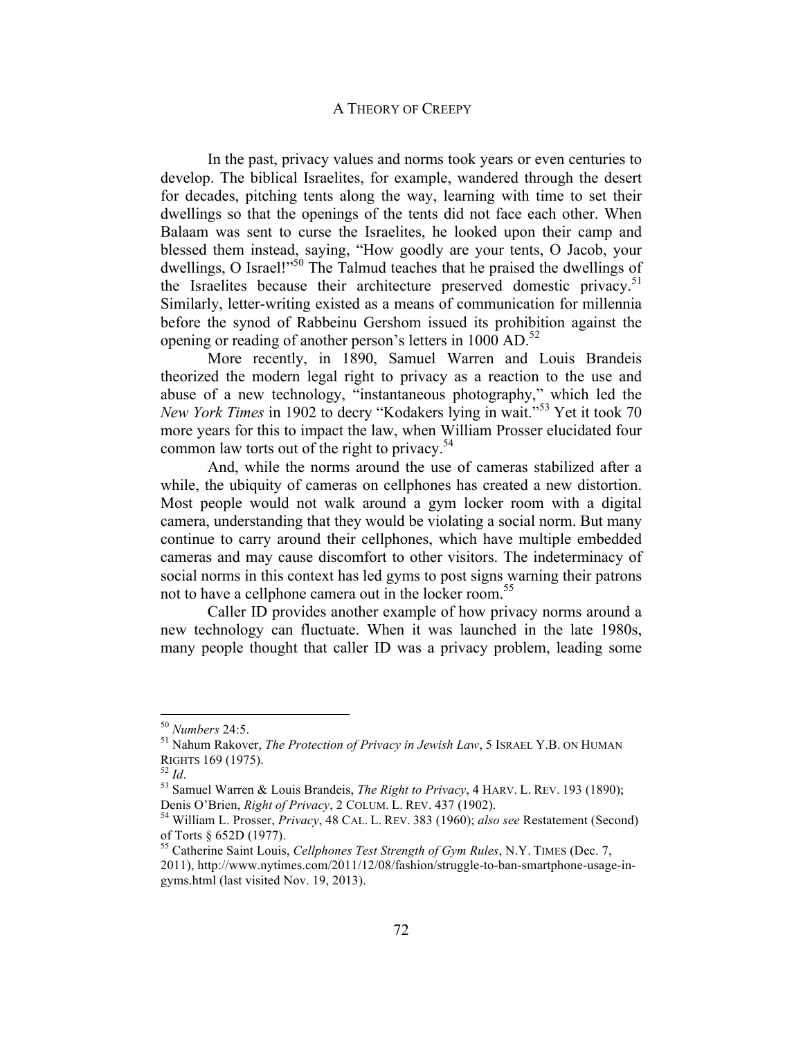In the past, privacy values and norms took years or even centuries to develop. The biblical Israelites, for example, wandered through the desert for decades, pitching tents along the way, learning with time to set their dwellings so that the openings of the tents did not face each other. When Balaam was sent to curse the Israelites, he looked upon their camp and blessed them instead, saying, "How goodly are your tents, O Jacob, your dwellings, O Israel!"[50] The Talmud teaches that he praised the dwellings of the Israelites because their architecture preserved domestic privacy.[51] Similarly, letter-writing existed as a means of communication for millennia before the synod of Rabbeinu Gershom issued its prohibition against the opening or reading of another person's letters in 1000 AD.[52]

More recently, in 1890, Samuel Warren and Louis Brandeis theorized the modern legal right to privacy as a reaction to the use and abuse of a new technology, "instantaneous photography," which led the *New York Times* in 1902 to decry "Kodakers lying in wait."[53] Yet it took 70 more years for this to impact the law, when William Prosser elucidated four common law torts out of the right to privacy.[54]

And, while the norms around the use of cameras stabilized after a while, the ubiquity of cameras on cellphones has created a new distortion. Most people would not walk around a gym locker room with a digital camera, understanding that they would be violating a social norm. But many continue to carry around their cellphones, which have multiple embedded cameras and may cause discomfort to other visitors. The indeterminacy of social norms in this context has led gyms to post signs warning their patrons not to have a cellphone camera out in the locker room.[55]

Caller ID provides another example of how privacy norms around a new technology can fluctuate. When it was launched in the late 1980s, many people thought that caller ID was a privacy problem, leading some

---

[50] *Numbers* 24:5.

[51] Nahum Rakover, *The Protection of Privacy in Jewish Law*, 5 ISRAEL Y.B. ON HUMAN RIGHTS 169 (1975).

[52] *Id*.

[53] Samuel Warren & Louis Brandeis, *The Right to Privacy*, 4 HARV. L. REV. 193 (1890); Denis O'Brien, *Right of Privacy*, 2 COLUM. L. REV. 437 (1902).

[54] William L. Prosser, *Privacy*, 48 CAL. L. REV. 383 (1960); *also see* Restatement (Second) of Torts § 652D (1977).

[55] Catherine Saint Louis, *Cellphones Test Strength of Gym Rules*, N.Y. TIMES (Dec. 7, 2011), http://www.nytimes.com/2011/12/08/fashion/struggle-to-ban-smartphone-usage-in-gyms.html (last visited Nov. 19, 2013).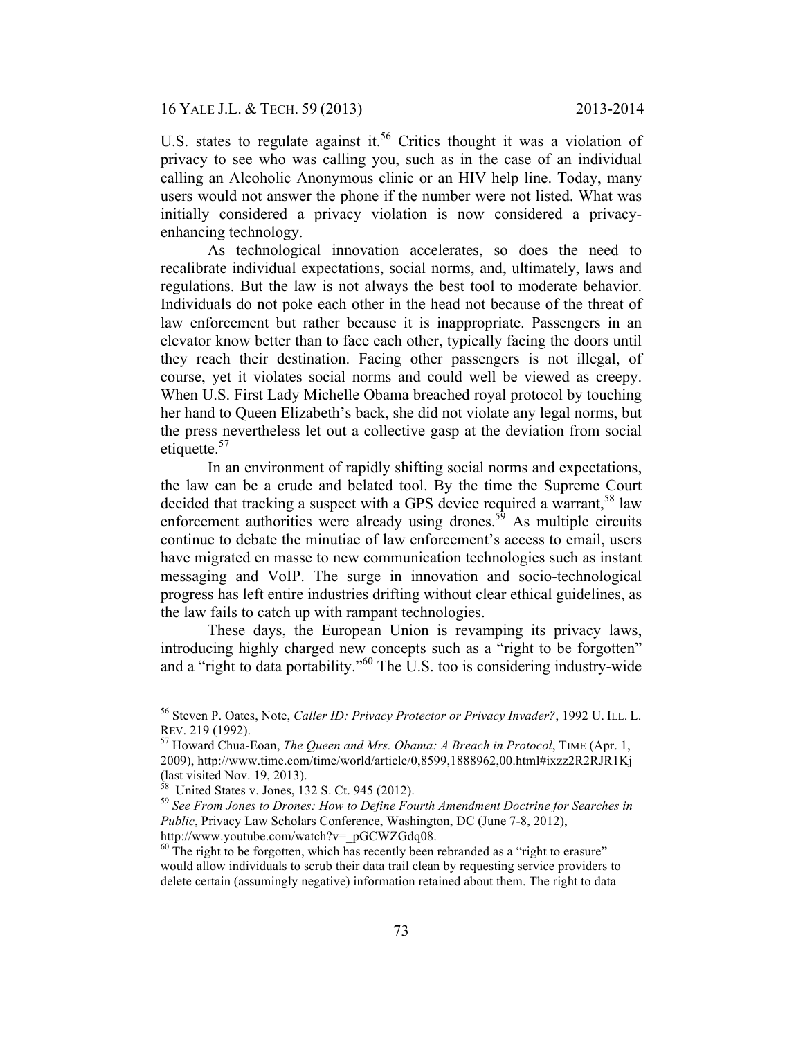U.S. states to regulate against it.[56] Critics thought it was a violation of privacy to see who was calling you, such as in the case of an individual calling an Alcoholic Anonymous clinic or an HIV help line. Today, many users would not answer the phone if the number were not listed. What was initially considered a privacy violation is now considered a privacy-enhancing technology.

As technological innovation accelerates, so does the need to recalibrate individual expectations, social norms, and, ultimately, laws and regulations. But the law is not always the best tool to moderate behavior. Individuals do not poke each other in the head not because of the threat of law enforcement but rather because it is inappropriate. Passengers in an elevator know better than to face each other, typically facing the doors until they reach their destination. Facing other passengers is not illegal, of course, yet it violates social norms and could well be viewed as creepy. When U.S. First Lady Michelle Obama breached royal protocol by touching her hand to Queen Elizabeth's back, she did not violate any legal norms, but the press nevertheless let out a collective gasp at the deviation from social etiquette.[57]

In an environment of rapidly shifting social norms and expectations, the law can be a crude and belated tool. By the time the Supreme Court decided that tracking a suspect with a GPS device required a warrant,[58] law enforcement authorities were already using drones.[59] As multiple circuits continue to debate the minutiae of law enforcement's access to email, users have migrated en masse to new communication technologies such as instant messaging and VoIP. The surge in innovation and socio-technological progress has left entire industries drifting without clear ethical guidelines, as the law fails to catch up with rampant technologies.

These days, the European Union is revamping its privacy laws, introducing highly charged new concepts such as a "right to be forgotten" and a "right to data portability."[60] The U.S. too is considering industry-wide

---

[56] Steven P. Oates, Note, *Caller ID: Privacy Protector or Privacy Invader?*, 1992 U. ILL. L. REV. 219 (1992).

[57] Howard Chua-Eoan, *The Queen and Mrs. Obama: A Breach in Protocol*, TIME (Apr. 1, 2009), http://www.time.com/time/world/article/0,8599,1888962,00.html#ixzz2R2RJR1Kj (last visited Nov. 19, 2013).

[58] United States v. Jones, 132 S. Ct. 945 (2012).

[59] *See From Jones to Drones: How to Define Fourth Amendment Doctrine for Searches in Public*, Privacy Law Scholars Conference, Washington, DC (June 7-8, 2012), http://www.youtube.com/watch?v=_pGCWZGdq08.

[60] The right to be forgotten, which has recently been rebranded as a "right to erasure" would allow individuals to scrub their data trail clean by requesting service providers to delete certain (assumingly negative) information retained about them. The right to data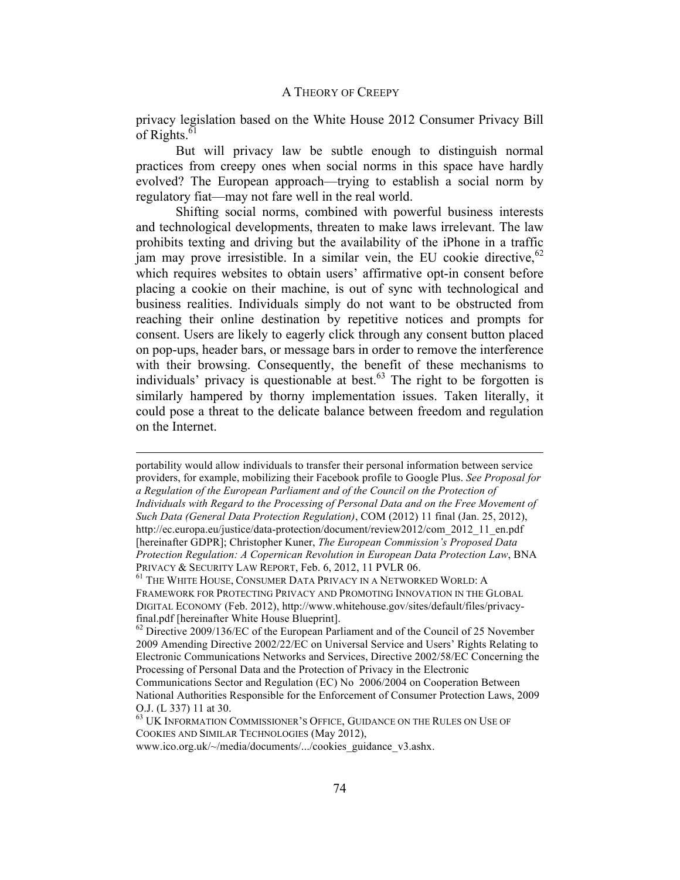privacy legislation based on the White House 2012 Consumer Privacy Bill of Rights.[61]

But will privacy law be subtle enough to distinguish normal practices from creepy ones when social norms in this space have hardly evolved? The European approach—trying to establish a social norm by regulatory fiat—may not fare well in the real world.

Shifting social norms, combined with powerful business interests and technological developments, threaten to make laws irrelevant. The law prohibits texting and driving but the availability of the iPhone in a traffic jam may prove irresistible. In a similar vein, the EU cookie directive,[62] which requires websites to obtain users' affirmative opt-in consent before placing a cookie on their machine, is out of sync with technological and business realities. Individuals simply do not want to be obstructed from reaching their online destination by repetitive notices and prompts for consent. Users are likely to eagerly click through any consent button placed on pop-ups, header bars, or message bars in order to remove the interference with their browsing. Consequently, the benefit of these mechanisms to individuals' privacy is questionable at best.[63] The right to be forgotten is similarly hampered by thorny implementation issues. Taken literally, it could pose a threat to the delicate balance between freedom and regulation on the Internet.

---

portability would allow individuals to transfer their personal information between service providers, for example, mobilizing their Facebook profile to Google Plus. *See Proposal for a Regulation of the European Parliament and of the Council on the Protection of Individuals with Regard to the Processing of Personal Data and on the Free Movement of Such Data (General Data Protection Regulation)*, COM (2012) 11 final (Jan. 25, 2012), http://ec.europa.eu/justice/data-protection/document/review2012/com_2012_11_en.pdf [hereinafter GDPR]; Christopher Kuner, *The European Commission's Proposed Data Protection Regulation: A Copernican Revolution in European Data Protection Law*, BNA PRIVACY & SECURITY LAW REPORT, Feb. 6, 2012, 11 PVLR 06.

[61] THE WHITE HOUSE, CONSUMER DATA PRIVACY IN A NETWORKED WORLD: A FRAMEWORK FOR PROTECTING PRIVACY AND PROMOTING INNOVATION IN THE GLOBAL DIGITAL ECONOMY (Feb. 2012), http://www.whitehouse.gov/sites/default/files/privacy-final.pdf [hereinafter White House Blueprint].

[62] Directive 2009/136/EC of the European Parliament and of the Council of 25 November 2009 Amending Directive 2002/22/EC on Universal Service and Users' Rights Relating to Electronic Communications Networks and Services, Directive 2002/58/EC Concerning the Processing of Personal Data and the Protection of Privacy in the Electronic Communications Sector and Regulation (EC) No 2006/2004 on Cooperation Between National Authorities Responsible for the Enforcement of Consumer Protection Laws, 2009 O.J. (L 337) 11 at 30.

[63] UK INFORMATION COMMISSIONER'S OFFICE, GUIDANCE ON THE RULES ON USE OF COOKIES AND SIMILAR TECHNOLOGIES (May 2012), www.ico.org.uk/~/media/documents/.../cookies_guidance_v3.ashx.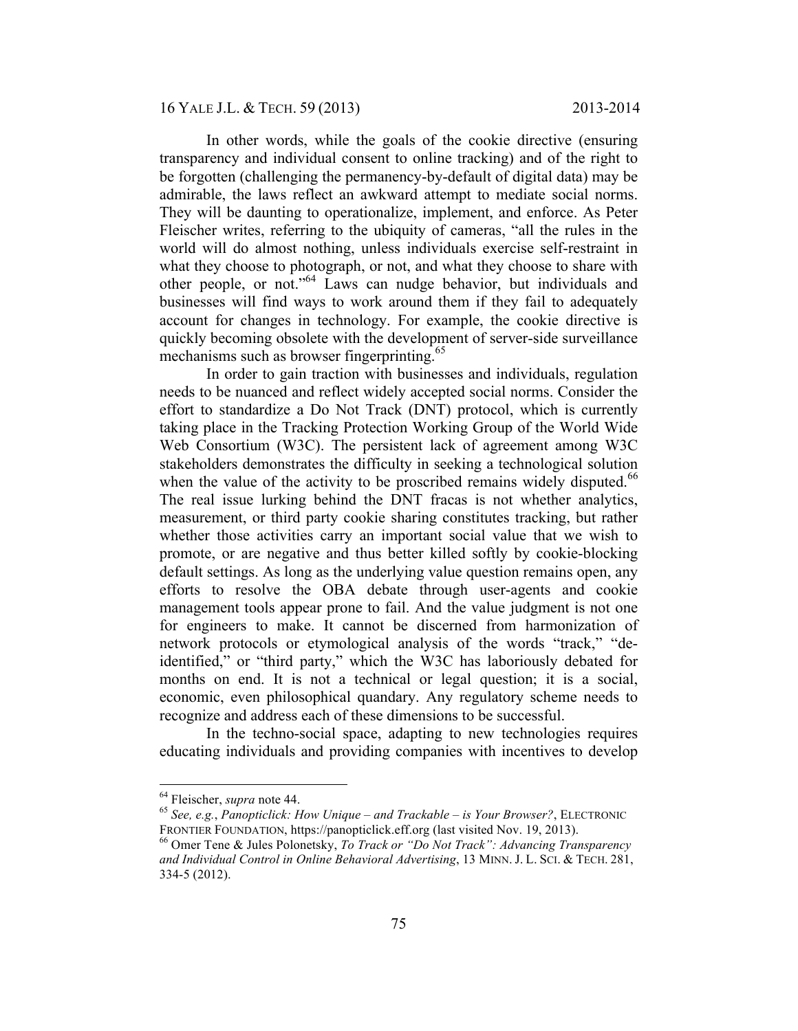In other words, while the goals of the cookie directive (ensuring transparency and individual consent to online tracking) and of the right to be forgotten (challenging the permanency-by-default of digital data) may be admirable, the laws reflect an awkward attempt to mediate social norms. They will be daunting to operationalize, implement, and enforce. As Peter Fleischer writes, referring to the ubiquity of cameras, "all the rules in the world will do almost nothing, unless individuals exercise self-restraint in what they choose to photograph, or not, and what they choose to share with other people, or not."[64] Laws can nudge behavior, but individuals and businesses will find ways to work around them if they fail to adequately account for changes in technology. For example, the cookie directive is quickly becoming obsolete with the development of server-side surveillance mechanisms such as browser fingerprinting.[65]

In order to gain traction with businesses and individuals, regulation needs to be nuanced and reflect widely accepted social norms. Consider the effort to standardize a Do Not Track (DNT) protocol, which is currently taking place in the Tracking Protection Working Group of the World Wide Web Consortium (W3C). The persistent lack of agreement among W3C stakeholders demonstrates the difficulty in seeking a technological solution when the value of the activity to be proscribed remains widely disputed.[66] The real issue lurking behind the DNT fracas is not whether analytics, measurement, or third party cookie sharing constitutes tracking, but rather whether those activities carry an important social value that we wish to promote, or are negative and thus better killed softly by cookie-blocking default settings. As long as the underlying value question remains open, any efforts to resolve the OBA debate through user-agents and cookie management tools appear prone to fail. And the value judgment is not one for engineers to make. It cannot be discerned from harmonization of network protocols or etymological analysis of the words "track," "de-identified," or "third party," which the W3C has laboriously debated for months on end. It is not a technical or legal question; it is a social, economic, even philosophical quandary. Any regulatory scheme needs to recognize and address each of these dimensions to be successful.

In the techno-social space, adapting to new technologies requires educating individuals and providing companies with incentives to develop

---

[64] Fleischer, *supra* note 44.

[65] *See, e.g.*, *Panopticlick: How Unique – and Trackable – is Your Browser?*, ELECTRONIC FRONTIER FOUNDATION, https://panopticlick.eff.org (last visited Nov. 19, 2013).

[66] Omer Tene & Jules Polonetsky, *To Track or "Do Not Track": Advancing Transparency and Individual Control in Online Behavioral Advertising*, 13 MINN. J. L. SCI. & TECH. 281, 334-5 (2012).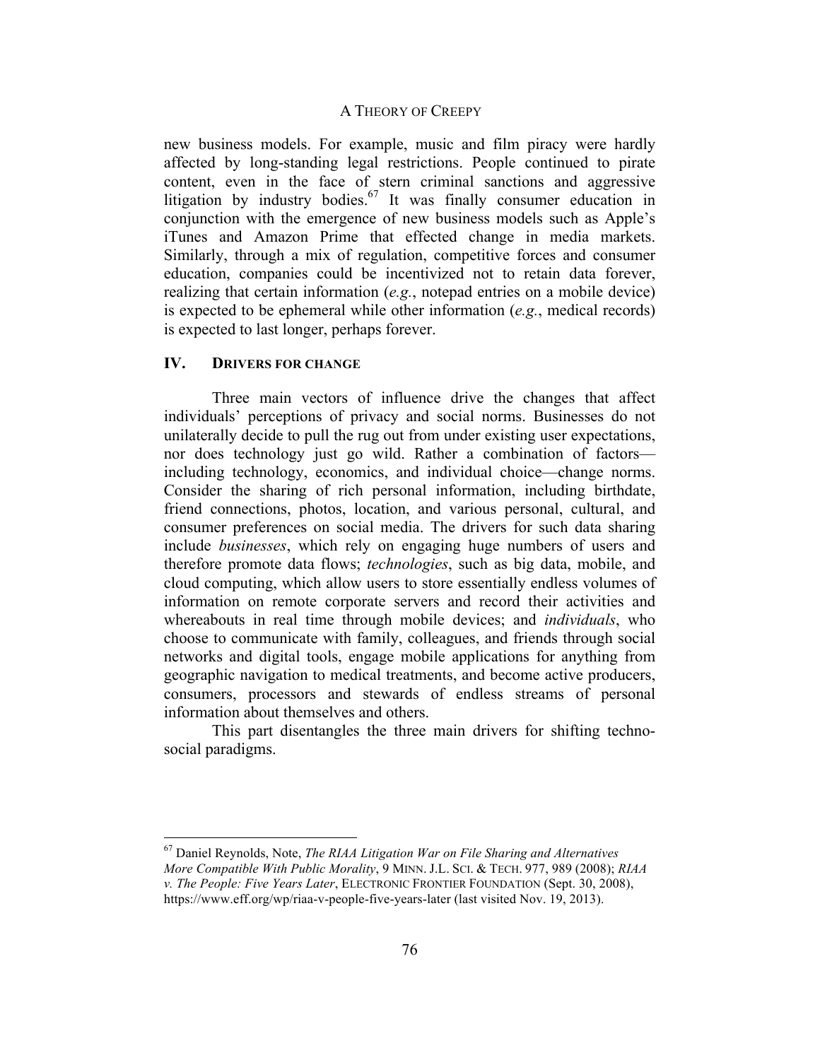new business models. For example, music and film piracy were hardly affected by long-standing legal restrictions. People continued to pirate content, even in the face of stern criminal sanctions and aggressive litigation by industry bodies.[67] It was finally consumer education in conjunction with the emergence of new business models such as Apple's iTunes and Amazon Prime that effected change in media markets. Similarly, through a mix of regulation, competitive forces and consumer education, companies could be incentivized not to retain data forever, realizing that certain information (*e.g.*, notepad entries on a mobile device) is expected to be ephemeral while other information (*e.g.*, medical records) is expected to last longer, perhaps forever.

## IV. DRIVERS FOR CHANGE

Three main vectors of influence drive the changes that affect individuals' perceptions of privacy and social norms. Businesses do not unilaterally decide to pull the rug out from under existing user expectations, nor does technology just go wild. Rather a combination of factors—including technology, economics, and individual choice—change norms. Consider the sharing of rich personal information, including birthdate, friend connections, photos, location, and various personal, cultural, and consumer preferences on social media. The drivers for such data sharing include *businesses*, which rely on engaging huge numbers of users and therefore promote data flows; *technologies*, such as big data, mobile, and cloud computing, which allow users to store essentially endless volumes of information on remote corporate servers and record their activities and whereabouts in real time through mobile devices; and *individuals*, who choose to communicate with family, colleagues, and friends through social networks and digital tools, engage mobile applications for anything from geographic navigation to medical treatments, and become active producers, consumers, processors and stewards of endless streams of personal information about themselves and others.

This part disentangles the three main drivers for shifting techno-social paradigms.

---

[67] Daniel Reynolds, Note, *The RIAA Litigation War on File Sharing and Alternatives More Compatible With Public Morality*, 9 MINN. J.L. SCI. & TECH. 977, 989 (2008); *RIAA v. The People: Five Years Later*, ELECTRONIC FRONTIER FOUNDATION (Sept. 30, 2008), https://www.eff.org/wp/riaa-v-people-five-years-later (last visited Nov. 19, 2013).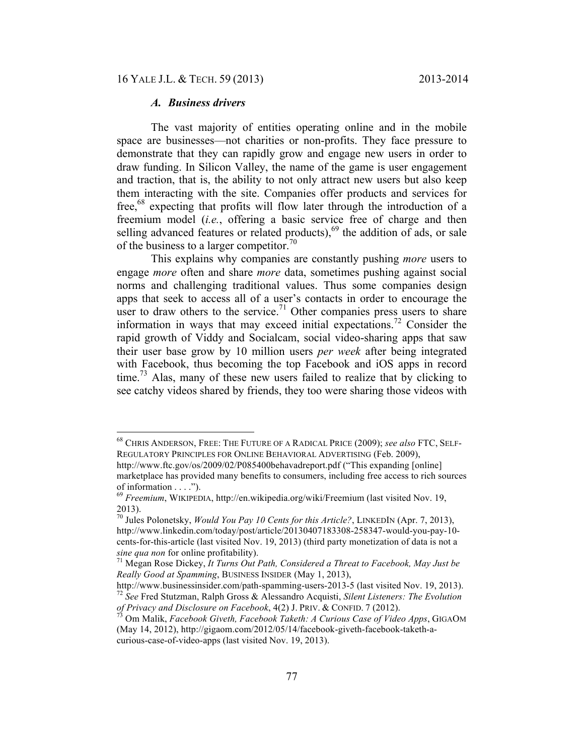### *A. Business drivers*

The vast majority of entities operating online and in the mobile space are businesses—not charities or non-profits. They face pressure to demonstrate that they can rapidly grow and engage new users in order to draw funding. In Silicon Valley, the name of the game is user engagement and traction, that is, the ability to not only attract new users but also keep them interacting with the site. Companies offer products and services for free,[68] expecting that profits will flow later through the introduction of a freemium model (*i.e.*, offering a basic service free of charge and then selling advanced features or related products),[69] the addition of ads, or sale of the business to a larger competitor.[70]

This explains why companies are constantly pushing *more* users to engage *more* often and share *more* data, sometimes pushing against social norms and challenging traditional values. Thus some companies design apps that seek to access all of a user's contacts in order to encourage the user to draw others to the service.[71] Other companies press users to share information in ways that may exceed initial expectations.[72] Consider the rapid growth of Viddy and Socialcam, social video-sharing apps that saw their user base grow by 10 million users *per week* after being integrated with Facebook, thus becoming the top Facebook and iOS apps in record time.[73] Alas, many of these new users failed to realize that by clicking to see catchy videos shared by friends, they too were sharing those videos with

---

[68] CHRIS ANDERSON, FREE: THE FUTURE OF A RADICAL PRICE (2009); *see also* FTC, SELF-REGULATORY PRINCIPLES FOR ONLINE BEHAVIORAL ADVERTISING (Feb. 2009), http://www.ftc.gov/os/2009/02/P085400behavadreport.pdf ("This expanding [online] marketplace has provided many benefits to consumers, including free access to rich sources of information . . . .").

[69] *Freemium*, WIKIPEDIA, http://en.wikipedia.org/wiki/Freemium (last visited Nov. 19, 2013).

[70] Jules Polonetsky, *Would You Pay 10 Cents for this Article?*, LINKEDIN (Apr. 7, 2013), http://www.linkedin.com/today/post/article/20130407183308-258347-would-you-pay-10-cents-for-this-article (last visited Nov. 19, 2013) (third party monetization of data is not a *sine qua non* for online profitability).

[71] Megan Rose Dickey, *It Turns Out Path, Considered a Threat to Facebook, May Just be Really Good at Spamming*, BUSINESS INSIDER (May 1, 2013), http://www.businessinsider.com/path-spamming-users-2013-5 (last visited Nov. 19, 2013).

[72] *See* Fred Stutzman, Ralph Gross & Alessandro Acquisti, *Silent Listeners: The Evolution of Privacy and Disclosure on Facebook*, 4(2) J. PRIV. & CONFID. 7 (2012).

[73] Om Malik, *Facebook Giveth, Facebook Taketh: A Curious Case of Video Apps*, GIGAOM (May 14, 2012), http://gigaom.com/2012/05/14/facebook-giveth-facebook-taketh-a-curious-case-of-video-apps (last visited Nov. 19, 2013).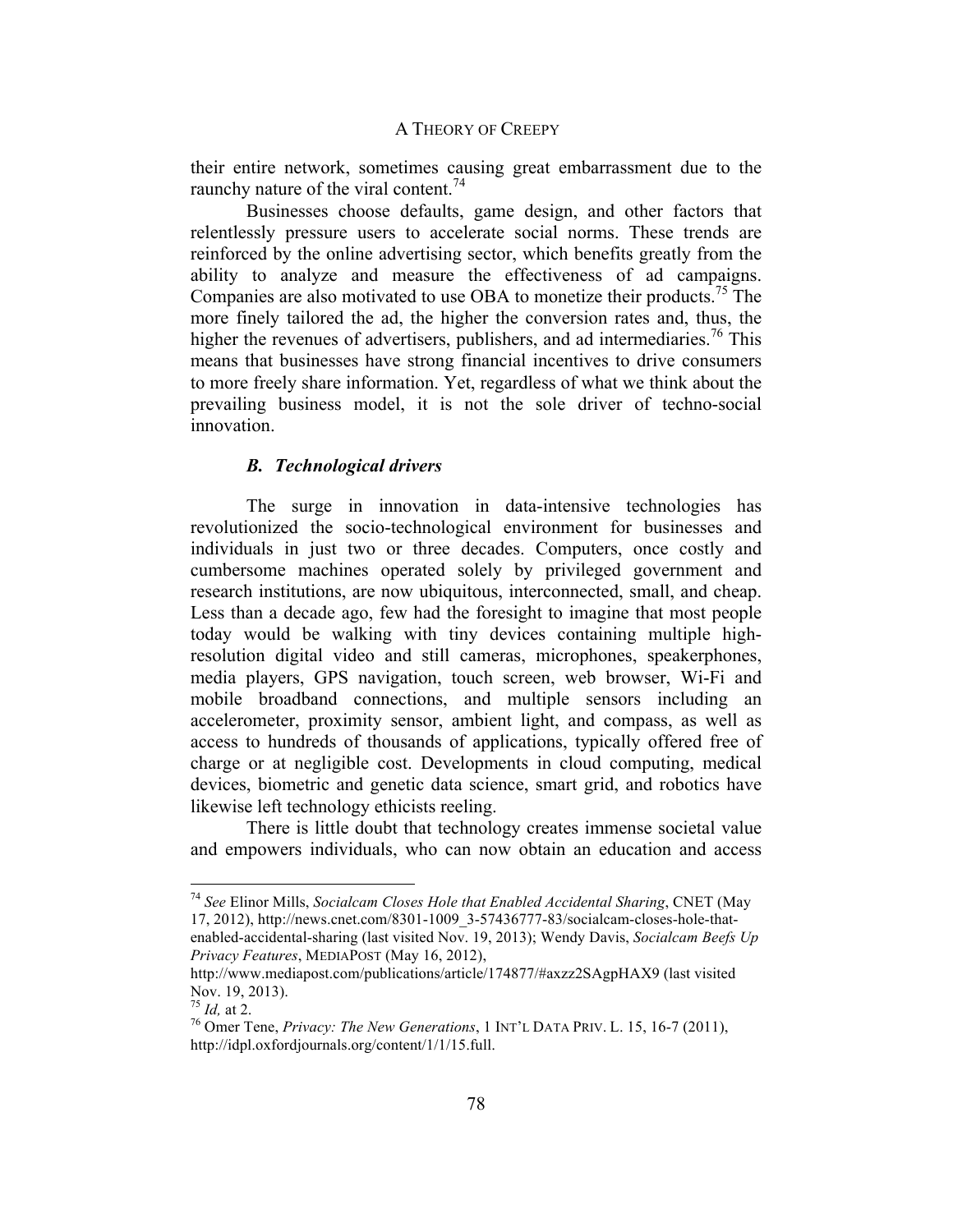their entire network, sometimes causing great embarrassment due to the raunchy nature of the viral content.[74]

Businesses choose defaults, game design, and other factors that relentlessly pressure users to accelerate social norms. These trends are reinforced by the online advertising sector, which benefits greatly from the ability to analyze and measure the effectiveness of ad campaigns. Companies are also motivated to use OBA to monetize their products.[75] The more finely tailored the ad, the higher the conversion rates and, thus, the higher the revenues of advertisers, publishers, and ad intermediaries.[76] This means that businesses have strong financial incentives to drive consumers to more freely share information. Yet, regardless of what we think about the prevailing business model, it is not the sole driver of techno-social innovation.

### *B. Technological drivers*

The surge in innovation in data-intensive technologies has revolutionized the socio-technological environment for businesses and individuals in just two or three decades. Computers, once costly and cumbersome machines operated solely by privileged government and research institutions, are now ubiquitous, interconnected, small, and cheap. Less than a decade ago, few had the foresight to imagine that most people today would be walking with tiny devices containing multiple high-resolution digital video and still cameras, microphones, speakerphones, media players, GPS navigation, touch screen, web browser, Wi-Fi and mobile broadband connections, and multiple sensors including an accelerometer, proximity sensor, ambient light, and compass, as well as access to hundreds of thousands of applications, typically offered free of charge or at negligible cost. Developments in cloud computing, medical devices, biometric and genetic data science, smart grid, and robotics have likewise left technology ethicists reeling.

There is little doubt that technology creates immense societal value and empowers individuals, who can now obtain an education and access

---

[74] *See* Elinor Mills, *Socialcam Closes Hole that Enabled Accidental Sharing*, CNET (May 17, 2012), http://news.cnet.com/8301-1009_3-57436777-83/socialcam-closes-hole-that-enabled-accidental-sharing (last visited Nov. 19, 2013); Wendy Davis, *Socialcam Beefs Up Privacy Features*, MEDIAPOST (May 16, 2012), http://www.mediapost.com/publications/article/174877/#axzz2SAgpHAX9 (last visited Nov. 19, 2013).

[75] *Id,* at 2.

[76] Omer Tene, *Privacy: The New Generations*, 1 INT'L DATA PRIV. L. 15, 16-7 (2011), http://idpl.oxfordjournals.org/content/1/1/15.full.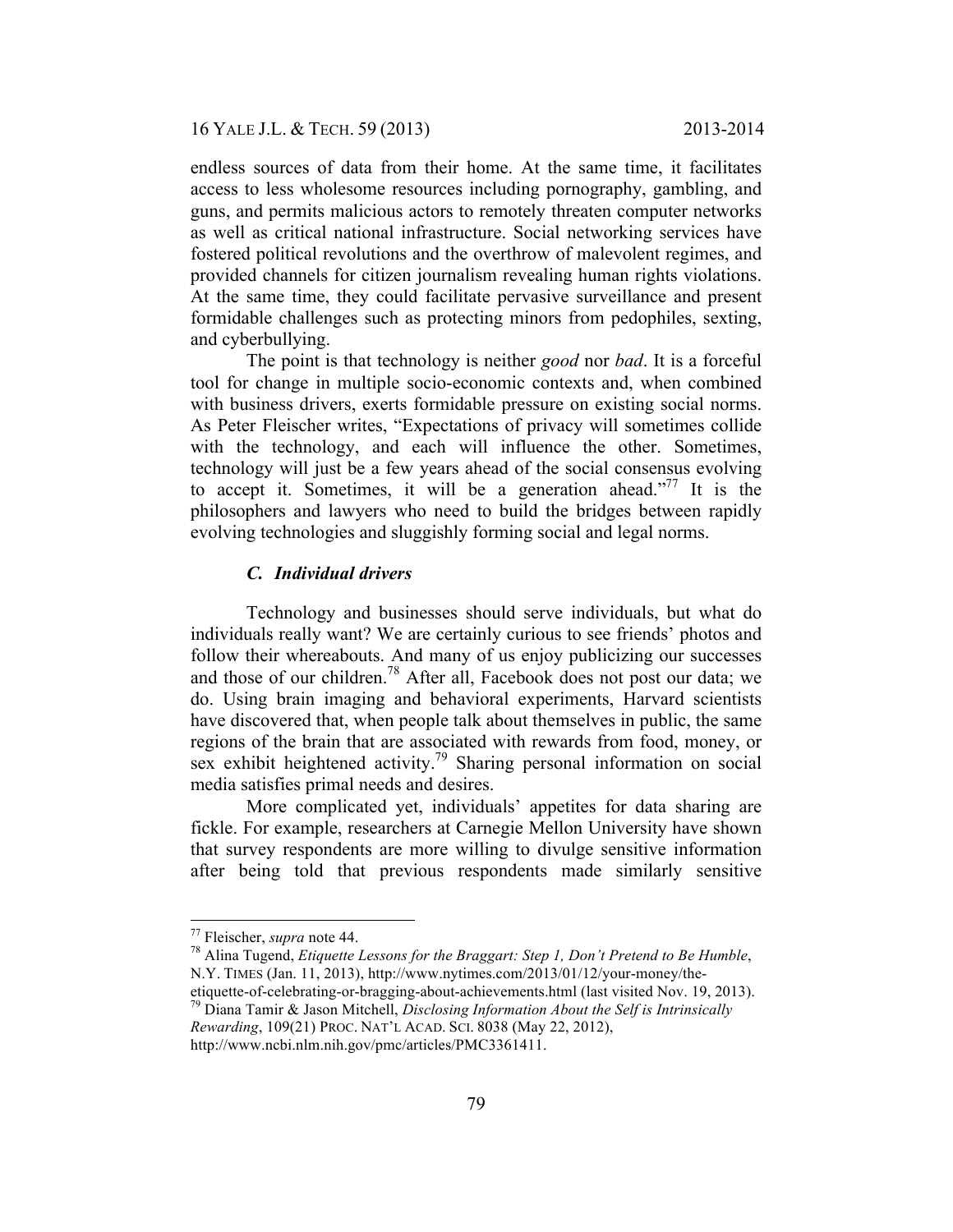endless sources of data from their home. At the same time, it facilitates access to less wholesome resources including pornography, gambling, and guns, and permits malicious actors to remotely threaten computer networks as well as critical national infrastructure. Social networking services have fostered political revolutions and the overthrow of malevolent regimes, and provided channels for citizen journalism revealing human rights violations. At the same time, they could facilitate pervasive surveillance and present formidable challenges such as protecting minors from pedophiles, sexting, and cyberbullying.

The point is that technology is neither *good* nor *bad*. It is a forceful tool for change in multiple socio-economic contexts and, when combined with business drivers, exerts formidable pressure on existing social norms. As Peter Fleischer writes, "Expectations of privacy will sometimes collide with the technology, and each will influence the other. Sometimes, technology will just be a few years ahead of the social consensus evolving to accept it. Sometimes, it will be a generation ahead."[77] It is the philosophers and lawyers who need to build the bridges between rapidly evolving technologies and sluggishly forming social and legal norms.

### *C. Individual drivers*

Technology and businesses should serve individuals, but what do individuals really want? We are certainly curious to see friends' photos and follow their whereabouts. And many of us enjoy publicizing our successes and those of our children.[78] After all, Facebook does not post our data; we do. Using brain imaging and behavioral experiments, Harvard scientists have discovered that, when people talk about themselves in public, the same regions of the brain that are associated with rewards from food, money, or sex exhibit heightened activity.[79] Sharing personal information on social media satisfies primal needs and desires.

More complicated yet, individuals' appetites for data sharing are fickle. For example, researchers at Carnegie Mellon University have shown that survey respondents are more willing to divulge sensitive information after being told that previous respondents made similarly sensitive

---

[77] Fleischer, *supra* note 44.

[78] Alina Tugend, *Etiquette Lessons for the Braggart: Step 1, Don't Pretend to Be Humble*, N.Y. TIMES (Jan. 11, 2013), http://www.nytimes.com/2013/01/12/your-money/the-etiquette-of-celebrating-or-bragging-about-achievements.html (last visited Nov. 19, 2013).

[79] Diana Tamir & Jason Mitchell, *Disclosing Information About the Self is Intrinsically Rewarding*, 109(21) PROC. NAT'L ACAD. SCI. 8038 (May 22, 2012), http://www.ncbi.nlm.nih.gov/pmc/articles/PMC3361411.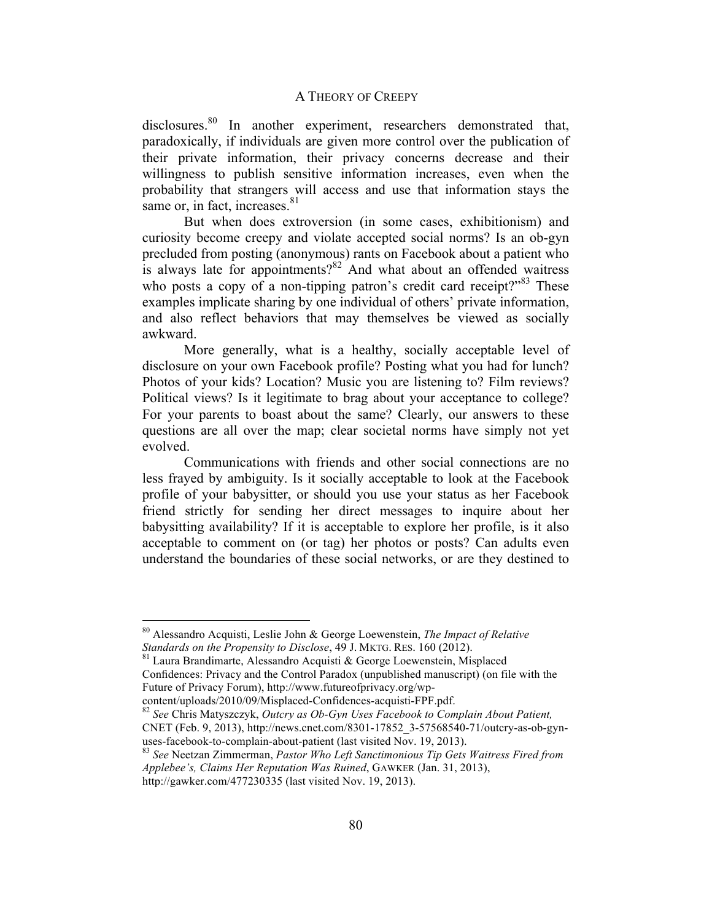disclosures.[80] In another experiment, researchers demonstrated that, paradoxically, if individuals are given more control over the publication of their private information, their privacy concerns decrease and their willingness to publish sensitive information increases, even when the probability that strangers will access and use that information stays the same or, in fact, increases.[81]

But when does extroversion (in some cases, exhibitionism) and curiosity become creepy and violate accepted social norms? Is an ob-gyn precluded from posting (anonymous) rants on Facebook about a patient who is always late for appointments?[82] And what about an offended waitress who posts a copy of a non-tipping patron's credit card receipt?"[83] These examples implicate sharing by one individual of others' private information, and also reflect behaviors that may themselves be viewed as socially awkward.

More generally, what is a healthy, socially acceptable level of disclosure on your own Facebook profile? Posting what you had for lunch? Photos of your kids? Location? Music you are listening to? Film reviews? Political views? Is it legitimate to brag about your acceptance to college? For your parents to boast about the same? Clearly, our answers to these questions are all over the map; clear societal norms have simply not yet evolved.

Communications with friends and other social connections are no less frayed by ambiguity. Is it socially acceptable to look at the Facebook profile of your babysitter, or should you use your status as her Facebook friend strictly for sending her direct messages to inquire about her babysitting availability? If it is acceptable to explore her profile, is it also acceptable to comment on (or tag) her photos or posts? Can adults even understand the boundaries of these social networks, or are they destined to

---

[80] Alessandro Acquisti, Leslie John & George Loewenstein, *The Impact of Relative Standards on the Propensity to Disclose*, 49 J. MKTG. RES. 160 (2012).

[81] Laura Brandimarte, Alessandro Acquisti & George Loewenstein, Misplaced Confidences: Privacy and the Control Paradox (unpublished manuscript) (on file with the Future of Privacy Forum), http://www.futureofprivacy.org/wp-content/uploads/2010/09/Misplaced-Confidences-acquisti-FPF.pdf.

[82] *See* Chris Matyszczyk, *Outcry as Ob-Gyn Uses Facebook to Complain About Patient,* CNET (Feb. 9, 2013), http://news.cnet.com/8301-17852_3-57568540-71/outcry-as-ob-gyn-uses-facebook-to-complain-about-patient (last visited Nov. 19, 2013).

[83] *See* Neetzan Zimmerman, *Pastor Who Left Sanctimonious Tip Gets Waitress Fired from Applebee's, Claims Her Reputation Was Ruined*, GAWKER (Jan. 31, 2013), http://gawker.com/477230335 (last visited Nov. 19, 2013).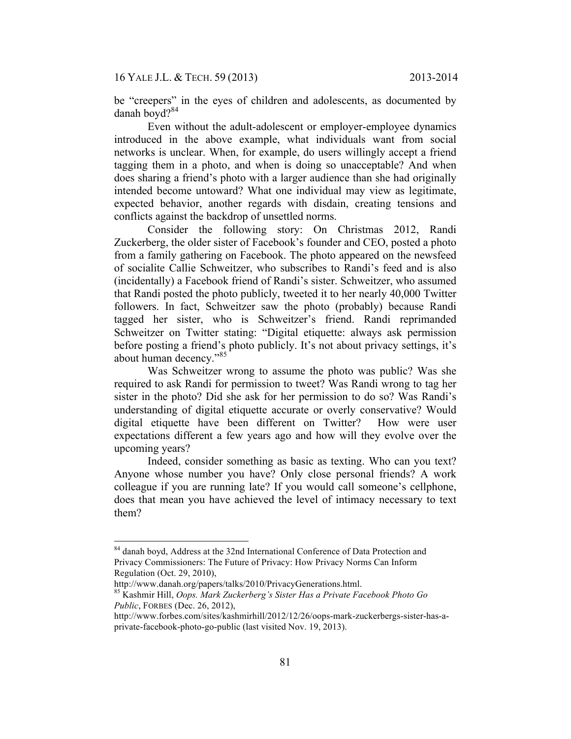be "creepers" in the eyes of children and adolescents, as documented by danah boyd?[84]

Even without the adult-adolescent or employer-employee dynamics introduced in the above example, what individuals want from social networks is unclear. When, for example, do users willingly accept a friend tagging them in a photo, and when is doing so unacceptable? And when does sharing a friend's photo with a larger audience than she had originally intended become untoward? What one individual may view as legitimate, expected behavior, another regards with disdain, creating tensions and conflicts against the backdrop of unsettled norms.

Consider the following story: On Christmas 2012, Randi Zuckerberg, the older sister of Facebook's founder and CEO, posted a photo from a family gathering on Facebook. The photo appeared on the newsfeed of socialite Callie Schweitzer, who subscribes to Randi's feed and is also (incidentally) a Facebook friend of Randi's sister. Schweitzer, who assumed that Randi posted the photo publicly, tweeted it to her nearly 40,000 Twitter followers. In fact, Schweitzer saw the photo (probably) because Randi tagged her sister, who is Schweitzer's friend. Randi reprimanded Schweitzer on Twitter stating: "Digital etiquette: always ask permission before posting a friend's photo publicly. It's not about privacy settings, it's about human decency."[85]

Was Schweitzer wrong to assume the photo was public? Was she required to ask Randi for permission to tweet? Was Randi wrong to tag her sister in the photo? Did she ask for her permission to do so? Was Randi's understanding of digital etiquette accurate or overly conservative? Would digital etiquette have been different on Twitter? How were user expectations different a few years ago and how will they evolve over the upcoming years?

Indeed, consider something as basic as texting. Who can you text? Anyone whose number you have? Only close personal friends? A work colleague if you are running late? If you would call someone's cellphone, does that mean you have achieved the level of intimacy necessary to text them?

---

[84] danah boyd, Address at the 32nd International Conference of Data Protection and Privacy Commissioners: The Future of Privacy: How Privacy Norms Can Inform Regulation (Oct. 29, 2010), http://www.danah.org/papers/talks/2010/PrivacyGenerations.html.

[85] Kashmir Hill, *Oops. Mark Zuckerberg's Sister Has a Private Facebook Photo Go Public*, FORBES (Dec. 26, 2012), http://www.forbes.com/sites/kashmirhill/2012/12/26/oops-mark-zuckerbergs-sister-has-a-private-facebook-photo-go-public (last visited Nov. 19, 2013).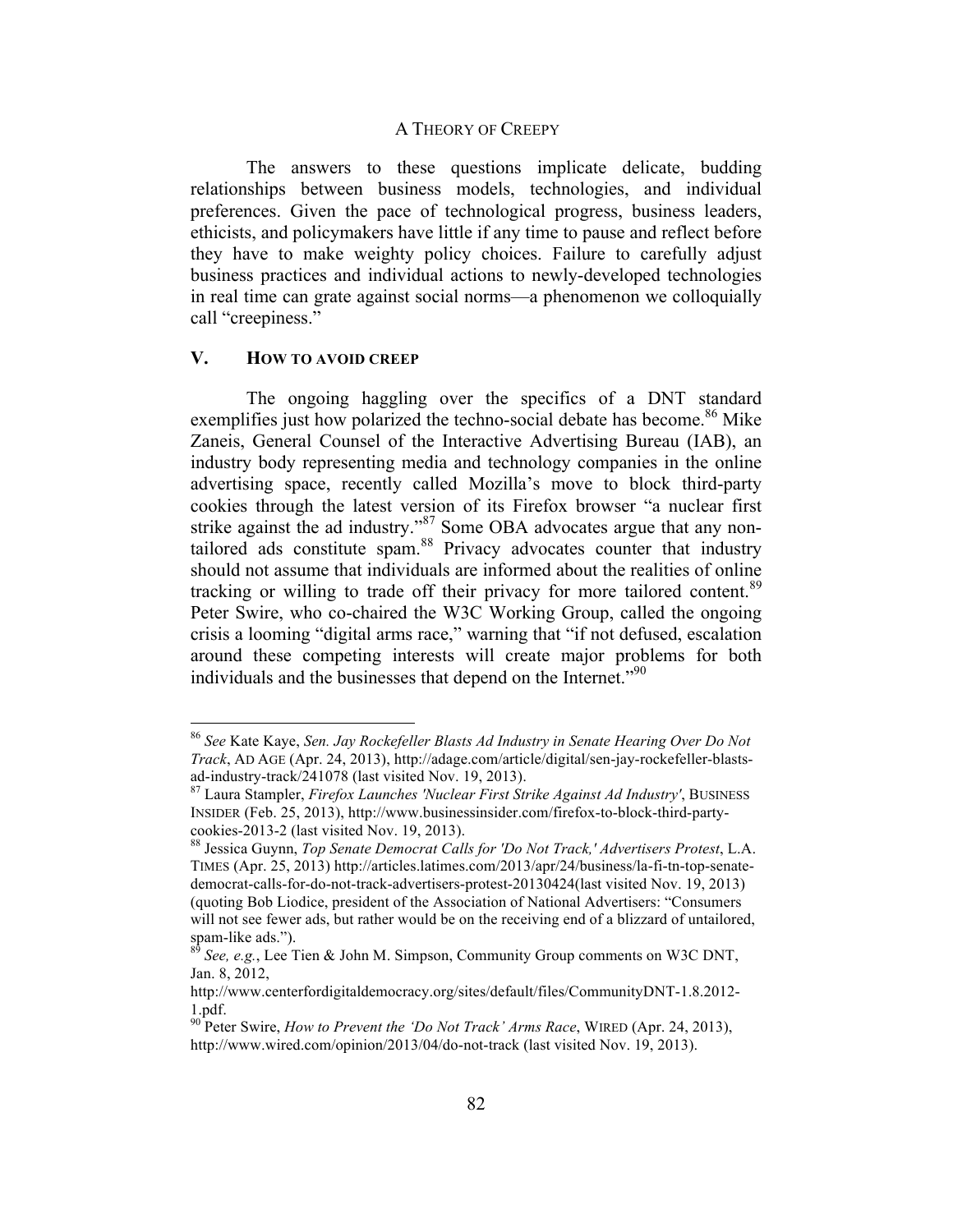The answers to these questions implicate delicate, budding relationships between business models, technologies, and individual preferences. Given the pace of technological progress, business leaders, ethicists, and policymakers have little if any time to pause and reflect before they have to make weighty policy choices. Failure to carefully adjust business practices and individual actions to newly-developed technologies in real time can grate against social norms—a phenomenon we colloquially call "creepiness."

## V. HOW TO AVOID CREEP

The ongoing haggling over the specifics of a DNT standard exemplifies just how polarized the techno-social debate has become.[86] Mike Zaneis, General Counsel of the Interactive Advertising Bureau (IAB), an industry body representing media and technology companies in the online advertising space, recently called Mozilla's move to block third-party cookies through the latest version of its Firefox browser "a nuclear first strike against the ad industry."[87] Some OBA advocates argue that any non-tailored ads constitute spam.[88] Privacy advocates counter that industry should not assume that individuals are informed about the realities of online tracking or willing to trade off their privacy for more tailored content.[89] Peter Swire, who co-chaired the W3C Working Group, called the ongoing crisis a looming "digital arms race," warning that "if not defused, escalation around these competing interests will create major problems for both individuals and the businesses that depend on the Internet."[90]

---

[86] *See* Kate Kaye, *Sen. Jay Rockefeller Blasts Ad Industry in Senate Hearing Over Do Not Track*, AD AGE (Apr. 24, 2013), http://adage.com/article/digital/sen-jay-rockefeller-blasts-ad-industry-track/241078 (last visited Nov. 19, 2013).

[87] Laura Stampler, *Firefox Launches 'Nuclear First Strike Against Ad Industry'*, BUSINESS INSIDER (Feb. 25, 2013), http://www.businessinsider.com/firefox-to-block-third-party-cookies-2013-2 (last visited Nov. 19, 2013).

[88] Jessica Guynn, *Top Senate Democrat Calls for 'Do Not Track,' Advertisers Protest*, L.A. TIMES (Apr. 25, 2013) http://articles.latimes.com/2013/apr/24/business/la-fi-tn-top-senate-democrat-calls-for-do-not-track-advertisers-protest-20130424(last visited Nov. 19, 2013) (quoting Bob Liodice, president of the Association of National Advertisers: "Consumers will not see fewer ads, but rather would be on the receiving end of a blizzard of untailored, spam-like ads.").

[89] *See, e.g.*, Lee Tien & John M. Simpson, Community Group comments on W3C DNT, Jan. 8, 2012, http://www.centerfordigitaldemocracy.org/sites/default/files/CommunityDNT-1.8.2012-1.pdf.

[90] Peter Swire, *How to Prevent the 'Do Not Track' Arms Race*, WIRED (Apr. 24, 2013), http://www.wired.com/opinion/2013/04/do-not-track (last visited Nov. 19, 2013).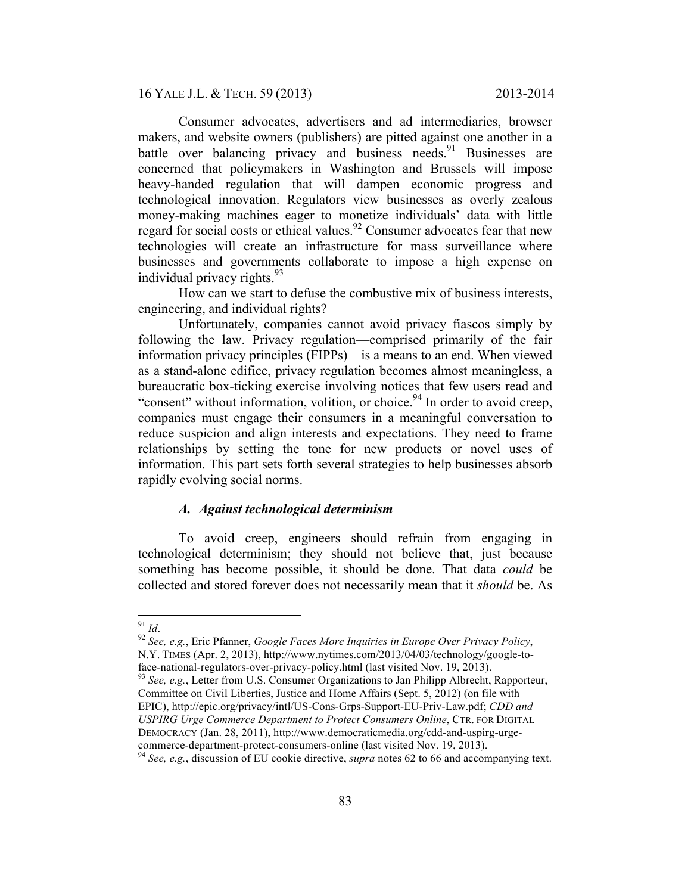Consumer advocates, advertisers and ad intermediaries, browser makers, and website owners (publishers) are pitted against one another in a battle over balancing privacy and business needs.[91] Businesses are concerned that policymakers in Washington and Brussels will impose heavy-handed regulation that will dampen economic progress and technological innovation. Regulators view businesses as overly zealous money-making machines eager to monetize individuals' data with little regard for social costs or ethical values.[92] Consumer advocates fear that new technologies will create an infrastructure for mass surveillance where businesses and governments collaborate to impose a high expense on individual privacy rights.[93]

How can we start to defuse the combustive mix of business interests, engineering, and individual rights?

Unfortunately, companies cannot avoid privacy fiascos simply by following the law. Privacy regulation—comprised primarily of the fair information privacy principles (FIPPs)—is a means to an end. When viewed as a stand-alone edifice, privacy regulation becomes almost meaningless, a bureaucratic box-ticking exercise involving notices that few users read and "consent" without information, volition, or choice.[94] In order to avoid creep, companies must engage their consumers in a meaningful conversation to reduce suspicion and align interests and expectations. They need to frame relationships by setting the tone for new products or novel uses of information. This part sets forth several strategies to help businesses absorb rapidly evolving social norms.

### *A. Against technological determinism*

To avoid creep, engineers should refrain from engaging in technological determinism; they should not believe that, just because something has become possible, it should be done. That data *could* be collected and stored forever does not necessarily mean that it *should* be. As

---

[91] *Id*.

[92] *See, e.g.*, Eric Pfanner, *Google Faces More Inquiries in Europe Over Privacy Policy*, N.Y. TIMES (Apr. 2, 2013), http://www.nytimes.com/2013/04/03/technology/google-to-face-national-regulators-over-privacy-policy.html (last visited Nov. 19, 2013).

[93] *See, e.g.*, Letter from U.S. Consumer Organizations to Jan Philipp Albrecht, Rapporteur, Committee on Civil Liberties, Justice and Home Affairs (Sept. 5, 2012) (on file with EPIC), http://epic.org/privacy/intl/US-Cons-Grps-Support-EU-Priv-Law.pdf; *CDD and USPIRG Urge Commerce Department to Protect Consumers Online*, CTR. FOR DIGITAL DEMOCRACY (Jan. 28, 2011), http://www.democraticmedia.org/cdd-and-uspirg-urge-commerce-department-protect-consumers-online (last visited Nov. 19, 2013).

[94] *See, e.g.*, discussion of EU cookie directive, *supra* notes 62 to 66 and accompanying text.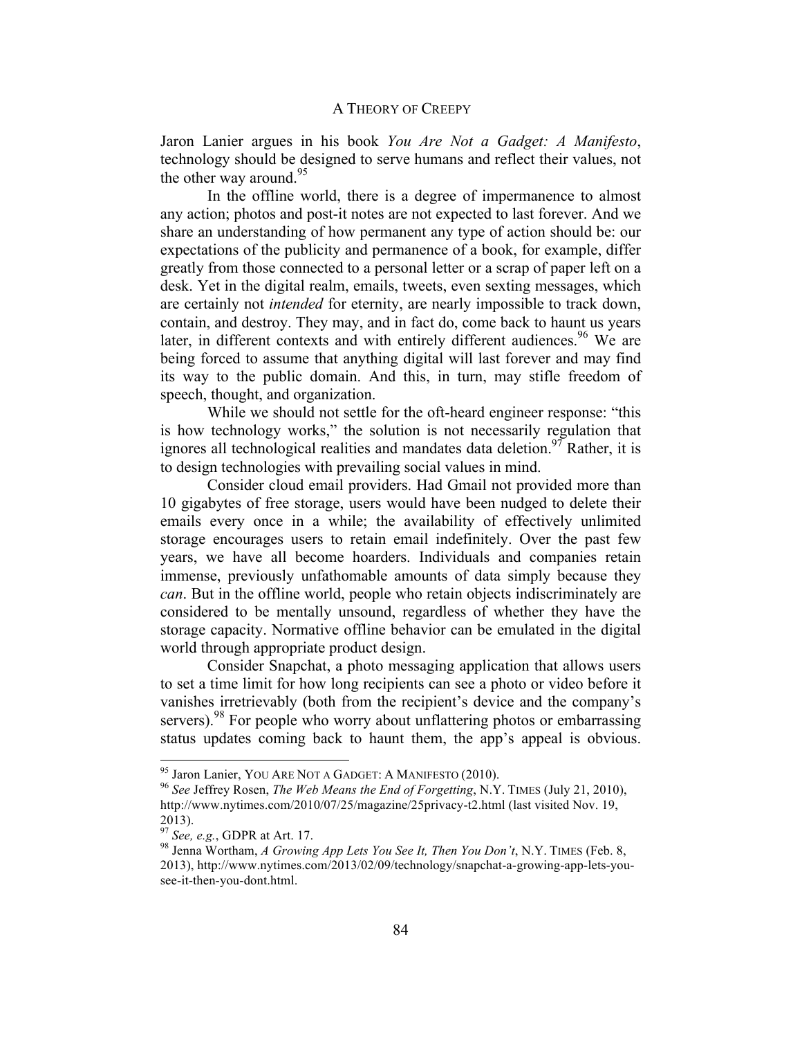Jaron Lanier argues in his book *You Are Not a Gadget: A Manifesto*, technology should be designed to serve humans and reflect their values, not the other way around.[95]

In the offline world, there is a degree of impermanence to almost any action; photos and post-it notes are not expected to last forever. And we share an understanding of how permanent any type of action should be: our expectations of the publicity and permanence of a book, for example, differ greatly from those connected to a personal letter or a scrap of paper left on a desk. Yet in the digital realm, emails, tweets, even sexting messages, which are certainly not *intended* for eternity, are nearly impossible to track down, contain, and destroy. They may, and in fact do, come back to haunt us years later, in different contexts and with entirely different audiences.[96] We are being forced to assume that anything digital will last forever and may find its way to the public domain. And this, in turn, may stifle freedom of speech, thought, and organization.

While we should not settle for the oft-heard engineer response: "this is how technology works," the solution is not necessarily regulation that ignores all technological realities and mandates data deletion.[97] Rather, it is to design technologies with prevailing social values in mind.

Consider cloud email providers. Had Gmail not provided more than 10 gigabytes of free storage, users would have been nudged to delete their emails every once in a while; the availability of effectively unlimited storage encourages users to retain email indefinitely. Over the past few years, we have all become hoarders. Individuals and companies retain immense, previously unfathomable amounts of data simply because they *can*. But in the offline world, people who retain objects indiscriminately are considered to be mentally unsound, regardless of whether they have the storage capacity. Normative offline behavior can be emulated in the digital world through appropriate product design.

Consider Snapchat, a photo messaging application that allows users to set a time limit for how long recipients can see a photo or video before it vanishes irretrievably (both from the recipient's device and the company's servers).[98] For people who worry about unflattering photos or embarrassing status updates coming back to haunt them, the app's appeal is obvious.

---

[95] Jaron Lanier, YOU ARE NOT A GADGET: A MANIFESTO (2010).

[96] *See* Jeffrey Rosen, *The Web Means the End of Forgetting*, N.Y. TIMES (July 21, 2010), http://www.nytimes.com/2010/07/25/magazine/25privacy-t2.html (last visited Nov. 19, 2013).

[97] *See, e.g.*, GDPR at Art. 17.

[98] Jenna Wortham, *A Growing App Lets You See It, Then You Don't*, N.Y. TIMES (Feb. 8, 2013), http://www.nytimes.com/2013/02/09/technology/snapchat-a-growing-app-lets-you-see-it-then-you-dont.html.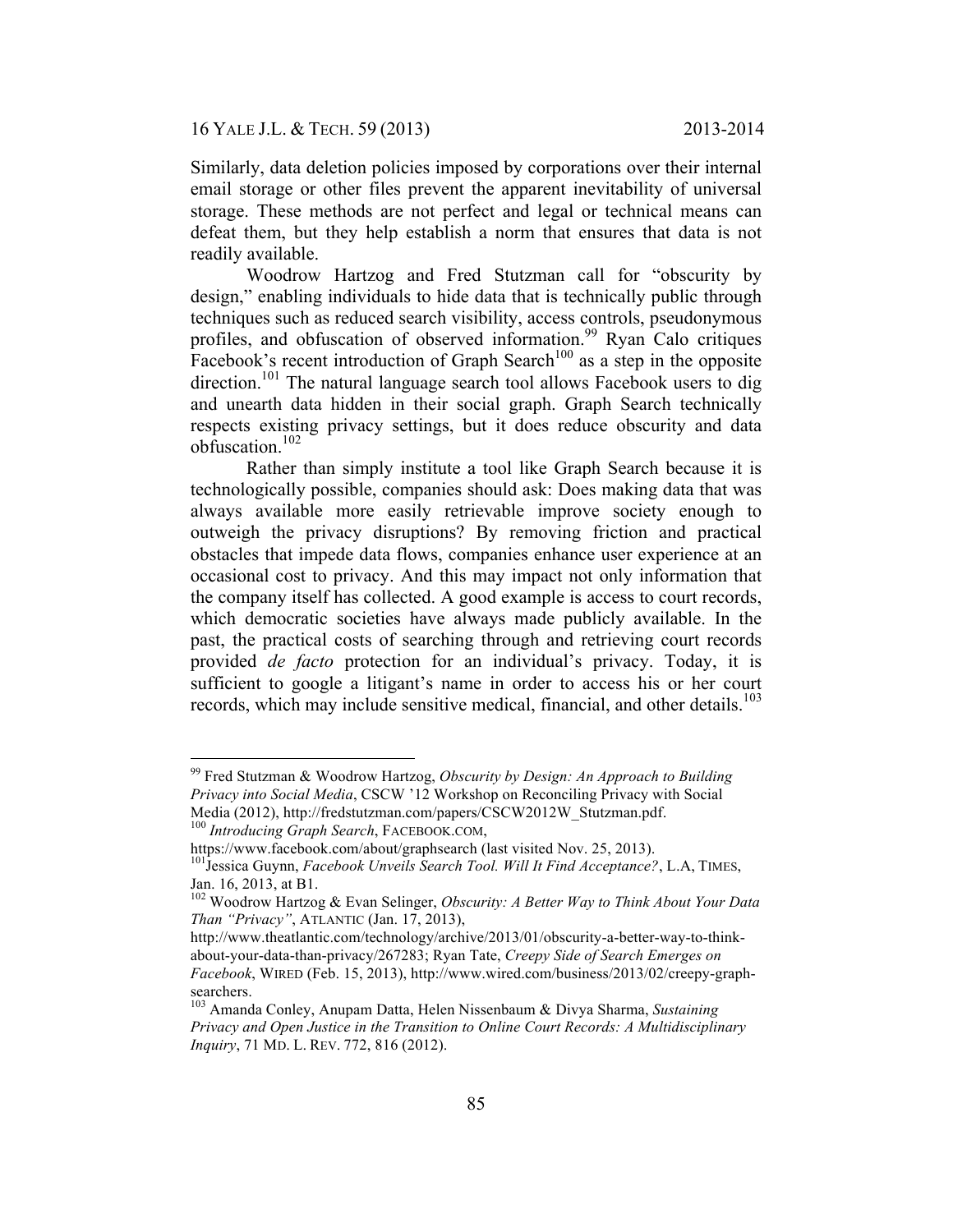Similarly, data deletion policies imposed by corporations over their internal email storage or other files prevent the apparent inevitability of universal storage. These methods are not perfect and legal or technical means can defeat them, but they help establish a norm that ensures that data is not readily available.

Woodrow Hartzog and Fred Stutzman call for "obscurity by design," enabling individuals to hide data that is technically public through techniques such as reduced search visibility, access controls, pseudonymous profiles, and obfuscation of observed information.[99] Ryan Calo critiques Facebook's recent introduction of Graph Search[100] as a step in the opposite direction.[101] The natural language search tool allows Facebook users to dig and unearth data hidden in their social graph. Graph Search technically respects existing privacy settings, but it does reduce obscurity and data obfuscation.[102]

Rather than simply institute a tool like Graph Search because it is technologically possible, companies should ask: Does making data that was always available more easily retrievable improve society enough to outweigh the privacy disruptions? By removing friction and practical obstacles that impede data flows, companies enhance user experience at an occasional cost to privacy. And this may impact not only information that the company itself has collected. A good example is access to court records, which democratic societies have always made publicly available. In the past, the practical costs of searching through and retrieving court records provided *de facto* protection for an individual's privacy. Today, it is sufficient to google a litigant's name in order to access his or her court records, which may include sensitive medical, financial, and other details.[103]

---

[99] Fred Stutzman & Woodrow Hartzog, *Obscurity by Design: An Approach to Building Privacy into Social Media*, CSCW '12 Workshop on Reconciling Privacy with Social Media (2012), http://fredstutzman.com/papers/CSCW2012W_Stutzman.pdf.

[100] *Introducing Graph Search*, FACEBOOK.COM, https://www.facebook.com/about/graphsearch (last visited Nov. 25, 2013).

[101] Jessica Guynn, *Facebook Unveils Search Tool. Will It Find Acceptance?*, L.A, TIMES, Jan. 16, 2013, at B1.

[102] Woodrow Hartzog & Evan Selinger, *Obscurity: A Better Way to Think About Your Data Than "Privacy"*, ATLANTIC (Jan. 17, 2013), http://www.theatlantic.com/technology/archive/2013/01/obscurity-a-better-way-to-think-about-your-data-than-privacy/267283; Ryan Tate, *Creepy Side of Search Emerges on Facebook*, WIRED (Feb. 15, 2013), http://www.wired.com/business/2013/02/creepy-graph-searchers.

[103] Amanda Conley, Anupam Datta, Helen Nissenbaum & Divya Sharma, *Sustaining Privacy and Open Justice in the Transition to Online Court Records: A Multidisciplinary Inquiry*, 71 MD. L. REV. 772, 816 (2012).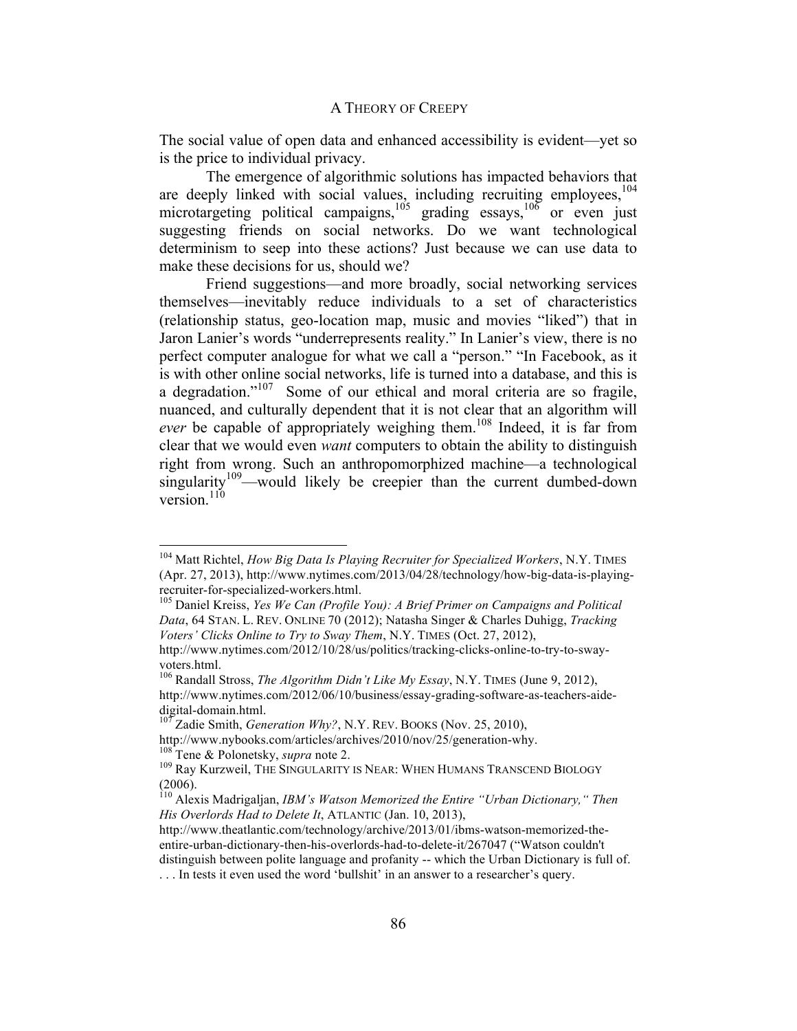The social value of open data and enhanced accessibility is evident—yet so is the price to individual privacy.

The emergence of algorithmic solutions has impacted behaviors that are deeply linked with social values, including recruiting employees,[104] microtargeting political campaigns,[105] grading essays,[106] or even just suggesting friends on social networks. Do we want technological determinism to seep into these actions? Just because we can use data to make these decisions for us, should we?

Friend suggestions—and more broadly, social networking services themselves—inevitably reduce individuals to a set of characteristics (relationship status, geo-location map, music and movies "liked") that in Jaron Lanier's words "underrepresents reality." In Lanier's view, there is no perfect computer analogue for what we call a "person." "In Facebook, as it is with other online social networks, life is turned into a database, and this is a degradation."[107] Some of our ethical and moral criteria are so fragile, nuanced, and culturally dependent that it is not clear that an algorithm will *ever* be capable of appropriately weighing them.[108] Indeed, it is far from clear that we would even *want* computers to obtain the ability to distinguish right from wrong. Such an anthropomorphized machine—a technological singularity[109]—would likely be creepier than the current dumbed-down version.[110]

---

[104] Matt Richtel, *How Big Data Is Playing Recruiter for Specialized Workers*, N.Y. TIMES (Apr. 27, 2013), http://www.nytimes.com/2013/04/28/technology/how-big-data-is-playing-recruiter-for-specialized-workers.html.

[105] Daniel Kreiss, *Yes We Can (Profile You): A Brief Primer on Campaigns and Political Data*, 64 STAN. L. REV. ONLINE 70 (2012); Natasha Singer & Charles Duhigg, *Tracking Voters' Clicks Online to Try to Sway Them*, N.Y. TIMES (Oct. 27, 2012), http://www.nytimes.com/2012/10/28/us/politics/tracking-clicks-online-to-try-to-sway-voters.html.

[106] Randall Stross, *The Algorithm Didn't Like My Essay*, N.Y. TIMES (June 9, 2012), http://www.nytimes.com/2012/06/10/business/essay-grading-software-as-teachers-aide-digital-domain.html.

[107] Zadie Smith, *Generation Why?*, N.Y. REV. BOOKS (Nov. 25, 2010), http://www.nybooks.com/articles/archives/2010/nov/25/generation-why.

[108] Tene & Polonetsky, *supra* note 2.

[109] Ray Kurzweil, THE SINGULARITY IS NEAR: WHEN HUMANS TRANSCEND BIOLOGY (2006).

[110] Alexis Madrigaljan, *IBM's Watson Memorized the Entire "Urban Dictionary," Then His Overlords Had to Delete It*, ATLANTIC (Jan. 10, 2013), http://www.theatlantic.com/technology/archive/2013/01/ibms-watson-memorized-the-entire-urban-dictionary-then-his-overlords-had-to-delete-it/267047 ("Watson couldn't distinguish between polite language and profanity -- which the Urban Dictionary is full of. . . . In tests it even used the word 'bullshit' in an answer to a researcher's query.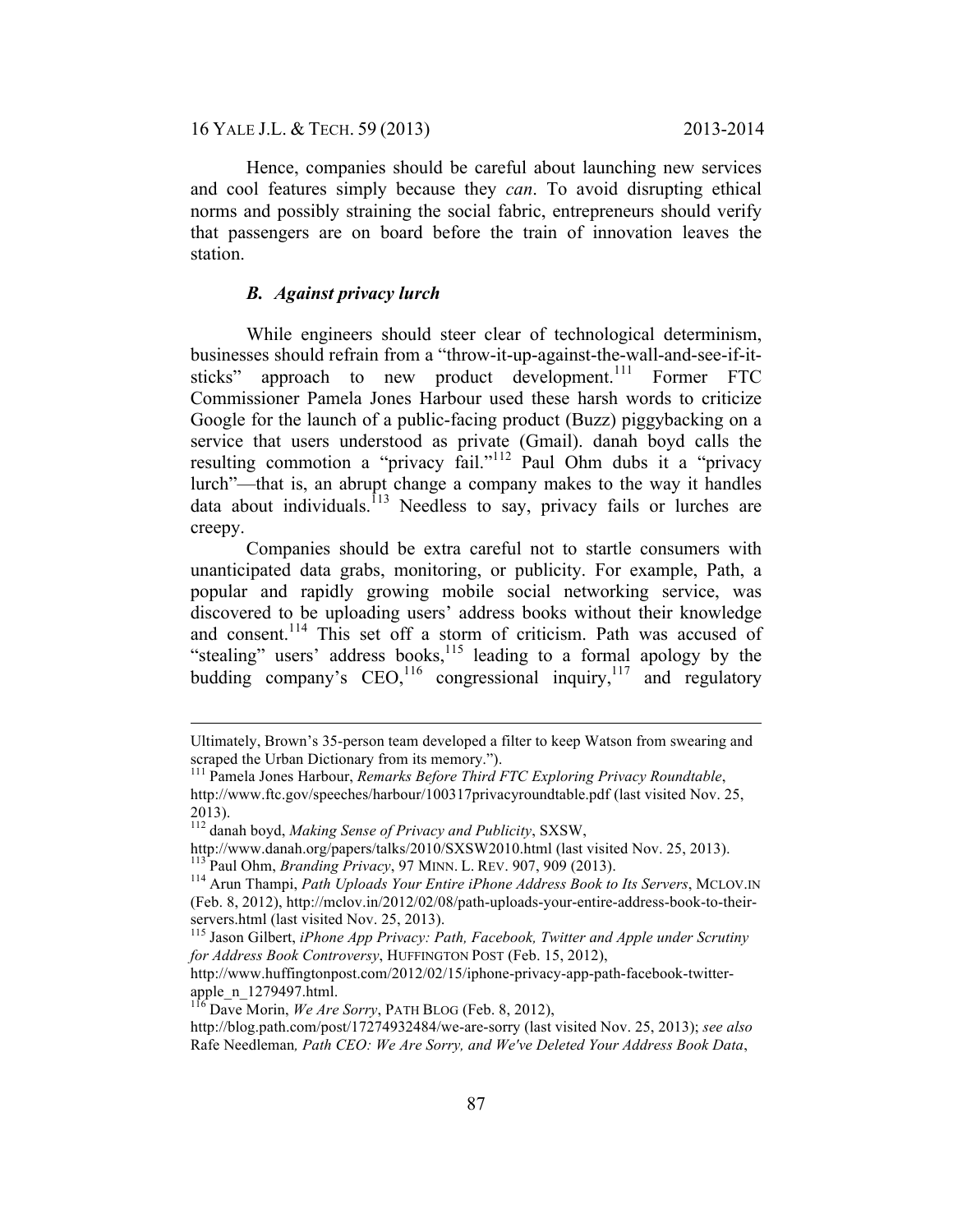Hence, companies should be careful about launching new services and cool features simply because they *can*. To avoid disrupting ethical norms and possibly straining the social fabric, entrepreneurs should verify that passengers are on board before the train of innovation leaves the station.

### *B. Against privacy lurch*

While engineers should steer clear of technological determinism, businesses should refrain from a "throw-it-up-against-the-wall-and-see-if-it-sticks" approach to new product development.[111] Former FTC Commissioner Pamela Jones Harbour used these harsh words to criticize Google for the launch of a public-facing product (Buzz) piggybacking on a service that users understood as private (Gmail). danah boyd calls the resulting commotion a "privacy fail."[112] Paul Ohm dubs it a "privacy lurch"—that is, an abrupt change a company makes to the way it handles data about individuals.[113] Needless to say, privacy fails or lurches are creepy.

Companies should be extra careful not to startle consumers with unanticipated data grabs, monitoring, or publicity. For example, Path, a popular and rapidly growing mobile social networking service, was discovered to be uploading users' address books without their knowledge and consent.[114] This set off a storm of criticism. Path was accused of "stealing" users' address books,[115] leading to a formal apology by the budding company's CEO,[116] congressional inquiry,[117] and regulatory

---

Ultimately, Brown's 35-person team developed a filter to keep Watson from swearing and scraped the Urban Dictionary from its memory.").

[111] Pamela Jones Harbour, *Remarks Before Third FTC Exploring Privacy Roundtable*, http://www.ftc.gov/speeches/harbour/100317privacyroundtable.pdf (last visited Nov. 25, 2013).

[112] danah boyd, *Making Sense of Privacy and Publicity*, SXSW, http://www.danah.org/papers/talks/2010/SXSW2010.html (last visited Nov. 25, 2013).

[113] Paul Ohm, *Branding Privacy*, 97 MINN. L. REV. 907, 909 (2013).

[114] Arun Thampi, *Path Uploads Your Entire iPhone Address Book to Its Servers*, MCLOV.IN (Feb. 8, 2012), http://mclov.in/2012/02/08/path-uploads-your-entire-address-book-to-their-servers.html (last visited Nov. 25, 2013).

[115] Jason Gilbert, *iPhone App Privacy: Path, Facebook, Twitter and Apple under Scrutiny for Address Book Controversy*, HUFFINGTON POST (Feb. 15, 2012), http://www.huffingtonpost.com/2012/02/15/iphone-privacy-app-path-facebook-twitter-apple_n_1279497.html.

[116] Dave Morin, *We Are Sorry*, PATH BLOG (Feb. 8, 2012), http://blog.path.com/post/17274932484/we-are-sorry (last visited Nov. 25, 2013); *see also* Rafe Needleman*, Path CEO: We Are Sorry, and We've Deleted Your Address Book Data*,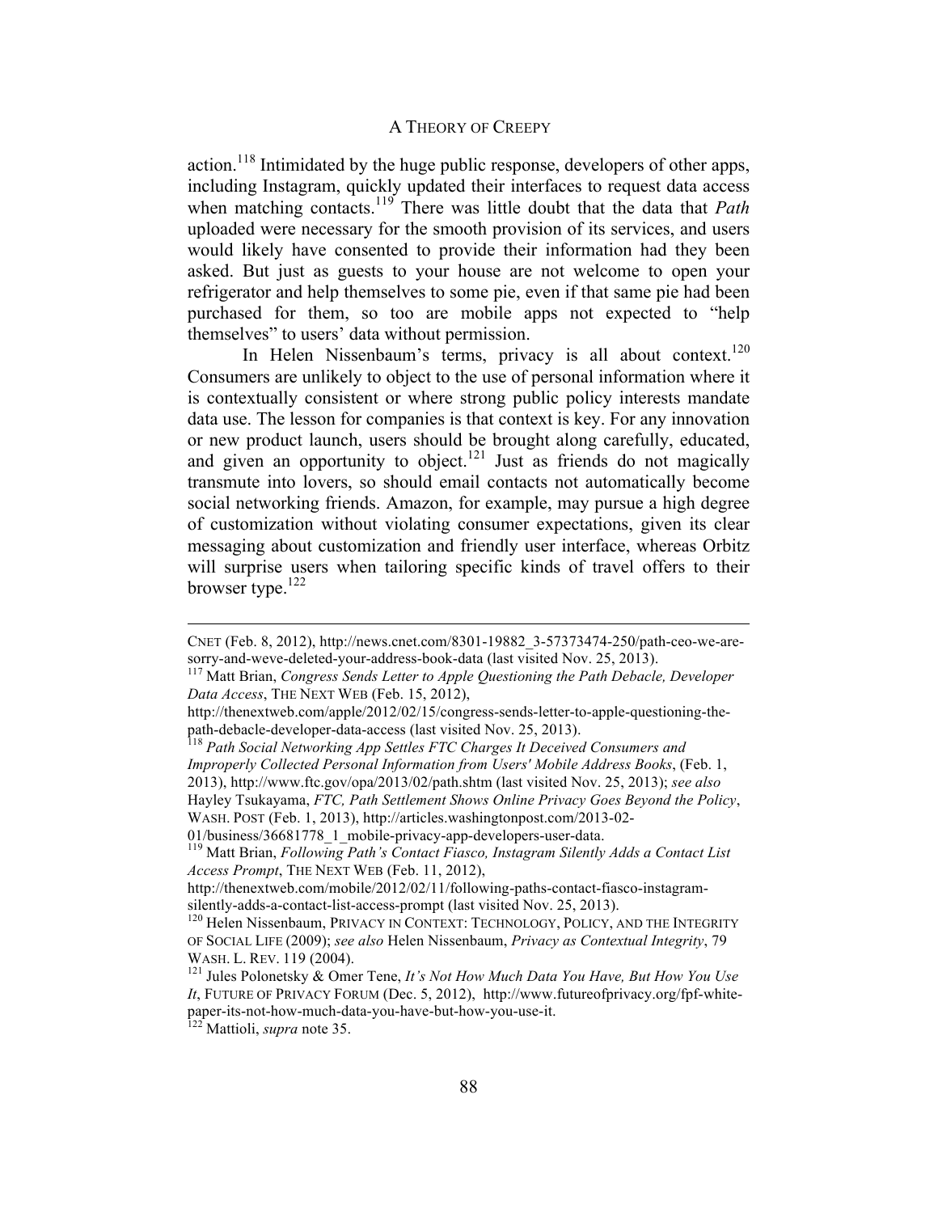action.[118] Intimidated by the huge public response, developers of other apps, including Instagram, quickly updated their interfaces to request data access when matching contacts.[119] There was little doubt that the data that *Path* uploaded were necessary for the smooth provision of its services, and users would likely have consented to provide their information had they been asked. But just as guests to your house are not welcome to open your refrigerator and help themselves to some pie, even if that same pie had been purchased for them, so too are mobile apps not expected to "help themselves" to users' data without permission.

In Helen Nissenbaum's terms, privacy is all about context.[120] Consumers are unlikely to object to the use of personal information where it is contextually consistent or where strong public policy interests mandate data use. The lesson for companies is that context is key. For any innovation or new product launch, users should be brought along carefully, educated, and given an opportunity to object.[121] Just as friends do not magically transmute into lovers, so should email contacts not automatically become social networking friends. Amazon, for example, may pursue a high degree of customization without violating consumer expectations, given its clear messaging about customization and friendly user interface, whereas Orbitz will surprise users when tailoring specific kinds of travel offers to their browser type.[122]

---

CNET (Feb. 8, 2012), http://news.cnet.com/8301-19882_3-57373474-250/path-ceo-we-are-sorry-and-weve-deleted-your-address-book-data (last visited Nov. 25, 2013).

[117] Matt Brian, *Congress Sends Letter to Apple Questioning the Path Debacle, Developer Data Access*, THE NEXT WEB (Feb. 15, 2012), http://thenextweb.com/apple/2012/02/15/congress-sends-letter-to-apple-questioning-the-path-debacle-developer-data-access (last visited Nov. 25, 2013).

[118] *Path Social Networking App Settles FTC Charges It Deceived Consumers and Improperly Collected Personal Information from Users' Mobile Address Books*, (Feb. 1, 2013), http://www.ftc.gov/opa/2013/02/path.shtm (last visited Nov. 25, 2013); *see also* Hayley Tsukayama, *FTC, Path Settlement Shows Online Privacy Goes Beyond the Policy*, WASH. POST (Feb. 1, 2013), http://articles.washingtonpost.com/2013-02-01/business/36681778_1_mobile-privacy-app-developers-user-data.

[119] Matt Brian, *Following Path's Contact Fiasco, Instagram Silently Adds a Contact List Access Prompt*, THE NEXT WEB (Feb. 11, 2012), http://thenextweb.com/mobile/2012/02/11/following-paths-contact-fiasco-instagram-silently-adds-a-contact-list-access-prompt (last visited Nov. 25, 2013).

[120] Helen Nissenbaum, PRIVACY IN CONTEXT: TECHNOLOGY, POLICY, AND THE INTEGRITY OF SOCIAL LIFE (2009); *see also* Helen Nissenbaum, *Privacy as Contextual Integrity*, 79 WASH. L. REV. 119 (2004).

[121] Jules Polonetsky & Omer Tene, *It's Not How Much Data You Have, But How You Use It*, FUTURE OF PRIVACY FORUM (Dec. 5, 2012), http://www.futureofprivacy.org/fpf-white-paper-its-not-how-much-data-you-have-but-how-you-use-it.

[122] Mattioli, *supra* note 35.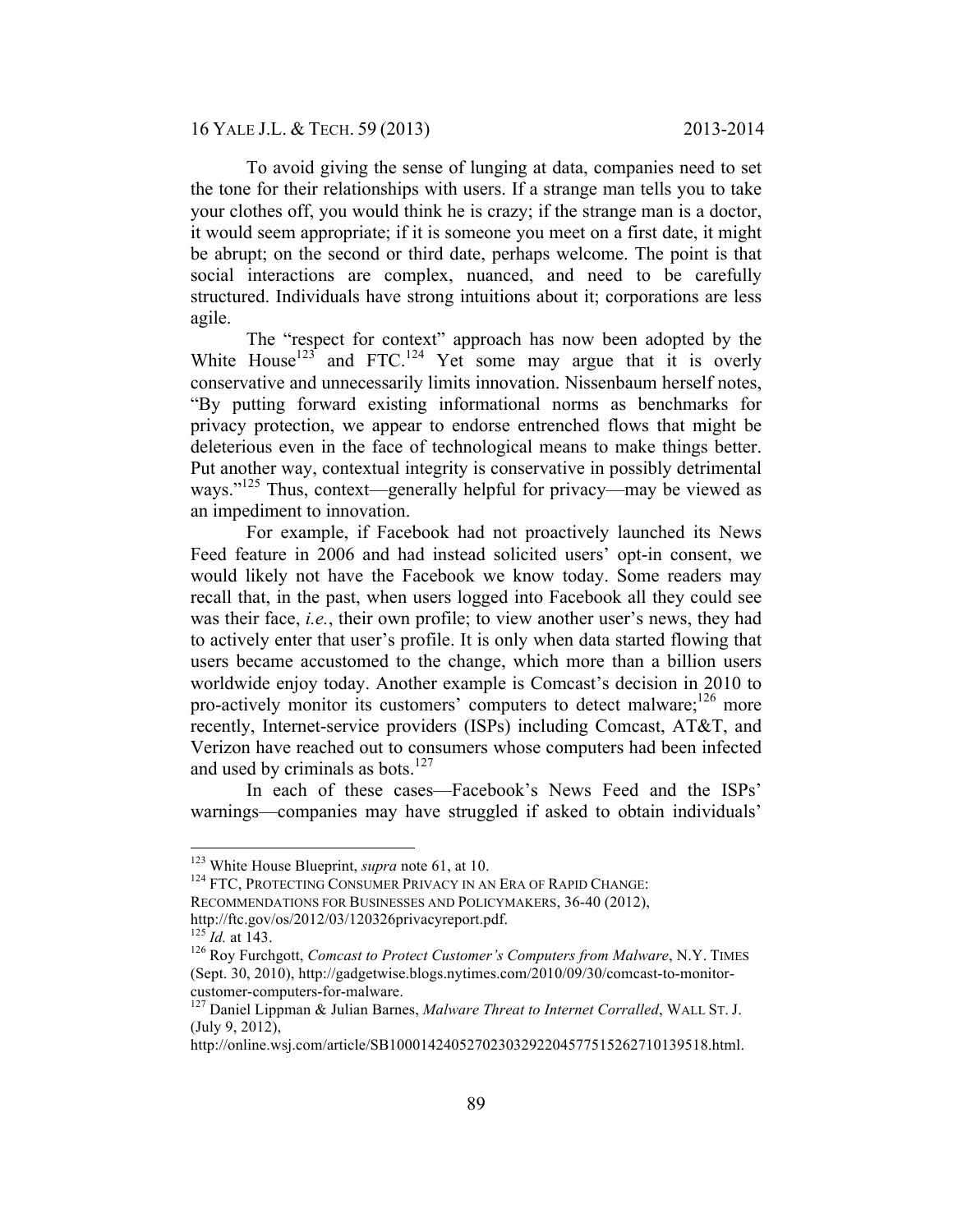To avoid giving the sense of lunging at data, companies need to set the tone for their relationships with users. If a strange man tells you to take your clothes off, you would think he is crazy; if the strange man is a doctor, it would seem appropriate; if it is someone you meet on a first date, it might be abrupt; on the second or third date, perhaps welcome. The point is that social interactions are complex, nuanced, and need to be carefully structured. Individuals have strong intuitions about it; corporations are less agile.

The "respect for context" approach has now been adopted by the White House[123] and FTC.[124] Yet some may argue that it is overly conservative and unnecessarily limits innovation. Nissenbaum herself notes, "By putting forward existing informational norms as benchmarks for privacy protection, we appear to endorse entrenched flows that might be deleterious even in the face of technological means to make things better. Put another way, contextual integrity is conservative in possibly detrimental ways."[125] Thus, context—generally helpful for privacy—may be viewed as an impediment to innovation.

For example, if Facebook had not proactively launched its News Feed feature in 2006 and had instead solicited users' opt-in consent, we would likely not have the Facebook we know today. Some readers may recall that, in the past, when users logged into Facebook all they could see was their face, *i.e.*, their own profile; to view another user's news, they had to actively enter that user's profile. It is only when data started flowing that users became accustomed to the change, which more than a billion users worldwide enjoy today. Another example is Comcast's decision in 2010 to pro-actively monitor its customers' computers to detect malware;[126] more recently, Internet-service providers (ISPs) including Comcast, AT&T, and Verizon have reached out to consumers whose computers had been infected and used by criminals as bots.[127]

In each of these cases—Facebook's News Feed and the ISPs' warnings—companies may have struggled if asked to obtain individuals'

---

[123] White House Blueprint, *supra* note 61, at 10.

[124] FTC, PROTECTING CONSUMER PRIVACY IN AN ERA OF RAPID CHANGE: RECOMMENDATIONS FOR BUSINESSES AND POLICYMAKERS, 36-40 (2012), http://ftc.gov/os/2012/03/120326privacyreport.pdf.

[125] *Id.* at 143.

[126] Roy Furchgott, *Comcast to Protect Customer's Computers from Malware*, N.Y. TIMES (Sept. 30, 2010), http://gadgetwise.blogs.nytimes.com/2010/09/30/comcast-to-monitor-customer-computers-for-malware.

[127] Daniel Lippman & Julian Barnes, *Malware Threat to Internet Corralled*, WALL ST. J. (July 9, 2012), http://online.wsj.com/article/SB10001424052702303292204577515262710139518.html.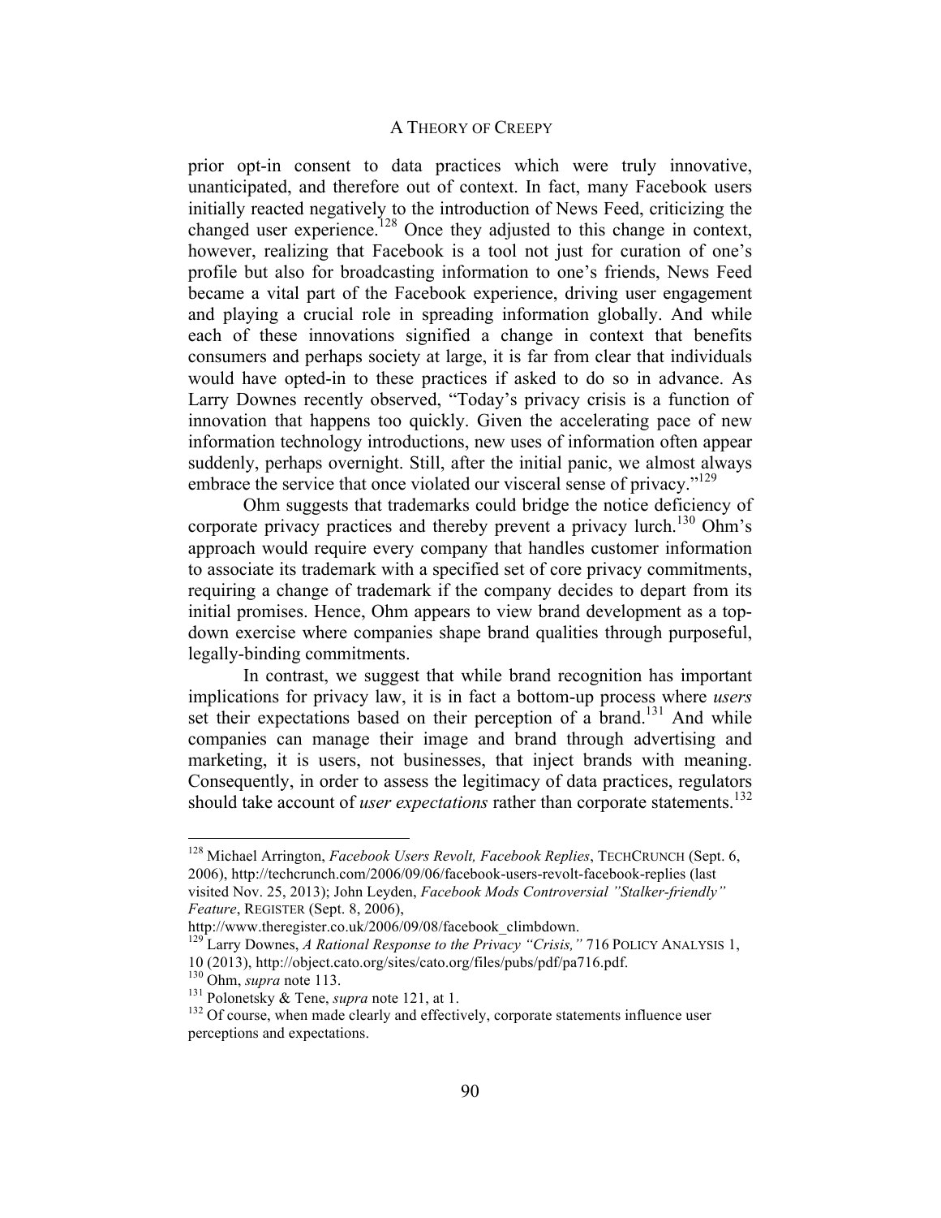prior opt-in consent to data practices which were truly innovative, unanticipated, and therefore out of context. In fact, many Facebook users initially reacted negatively to the introduction of News Feed, criticizing the changed user experience.[128] Once they adjusted to this change in context, however, realizing that Facebook is a tool not just for curation of one's profile but also for broadcasting information to one's friends, News Feed became a vital part of the Facebook experience, driving user engagement and playing a crucial role in spreading information globally. And while each of these innovations signified a change in context that benefits consumers and perhaps society at large, it is far from clear that individuals would have opted-in to these practices if asked to do so in advance. As Larry Downes recently observed, "Today's privacy crisis is a function of innovation that happens too quickly. Given the accelerating pace of new information technology introductions, new uses of information often appear suddenly, perhaps overnight. Still, after the initial panic, we almost always embrace the service that once violated our visceral sense of privacy."[129]

Ohm suggests that trademarks could bridge the notice deficiency of corporate privacy practices and thereby prevent a privacy lurch.[130] Ohm's approach would require every company that handles customer information to associate its trademark with a specified set of core privacy commitments, requiring a change of trademark if the company decides to depart from its initial promises. Hence, Ohm appears to view brand development as a top-down exercise where companies shape brand qualities through purposeful, legally-binding commitments.

In contrast, we suggest that while brand recognition has important implications for privacy law, it is in fact a bottom-up process where *users* set their expectations based on their perception of a brand.[131] And while companies can manage their image and brand through advertising and marketing, it is users, not businesses, that inject brands with meaning. Consequently, in order to assess the legitimacy of data practices, regulators should take account of *user expectations* rather than corporate statements.[132]

---

[128] Michael Arrington, *Facebook Users Revolt, Facebook Replies*, TECHCRUNCH (Sept. 6, 2006), http://techcrunch.com/2006/09/06/facebook-users-revolt-facebook-replies (last visited Nov. 25, 2013); John Leyden, *Facebook Mods Controversial "Stalker-friendly" Feature*, REGISTER (Sept. 8, 2006), http://www.theregister.co.uk/2006/09/08/facebook_climbdown.

[129] Larry Downes, *A Rational Response to the Privacy "Crisis,"* 716 POLICY ANALYSIS 1, 10 (2013), http://object.cato.org/sites/cato.org/files/pubs/pdf/pa716.pdf.

[130] Ohm, *supra* note 113.

[131] Polonetsky & Tene, *supra* note 121, at 1.

[132] Of course, when made clearly and effectively, corporate statements influence user perceptions and expectations.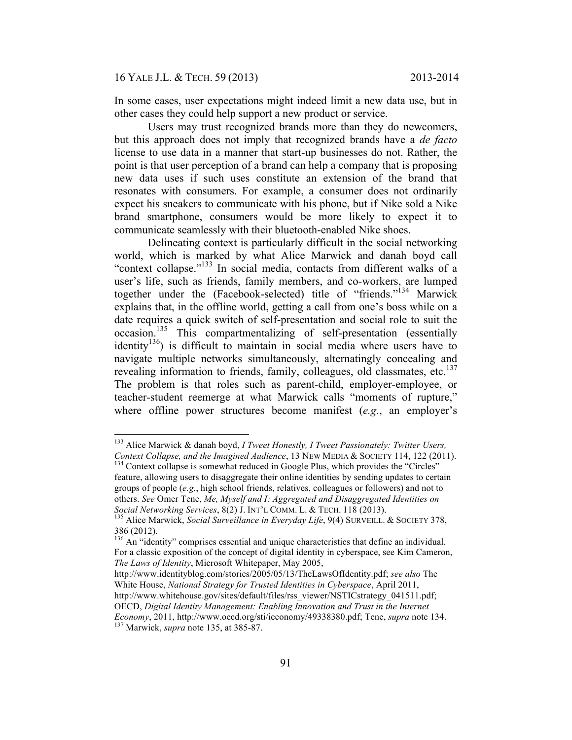In some cases, user expectations might indeed limit a new data use, but in other cases they could help support a new product or service.

Users may trust recognized brands more than they do newcomers, but this approach does not imply that recognized brands have a *de facto* license to use data in a manner that start-up businesses do not. Rather, the point is that user perception of a brand can help a company that is proposing new data uses if such uses constitute an extension of the brand that resonates with consumers. For example, a consumer does not ordinarily expect his sneakers to communicate with his phone, but if Nike sold a Nike brand smartphone, consumers would be more likely to expect it to communicate seamlessly with their bluetooth-enabled Nike shoes.

Delineating context is particularly difficult in the social networking world, which is marked by what Alice Marwick and danah boyd call "context collapse."[133] In social media, contacts from different walks of a user's life, such as friends, family members, and co-workers, are lumped together under the (Facebook-selected) title of "friends."[134] Marwick explains that, in the offline world, getting a call from one's boss while on a date requires a quick switch of self-presentation and social role to suit the occasion.[135] This compartmentalizing of self-presentation (essentially identity[136]) is difficult to maintain in social media where users have to navigate multiple networks simultaneously, alternatingly concealing and revealing information to friends, family, colleagues, old classmates, etc.[137] The problem is that roles such as parent-child, employer-employee, or teacher-student reemerge at what Marwick calls "moments of rupture," where offline power structures become manifest (*e.g.*, an employer's

---

[133] Alice Marwick & danah boyd, *I Tweet Honestly, I Tweet Passionately: Twitter Users, Context Collapse, and the Imagined Audience*, 13 NEW MEDIA & SOCIETY 114, 122 (2011).

[134] Context collapse is somewhat reduced in Google Plus, which provides the "Circles" feature, allowing users to disaggregate their online identities by sending updates to certain groups of people (*e.g.*, high school friends, relatives, colleagues or followers) and not to others. *See* Omer Tene, *Me, Myself and I: Aggregated and Disaggregated Identities on Social Networking Services*, 8(2) J. INT'L COMM. L. & TECH. 118 (2013).

[135] Alice Marwick, *Social Surveillance in Everyday Life*, 9(4) SURVEILL. & SOCIETY 378, 386 (2012).

[136] An "identity" comprises essential and unique characteristics that define an individual. For a classic exposition of the concept of digital identity in cyberspace, see Kim Cameron, *The Laws of Identity*, Microsoft Whitepaper, May 2005, http://www.identityblog.com/stories/2005/05/13/TheLawsOfIdentity.pdf; *see also* The White House, *National Strategy for Trusted Identities in Cyberspace*, April 2011, http://www.whitehouse.gov/sites/default/files/rss_viewer/NSTICstrategy_041511.pdf; OECD, *Digital Identity Management: Enabling Innovation and Trust in the Internet Economy*, 2011, http://www.oecd.org/sti/ieconomy/49338380.pdf; Tene, *supra* note 134.

[137] Marwick, *supra* note 135, at 385-87.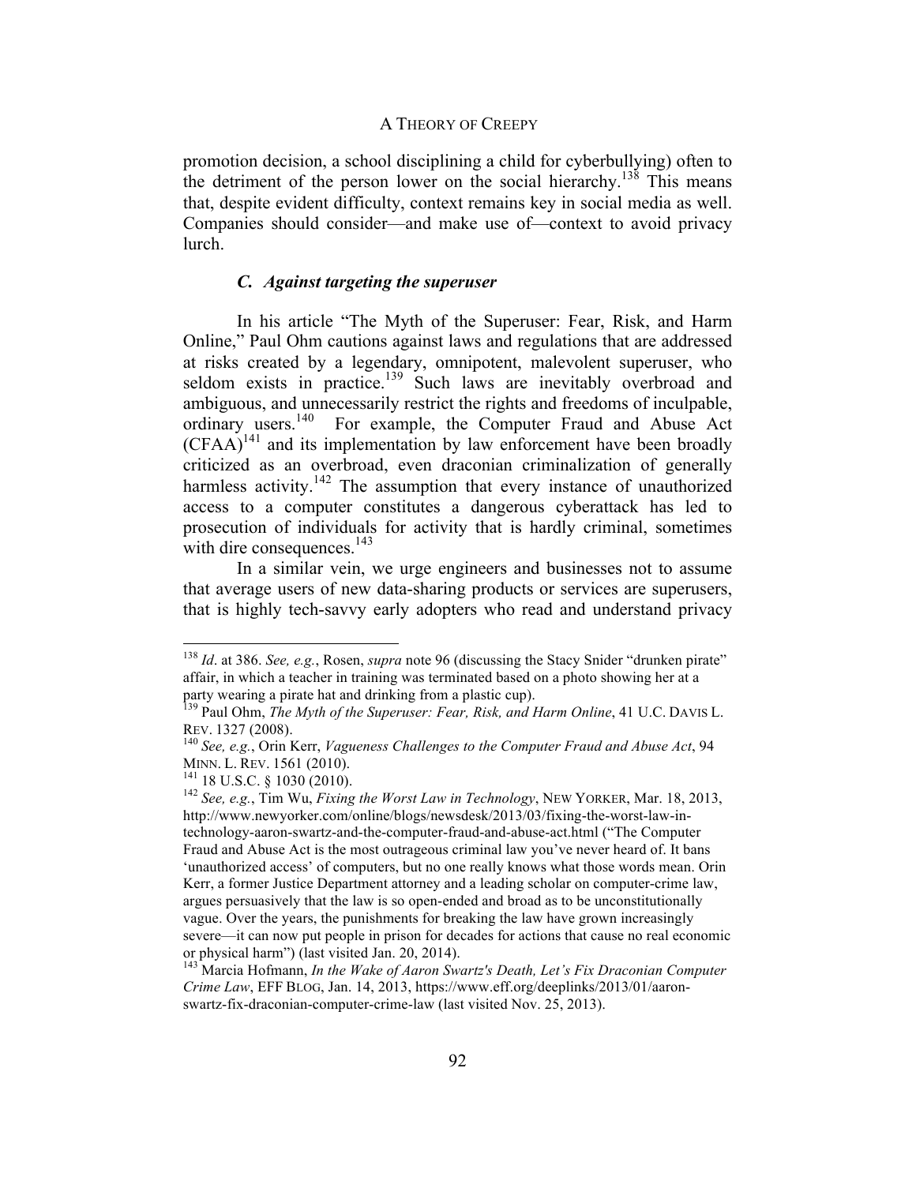promotion decision, a school disciplining a child for cyberbullying) often to the detriment of the person lower on the social hierarchy.[138] This means that, despite evident difficulty, context remains key in social media as well. Companies should consider—and make use of—context to avoid privacy lurch.

### *C. Against targeting the superuser*

In his article "The Myth of the Superuser: Fear, Risk, and Harm Online," Paul Ohm cautions against laws and regulations that are addressed at risks created by a legendary, omnipotent, malevolent superuser, who seldom exists in practice.[139] Such laws are inevitably overbroad and ambiguous, and unnecessarily restrict the rights and freedoms of inculpable, ordinary users.[140] For example, the Computer Fraud and Abuse Act (CFAA)[141] and its implementation by law enforcement have been broadly criticized as an overbroad, even draconian criminalization of generally harmless activity.[142] The assumption that every instance of unauthorized access to a computer constitutes a dangerous cyberattack has led to prosecution of individuals for activity that is hardly criminal, sometimes with dire consequences.[143]

In a similar vein, we urge engineers and businesses not to assume that average users of new data-sharing products or services are superusers, that is highly tech-savvy early adopters who read and understand privacy

---

[138] *Id*. at 386. *See, e.g.*, Rosen, *supra* note 96 (discussing the Stacy Snider "drunken pirate" affair, in which a teacher in training was terminated based on a photo showing her at a party wearing a pirate hat and drinking from a plastic cup).

[139] Paul Ohm, *The Myth of the Superuser: Fear, Risk, and Harm Online*, 41 U.C. DAVIS L. REV. 1327 (2008).

[140] *See, e.g.*, Orin Kerr, *Vagueness Challenges to the Computer Fraud and Abuse Act*, 94 MINN. L. REV. 1561 (2010).

[141] 18 U.S.C. § 1030 (2010).

[142] *See, e.g.*, Tim Wu, *Fixing the Worst Law in Technology*, NEW YORKER, Mar. 18, 2013, http://www.newyorker.com/online/blogs/newsdesk/2013/03/fixing-the-worst-law-in-technology-aaron-swartz-and-the-computer-fraud-and-abuse-act.html ("The Computer Fraud and Abuse Act is the most outrageous criminal law you've never heard of. It bans 'unauthorized access' of computers, but no one really knows what those words mean. Orin Kerr, a former Justice Department attorney and a leading scholar on computer-crime law, argues persuasively that the law is so open-ended and broad as to be unconstitutionally vague. Over the years, the punishments for breaking the law have grown increasingly severe—it can now put people in prison for decades for actions that cause no real economic or physical harm") (last visited Jan. 20, 2014).

[143] Marcia Hofmann, *In the Wake of Aaron Swartz's Death, Let's Fix Draconian Computer Crime Law*, EFF BLOG, Jan. 14, 2013, https://www.eff.org/deeplinks/2013/01/aaron-swartz-fix-draconian-computer-crime-law (last visited Nov. 25, 2013).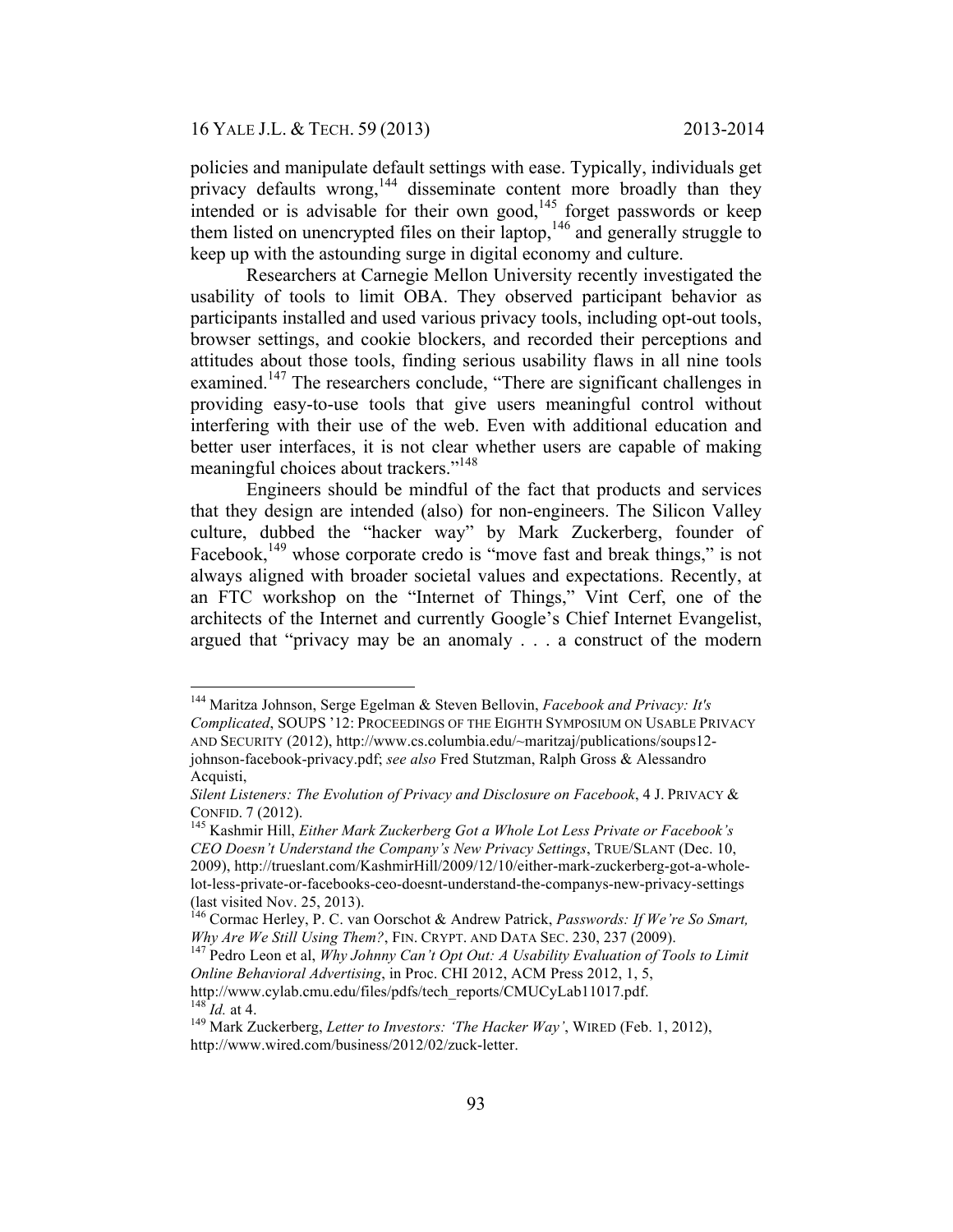policies and manipulate default settings with ease. Typically, individuals get privacy defaults wrong,[144] disseminate content more broadly than they intended or is advisable for their own good,[145] forget passwords or keep them listed on unencrypted files on their laptop,[146] and generally struggle to keep up with the astounding surge in digital economy and culture.

Researchers at Carnegie Mellon University recently investigated the usability of tools to limit OBA. They observed participant behavior as participants installed and used various privacy tools, including opt-out tools, browser settings, and cookie blockers, and recorded their perceptions and attitudes about those tools, finding serious usability flaws in all nine tools examined.[147] The researchers conclude, "There are significant challenges in providing easy-to-use tools that give users meaningful control without interfering with their use of the web. Even with additional education and better user interfaces, it is not clear whether users are capable of making meaningful choices about trackers."[148]

Engineers should be mindful of the fact that products and services that they design are intended (also) for non-engineers. The Silicon Valley culture, dubbed the "hacker way" by Mark Zuckerberg, founder of Facebook,[149] whose corporate credo is "move fast and break things," is not always aligned with broader societal values and expectations. Recently, at an FTC workshop on the "Internet of Things," Vint Cerf, one of the architects of the Internet and currently Google's Chief Internet Evangelist, argued that "privacy may be an anomaly . . . a construct of the modern

---

[144] Maritza Johnson, Serge Egelman & Steven Bellovin, *Facebook and Privacy: It's Complicated*, SOUPS '12: PROCEEDINGS OF THE EIGHTH SYMPOSIUM ON USABLE PRIVACY AND SECURITY (2012), http://www.cs.columbia.edu/~maritzaj/publications/soups12-johnson-facebook-privacy.pdf; *see also* Fred Stutzman, Ralph Gross & Alessandro Acquisti,
*Silent Listeners: The Evolution of Privacy and Disclosure on Facebook*, 4 J. PRIVACY & CONFID. 7 (2012).

[145] Kashmir Hill, *Either Mark Zuckerberg Got a Whole Lot Less Private or Facebook's CEO Doesn't Understand the Company's New Privacy Settings*, TRUE/SLANT (Dec. 10, 2009), http://trueslant.com/KashmirHill/2009/12/10/either-mark-zuckerberg-got-a-whole-lot-less-private-or-facebooks-ceo-doesnt-understand-the-companys-new-privacy-settings (last visited Nov. 25, 2013).

[146] Cormac Herley, P. C. van Oorschot & Andrew Patrick, *Passwords: If We're So Smart, Why Are We Still Using Them?*, FIN. CRYPT. AND DATA SEC. 230, 237 (2009).

[147] Pedro Leon et al, *Why Johnny Can't Opt Out: A Usability Evaluation of Tools to Limit Online Behavioral Advertising*, in Proc. CHI 2012, ACM Press 2012, 1, 5, http://www.cylab.cmu.edu/files/pdfs/tech_reports/CMUCyLab11017.pdf.

[148] *Id.* at 4.

[149] Mark Zuckerberg, *Letter to Investors: 'The Hacker Way'*, WIRED (Feb. 1, 2012), http://www.wired.com/business/2012/02/zuck-letter.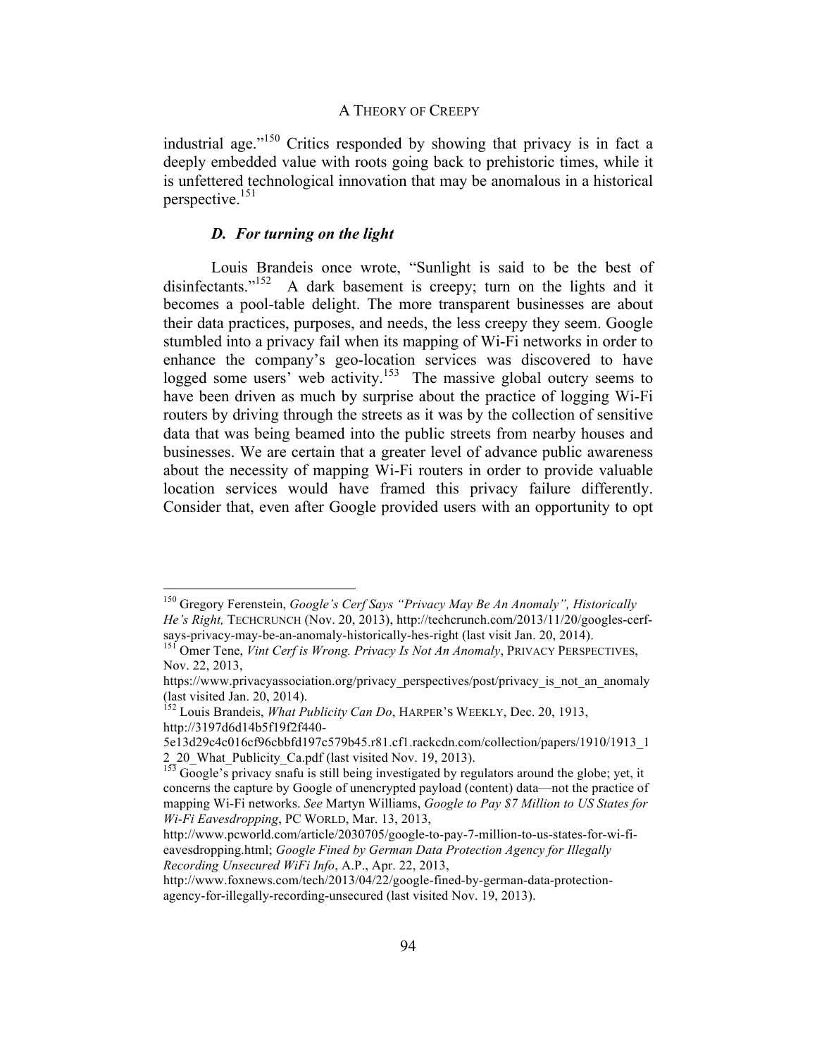industrial age."[150] Critics responded by showing that privacy is in fact a deeply embedded value with roots going back to prehistoric times, while it is unfettered technological innovation that may be anomalous in a historical perspective.[151]

### *D. For turning on the light*

Louis Brandeis once wrote, "Sunlight is said to be the best of disinfectants."[152] A dark basement is creepy; turn on the lights and it becomes a pool-table delight. The more transparent businesses are about their data practices, purposes, and needs, the less creepy they seem. Google stumbled into a privacy fail when its mapping of Wi-Fi networks in order to enhance the company's geo-location services was discovered to have logged some users' web activity.[153] The massive global outcry seems to have been driven as much by surprise about the practice of logging Wi-Fi routers by driving through the streets as it was by the collection of sensitive data that was being beamed into the public streets from nearby houses and businesses. We are certain that a greater level of advance public awareness about the necessity of mapping Wi-Fi routers in order to provide valuable location services would have framed this privacy failure differently. Consider that, even after Google provided users with an opportunity to opt

---

[150] Gregory Ferenstein, *Google's Cerf Says "Privacy May Be An Anomaly", Historically He's Right,* TECHCRUNCH (Nov. 20, 2013), http://techcrunch.com/2013/11/20/googles-cerf-says-privacy-may-be-an-anomaly-historically-hes-right (last visit Jan. 20, 2014).

[151] Omer Tene, *Vint Cerf is Wrong. Privacy Is Not An Anomaly*, PRIVACY PERSPECTIVES, Nov. 22, 2013, https://www.privacyassociation.org/privacy_perspectives/post/privacy_is_not_an_anomaly (last visited Jan. 20, 2014).

[152] Louis Brandeis, *What Publicity Can Do*, HARPER'S WEEKLY, Dec. 20, 1913, http://3197d6d14b5f19f2f440-5e13d29c4c016cf96cbbfd197c579b45.r81.cf1.rackcdn.com/collection/papers/1910/1913_12_20_What_Publicity_Ca.pdf (last visited Nov. 19, 2013).

[153] Google's privacy snafu is still being investigated by regulators around the globe; yet, it concerns the capture by Google of unencrypted payload (content) data—not the practice of mapping Wi-Fi networks. *See* Martyn Williams, *Google to Pay $7 Million to US States for Wi-Fi Eavesdropping*, PC WORLD, Mar. 13, 2013, http://www.pcworld.com/article/2030705/google-to-pay-7-million-to-us-states-for-wi-fi-eavesdropping.html; *Google Fined by German Data Protection Agency for Illegally Recording Unsecured WiFi Info*, A.P., Apr. 22, 2013, http://www.foxnews.com/tech/2013/04/22/google-fined-by-german-data-protection-agency-for-illegally-recording-unsecured (last visited Nov. 19, 2013).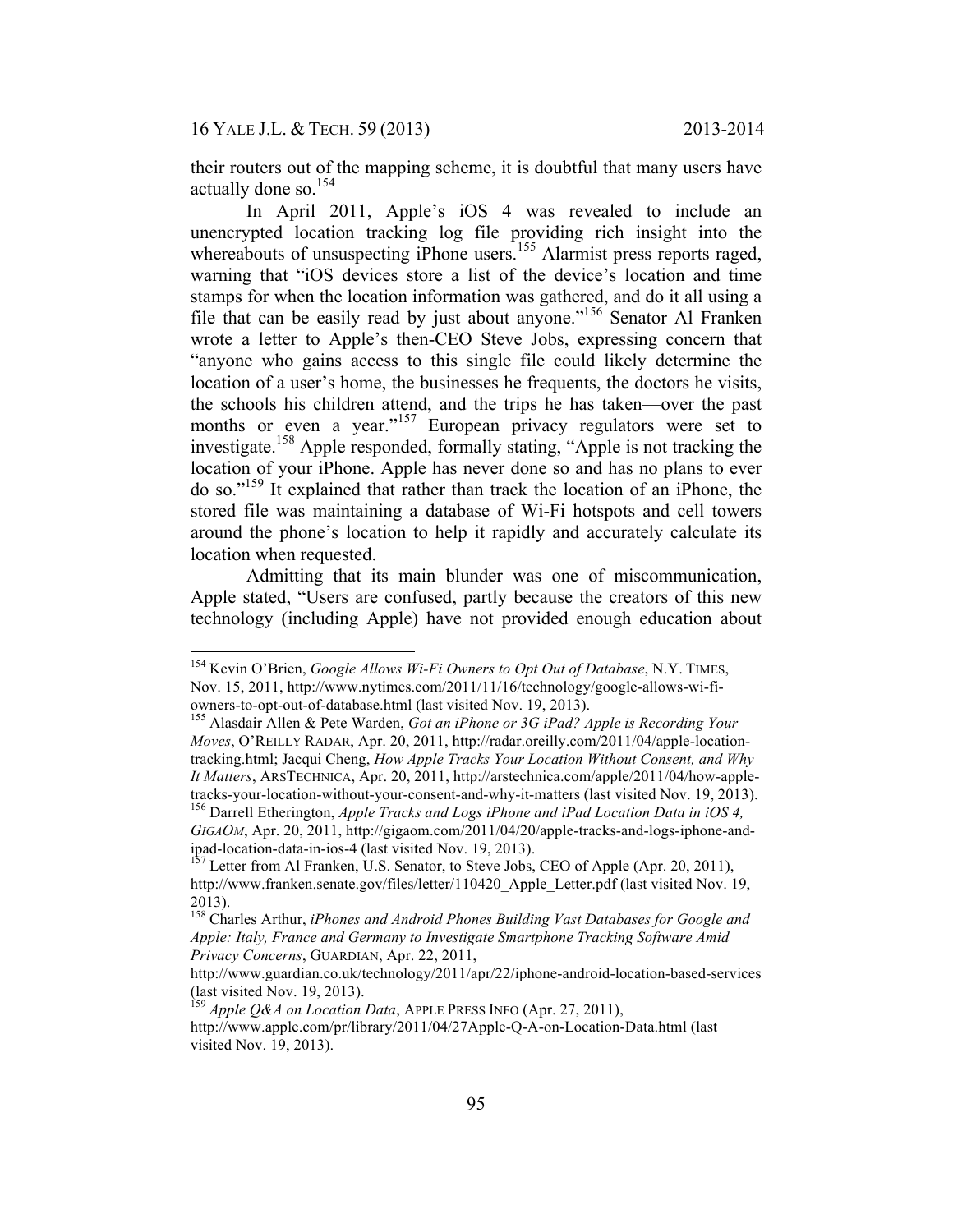their routers out of the mapping scheme, it is doubtful that many users have actually done so.[154]

In April 2011, Apple's iOS 4 was revealed to include an unencrypted location tracking log file providing rich insight into the whereabouts of unsuspecting iPhone users.[155] Alarmist press reports raged, warning that "iOS devices store a list of the device's location and time stamps for when the location information was gathered, and do it all using a file that can be easily read by just about anyone."[156] Senator Al Franken wrote a letter to Apple's then-CEO Steve Jobs, expressing concern that "anyone who gains access to this single file could likely determine the location of a user's home, the businesses he frequents, the doctors he visits, the schools his children attend, and the trips he has taken—over the past months or even a year."[157] European privacy regulators were set to investigate.[158] Apple responded, formally stating, "Apple is not tracking the location of your iPhone. Apple has never done so and has no plans to ever do so."[159] It explained that rather than track the location of an iPhone, the stored file was maintaining a database of Wi-Fi hotspots and cell towers around the phone's location to help it rapidly and accurately calculate its location when requested.

Admitting that its main blunder was one of miscommunication, Apple stated, "Users are confused, partly because the creators of this new technology (including Apple) have not provided enough education about

---

[154] Kevin O'Brien, *Google Allows Wi-Fi Owners to Opt Out of Database*, N.Y. TIMES, Nov. 15, 2011, http://www.nytimes.com/2011/11/16/technology/google-allows-wi-fi-owners-to-opt-out-of-database.html (last visited Nov. 19, 2013).

[155] Alasdair Allen & Pete Warden, *Got an iPhone or 3G iPad? Apple is Recording Your Moves*, O'REILLY RADAR, Apr. 20, 2011, http://radar.oreilly.com/2011/04/apple-location-tracking.html; Jacqui Cheng, *How Apple Tracks Your Location Without Consent, and Why It Matters*, ARSTECHNICA, Apr. 20, 2011, http://arstechnica.com/apple/2011/04/how-apple-tracks-your-location-without-your-consent-and-why-it-matters (last visited Nov. 19, 2013).

[156] Darrell Etherington, *Apple Tracks and Logs iPhone and iPad Location Data in iOS 4, GIGAOM*, Apr. 20, 2011, http://gigaom.com/2011/04/20/apple-tracks-and-logs-iphone-and-ipad-location-data-in-ios-4 (last visited Nov. 19, 2013).

[157] Letter from Al Franken, U.S. Senator, to Steve Jobs, CEO of Apple (Apr. 20, 2011), http://www.franken.senate.gov/files/letter/110420_Apple_Letter.pdf (last visited Nov. 19, 2013).

[158] Charles Arthur, *iPhones and Android Phones Building Vast Databases for Google and Apple: Italy, France and Germany to Investigate Smartphone Tracking Software Amid Privacy Concerns*, GUARDIAN, Apr. 22, 2011, http://www.guardian.co.uk/technology/2011/apr/22/iphone-android-location-based-services (last visited Nov. 19, 2013).

[159] *Apple Q&A on Location Data*, APPLE PRESS INFO (Apr. 27, 2011), http://www.apple.com/pr/library/2011/04/27Apple-Q-A-on-Location-Data.html (last visited Nov. 19, 2013).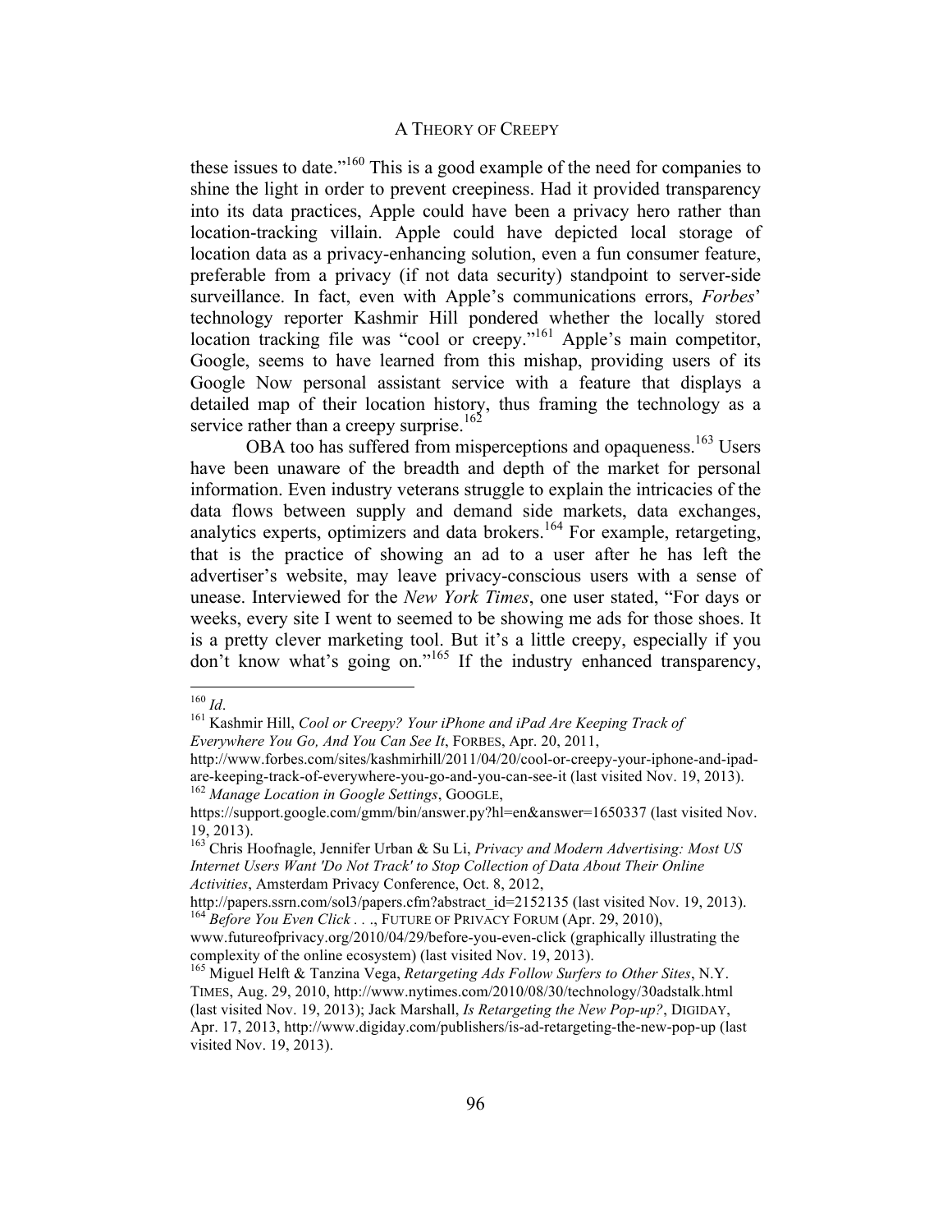these issues to date."[160] This is a good example of the need for companies to shine the light in order to prevent creepiness. Had it provided transparency into its data practices, Apple could have been a privacy hero rather than location-tracking villain. Apple could have depicted local storage of location data as a privacy-enhancing solution, even a fun consumer feature, preferable from a privacy (if not data security) standpoint to server-side surveillance. In fact, even with Apple's communications errors, *Forbes*' technology reporter Kashmir Hill pondered whether the locally stored location tracking file was "cool or creepy."[161] Apple's main competitor, Google, seems to have learned from this mishap, providing users of its Google Now personal assistant service with a feature that displays a detailed map of their location history, thus framing the technology as a service rather than a creepy surprise.[162]

OBA too has suffered from misperceptions and opaqueness.[163] Users have been unaware of the breadth and depth of the market for personal information. Even industry veterans struggle to explain the intricacies of the data flows between supply and demand side markets, data exchanges, analytics experts, optimizers and data brokers.[164] For example, retargeting, that is the practice of showing an ad to a user after he has left the advertiser's website, may leave privacy-conscious users with a sense of unease. Interviewed for the *New York Times*, one user stated, "For days or weeks, every site I went to seemed to be showing me ads for those shoes. It is a pretty clever marketing tool. But it's a little creepy, especially if you don't know what's going on."[165] If the industry enhanced transparency,

---

[160] *Id*.

[161] Kashmir Hill, *Cool or Creepy? Your iPhone and iPad Are Keeping Track of Everywhere You Go, And You Can See It*, FORBES, Apr. 20, 2011, http://www.forbes.com/sites/kashmirhill/2011/04/20/cool-or-creepy-your-iphone-and-ipad-are-keeping-track-of-everywhere-you-go-and-you-can-see-it (last visited Nov. 19, 2013).

[162] *Manage Location in Google Settings*, GOOGLE, https://support.google.com/gmm/bin/answer.py?hl=en&answer=1650337 (last visited Nov. 19, 2013).

[163] Chris Hoofnagle, Jennifer Urban & Su Li, *Privacy and Modern Advertising: Most US Internet Users Want 'Do Not Track' to Stop Collection of Data About Their Online Activities*, Amsterdam Privacy Conference, Oct. 8, 2012, http://papers.ssrn.com/sol3/papers.cfm?abstract_id=2152135 (last visited Nov. 19, 2013).

[164] *Before You Even Click . . .*, FUTURE OF PRIVACY FORUM (Apr. 29, 2010), www.futureofprivacy.org/2010/04/29/before-you-even-click (graphically illustrating the complexity of the online ecosystem) (last visited Nov. 19, 2013).

[165] Miguel Helft & Tanzina Vega, *Retargeting Ads Follow Surfers to Other Sites*, N.Y. TIMES, Aug. 29, 2010, http://www.nytimes.com/2010/08/30/technology/30adstalk.html (last visited Nov. 19, 2013); Jack Marshall, *Is Retargeting the New Pop-up?*, DIGIDAY, Apr. 17, 2013, http://www.digiday.com/publishers/is-ad-retargeting-the-new-pop-up (last visited Nov. 19, 2013).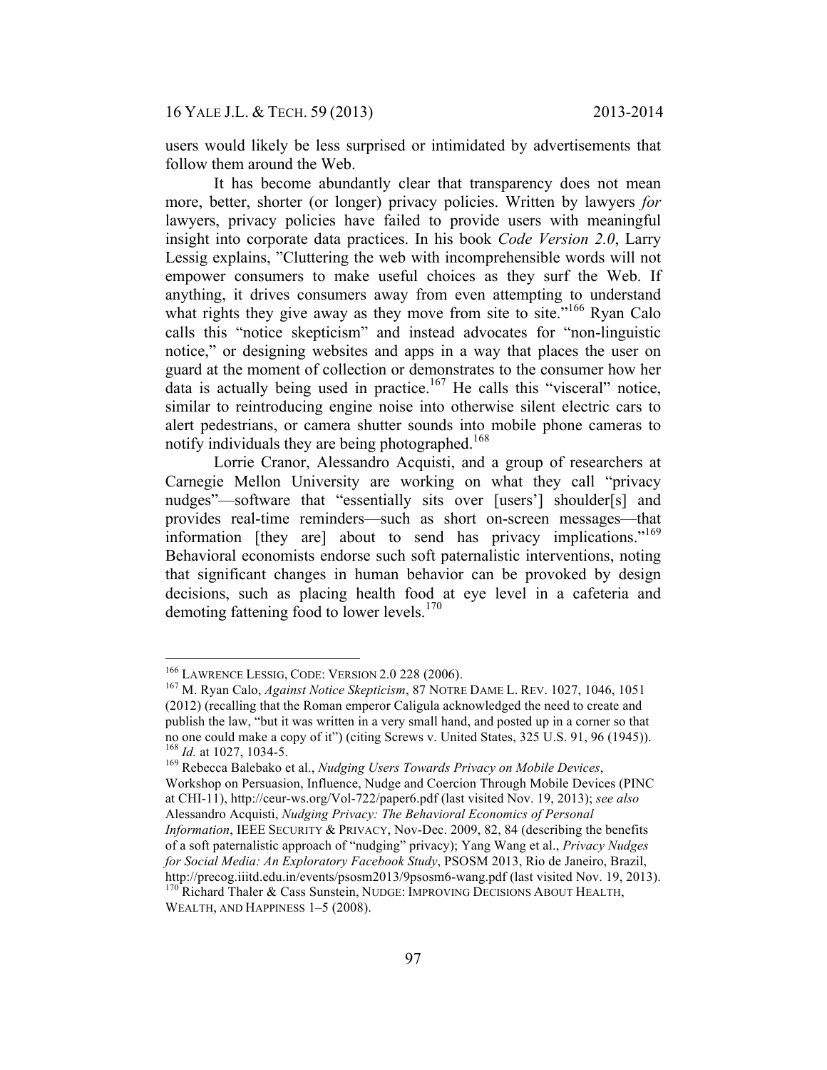users would likely be less surprised or intimidated by advertisements that follow them around the Web.

It has become abundantly clear that transparency does not mean more, better, shorter (or longer) privacy policies. Written by lawyers *for* lawyers, privacy policies have failed to provide users with meaningful insight into corporate data practices. In his book *Code Version 2.0*, Larry Lessig explains, "Cluttering the web with incomprehensible words will not empower consumers to make useful choices as they surf the Web. If anything, it drives consumers away from even attempting to understand what rights they give away as they move from site to site."[166] Ryan Calo calls this "notice skepticism" and instead advocates for "non-linguistic notice," or designing websites and apps in a way that places the user on guard at the moment of collection or demonstrates to the consumer how her data is actually being used in practice.[167] He calls this "visceral" notice, similar to reintroducing engine noise into otherwise silent electric cars to alert pedestrians, or camera shutter sounds into mobile phone cameras to notify individuals they are being photographed.[168]

Lorrie Cranor, Alessandro Acquisti, and a group of researchers at Carnegie Mellon University are working on what they call "privacy nudges"—software that "essentially sits over [users'] shoulder[s] and provides real-time reminders—such as short on-screen messages—that information [they are] about to send has privacy implications."[169] Behavioral economists endorse such soft paternalistic interventions, noting that significant changes in human behavior can be provoked by design decisions, such as placing health food at eye level in a cafeteria and demoting fattening food to lower levels.[170]

---

[166] LAWRENCE LESSIG, CODE: VERSION 2.0 228 (2006).

[167] M. Ryan Calo, *Against Notice Skepticism*, 87 NOTRE DAME L. REV. 1027, 1046, 1051 (2012) (recalling that the Roman emperor Caligula acknowledged the need to create and publish the law, "but it was written in a very small hand, and posted up in a corner so that no one could make a copy of it") (citing Screws v. United States, 325 U.S. 91, 96 (1945)).

[168] *Id.* at 1027, 1034-5.

[169] Rebecca Balebako et al., *Nudging Users Towards Privacy on Mobile Devices*, Workshop on Persuasion, Influence, Nudge and Coercion Through Mobile Devices (PINC at CHI-11), http://ceur-ws.org/Vol-722/paper6.pdf (last visited Nov. 19, 2013); *see also* Alessandro Acquisti, *Nudging Privacy: The Behavioral Economics of Personal Information*, IEEE SECURITY & PRIVACY, Nov-Dec. 2009, 82, 84 (describing the benefits of a soft paternalistic approach of "nudging" privacy); Yang Wang et al., *Privacy Nudges for Social Media: An Exploratory Facebook Study*, PSOSM 2013, Rio de Janeiro, Brazil, http://precog.iiitd.edu.in/events/psosm2013/9psosm6-wang.pdf (last visited Nov. 19, 2013).

[170] Richard Thaler & Cass Sunstein, NUDGE: IMPROVING DECISIONS ABOUT HEALTH, WEALTH, AND HAPPINESS 1–5 (2008).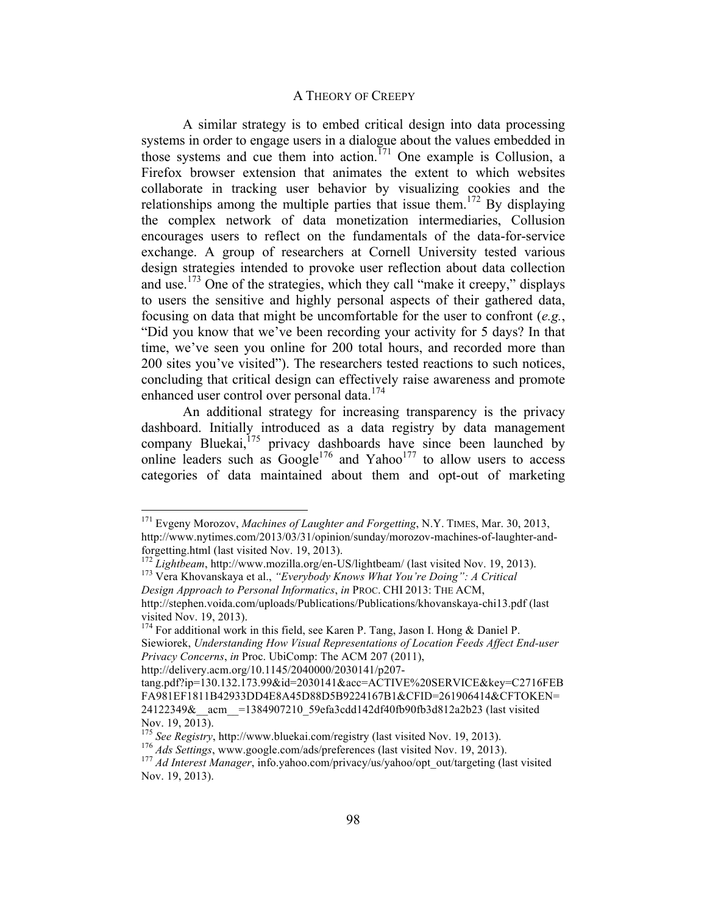A similar strategy is to embed critical design into data processing systems in order to engage users in a dialogue about the values embedded in those systems and cue them into action.[171] One example is Collusion, a Firefox browser extension that animates the extent to which websites collaborate in tracking user behavior by visualizing cookies and the relationships among the multiple parties that issue them.[172] By displaying the complex network of data monetization intermediaries, Collusion encourages users to reflect on the fundamentals of the data-for-service exchange. A group of researchers at Cornell University tested various design strategies intended to provoke user reflection about data collection and use.[173] One of the strategies, which they call "make it creepy," displays to users the sensitive and highly personal aspects of their gathered data, focusing on data that might be uncomfortable for the user to confront (*e.g.*, "Did you know that we've been recording your activity for 5 days? In that time, we've seen you online for 200 total hours, and recorded more than 200 sites you've visited"). The researchers tested reactions to such notices, concluding that critical design can effectively raise awareness and promote enhanced user control over personal data.[174]

An additional strategy for increasing transparency is the privacy dashboard. Initially introduced as a data registry by data management company Bluekai,[175] privacy dashboards have since been launched by online leaders such as Google[176] and Yahoo[177] to allow users to access categories of data maintained about them and opt-out of marketing

---

[171] Evgeny Morozov, *Machines of Laughter and Forgetting*, N.Y. TIMES, Mar. 30, 2013, http://www.nytimes.com/2013/03/31/opinion/sunday/morozov-machines-of-laughter-and-forgetting.html (last visited Nov. 19, 2013).

[172] *Lightbeam*, http://www.mozilla.org/en-US/lightbeam/ (last visited Nov. 19, 2013).

[173] Vera Khovanskaya et al., *"Everybody Knows What You're Doing": A Critical Design Approach to Personal Informatics*, *in* PROC. CHI 2013: THE ACM, http://stephen.voida.com/uploads/Publications/Publications/khovanskaya-chi13.pdf (last visited Nov. 19, 2013).

[174] For additional work in this field, see Karen P. Tang, Jason I. Hong & Daniel P. Siewiorek, *Understanding How Visual Representations of Location Feeds Affect End-user Privacy Concerns*, *in* Proc. UbiComp: The ACM 207 (2011), http://delivery.acm.org/10.1145/2040000/2030141/p207-tang.pdf?ip=130.132.173.99&id=2030141&acc=ACTIVE%20SERVICE&key=C2716FEBFA981EF1811B42933DD4E8A45D88D5B9224167B1&CFID=261906414&CFTOKEN=24122349&__acm__=1384907210_59efa3cdd142df40fb90fb3d812a2b23 (last visited Nov. 19, 2013).

[175] *See Registry*, http://www.bluekai.com/registry (last visited Nov. 19, 2013).

[176] *Ads Settings*, www.google.com/ads/preferences (last visited Nov. 19, 2013).

[177] *Ad Interest Manager*, info.yahoo.com/privacy/us/yahoo/opt_out/targeting (last visited Nov. 19, 2013).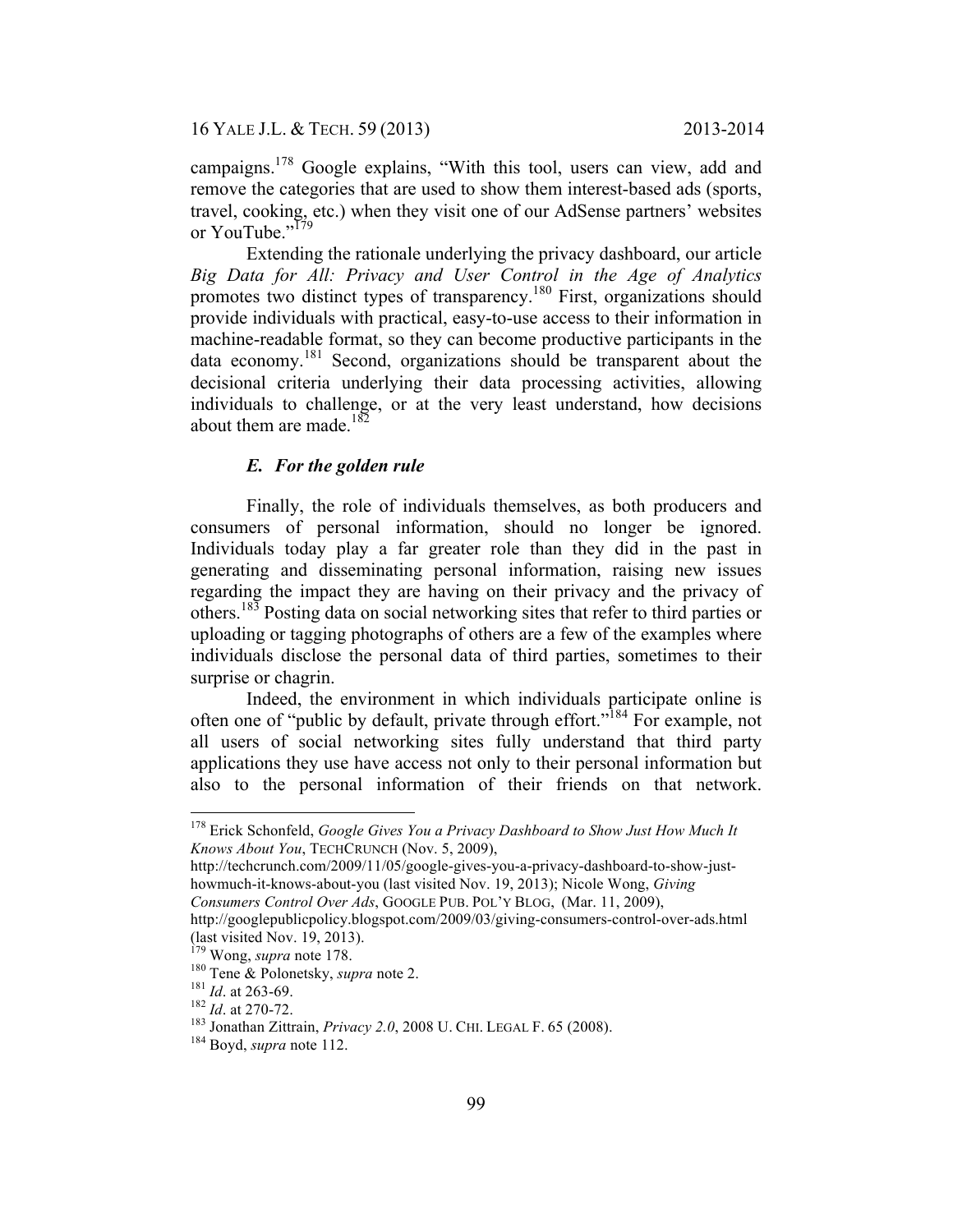campaigns.[178] Google explains, "With this tool, users can view, add and remove the categories that are used to show them interest-based ads (sports, travel, cooking, etc.) when they visit one of our AdSense partners' websites or YouTube."[179]

Extending the rationale underlying the privacy dashboard, our article *Big Data for All: Privacy and User Control in the Age of Analytics* promotes two distinct types of transparency.[180] First, organizations should provide individuals with practical, easy-to-use access to their information in machine-readable format, so they can become productive participants in the data economy.[181] Second, organizations should be transparent about the decisional criteria underlying their data processing activities, allowing individuals to challenge, or at the very least understand, how decisions about them are made.[182]

### *E. For the golden rule*

Finally, the role of individuals themselves, as both producers and consumers of personal information, should no longer be ignored. Individuals today play a far greater role than they did in the past in generating and disseminating personal information, raising new issues regarding the impact they are having on their privacy and the privacy of others.[183] Posting data on social networking sites that refer to third parties or uploading or tagging photographs of others are a few of the examples where individuals disclose the personal data of third parties, sometimes to their surprise or chagrin.

Indeed, the environment in which individuals participate online is often one of "public by default, private through effort."[184] For example, not all users of social networking sites fully understand that third party applications they use have access not only to their personal information but also to the personal information of their friends on that network.

---

[178] Erick Schonfeld, *Google Gives You a Privacy Dashboard to Show Just How Much It Knows About You*, TECHCRUNCH (Nov. 5, 2009), http://techcrunch.com/2009/11/05/google-gives-you-a-privacy-dashboard-to-show-just-howmuch-it-knows-about-you (last visited Nov. 19, 2013); Nicole Wong, *Giving Consumers Control Over Ads*, GOOGLE PUB. POL'Y BLOG, (Mar. 11, 2009), http://googlepublicpolicy.blogspot.com/2009/03/giving-consumers-control-over-ads.html (last visited Nov. 19, 2013).

[179] Wong, *supra* note 178.

[180] Tene & Polonetsky, *supra* note 2.

[181] *Id*. at 263-69.

[182] *Id*. at 270-72.

[183] Jonathan Zittrain, *Privacy 2.0*, 2008 U. CHI. LEGAL F. 65 (2008).

[184] Boyd, *supra* note 112.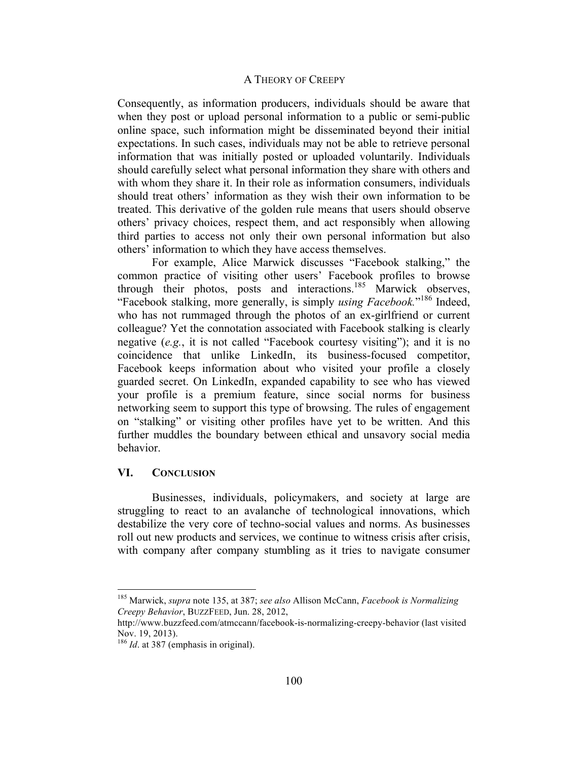Consequently, as information producers, individuals should be aware that when they post or upload personal information to a public or semi-public online space, such information might be disseminated beyond their initial expectations. In such cases, individuals may not be able to retrieve personal information that was initially posted or uploaded voluntarily. Individuals should carefully select what personal information they share with others and with whom they share it. In their role as information consumers, individuals should treat others' information as they wish their own information to be treated. This derivative of the golden rule means that users should observe others' privacy choices, respect them, and act responsibly when allowing third parties to access not only their own personal information but also others' information to which they have access themselves.

For example, Alice Marwick discusses "Facebook stalking," the common practice of visiting other users' Facebook profiles to browse through their photos, posts and interactions.[185] Marwick observes, "Facebook stalking, more generally, is simply *using Facebook*."[186] Indeed, who has not rummaged through the photos of an ex-girlfriend or current colleague? Yet the connotation associated with Facebook stalking is clearly negative (*e.g.*, it is not called "Facebook courtesy visiting"); and it is no coincidence that unlike LinkedIn, its business-focused competitor, Facebook keeps information about who visited your profile a closely guarded secret. On LinkedIn, expanded capability to see who has viewed your profile is a premium feature, since social norms for business networking seem to support this type of browsing. The rules of engagement on "stalking" or visiting other profiles have yet to be written. And this further muddles the boundary between ethical and unsavory social media behavior.

## VI. CONCLUSION

Businesses, individuals, policymakers, and society at large are struggling to react to an avalanche of technological innovations, which destabilize the very core of techno-social values and norms. As businesses roll out new products and services, we continue to witness crisis after crisis, with company after company stumbling as it tries to navigate consumer

---

[185] Marwick, *supra* note 135, at 387; *see also* Allison McCann, *Facebook is Normalizing Creepy Behavior*, BUZZFEED, Jun. 28, 2012, http://www.buzzfeed.com/atmccann/facebook-is-normalizing-creepy-behavior (last visited Nov. 19, 2013).

[186] *Id*. at 387 (emphasis in original).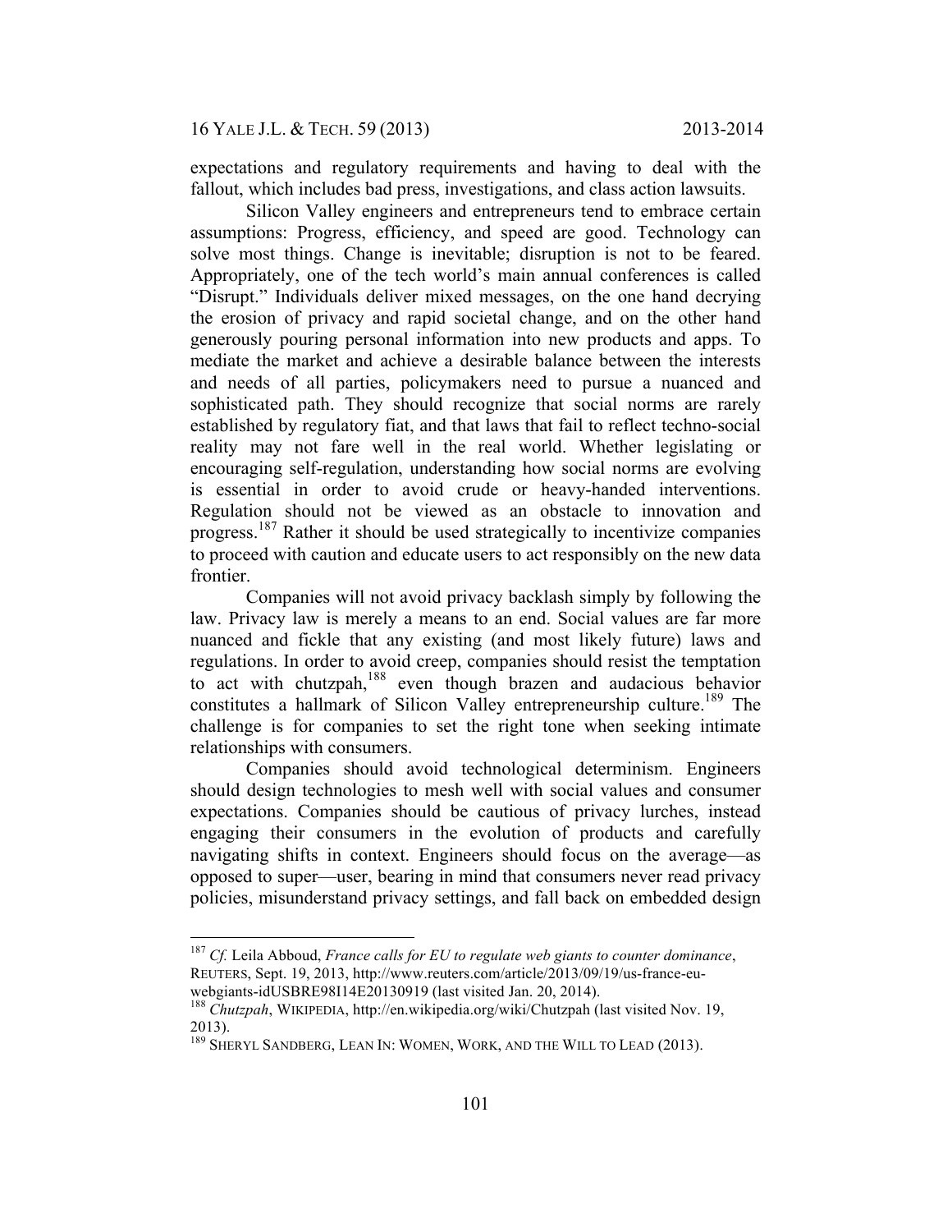expectations and regulatory requirements and having to deal with the fallout, which includes bad press, investigations, and class action lawsuits.

Silicon Valley engineers and entrepreneurs tend to embrace certain assumptions: Progress, efficiency, and speed are good. Technology can solve most things. Change is inevitable; disruption is not to be feared. Appropriately, one of the tech world's main annual conferences is called "Disrupt." Individuals deliver mixed messages, on the one hand decrying the erosion of privacy and rapid societal change, and on the other hand generously pouring personal information into new products and apps. To mediate the market and achieve a desirable balance between the interests and needs of all parties, policymakers need to pursue a nuanced and sophisticated path. They should recognize that social norms are rarely established by regulatory fiat, and that laws that fail to reflect techno-social reality may not fare well in the real world. Whether legislating or encouraging self-regulation, understanding how social norms are evolving is essential in order to avoid crude or heavy-handed interventions. Regulation should not be viewed as an obstacle to innovation and progress.[187] Rather it should be used strategically to incentivize companies to proceed with caution and educate users to act responsibly on the new data frontier.

Companies will not avoid privacy backlash simply by following the law. Privacy law is merely a means to an end. Social values are far more nuanced and fickle that any existing (and most likely future) laws and regulations. In order to avoid creep, companies should resist the temptation to act with chutzpah,[188] even though brazen and audacious behavior constitutes a hallmark of Silicon Valley entrepreneurship culture.[189] The challenge is for companies to set the right tone when seeking intimate relationships with consumers.

Companies should avoid technological determinism. Engineers should design technologies to mesh well with social values and consumer expectations. Companies should be cautious of privacy lurches, instead engaging their consumers in the evolution of products and carefully navigating shifts in context. Engineers should focus on the average—as opposed to super—user, bearing in mind that consumers never read privacy policies, misunderstand privacy settings, and fall back on embedded design

---

[187] *Cf.* Leila Abboud, *France calls for EU to regulate web giants to counter dominance*, REUTERS, Sept. 19, 2013, http://www.reuters.com/article/2013/09/19/us-france-eu-webgiants-idUSBRE98I14E20130919 (last visited Jan. 20, 2014).

[188] *Chutzpah*, WIKIPEDIA, http://en.wikipedia.org/wiki/Chutzpah (last visited Nov. 19, 2013).

[189] SHERYL SANDBERG, LEAN IN: WOMEN, WORK, AND THE WILL TO LEAD (2013).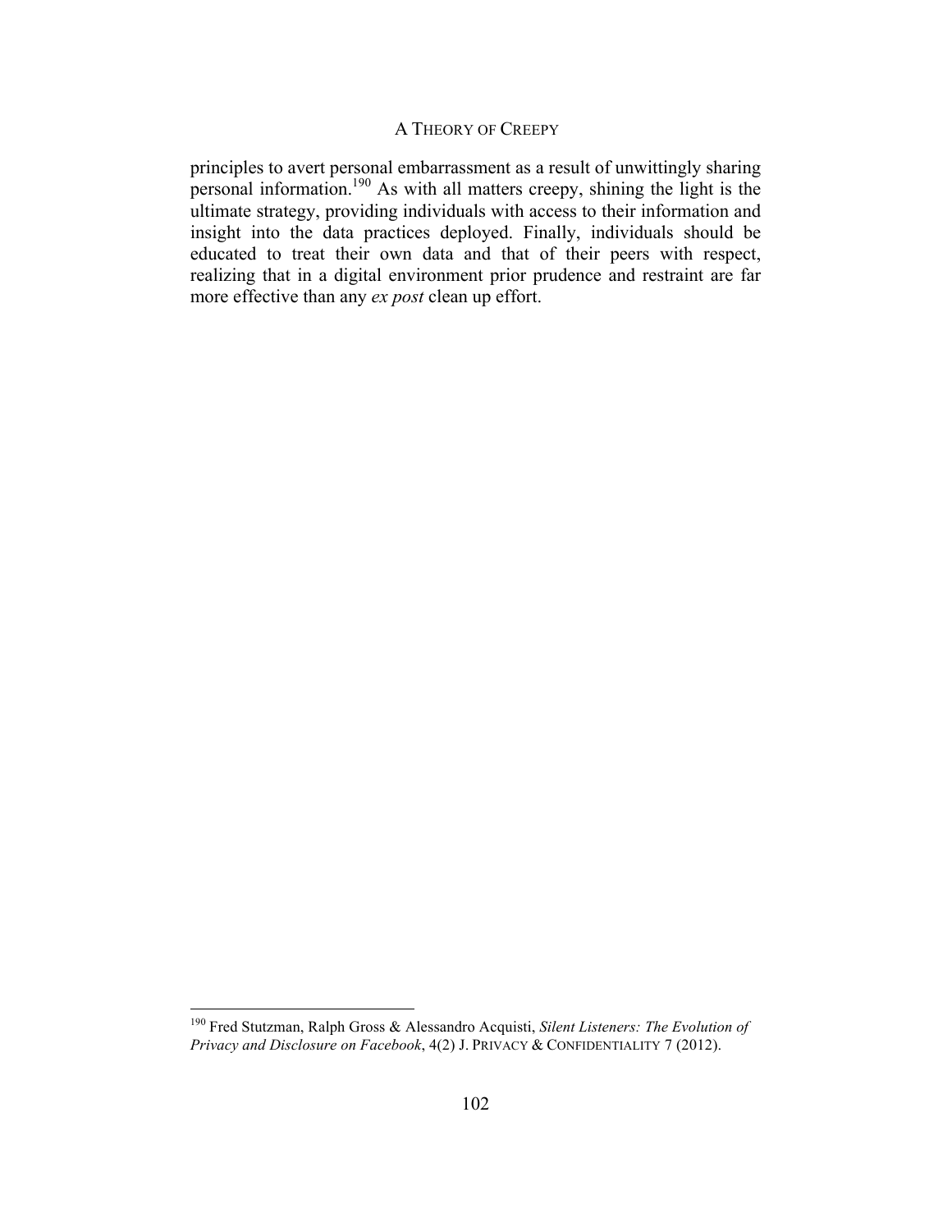principles to avert personal embarrassment as a result of unwittingly sharing personal information.[190] As with all matters creepy, shining the light is the ultimate strategy, providing individuals with access to their information and insight into the data practices deployed. Finally, individuals should be educated to treat their own data and that of their peers with respect, realizing that in a digital environment prior prudence and restraint are far more effective than any *ex post* clean up effort.

---

[190] Fred Stutzman, Ralph Gross & Alessandro Acquisti, *Silent Listeners: The Evolution of Privacy and Disclosure on Facebook*, 4(2) J. PRIVACY & CONFIDENTIALITY 7 (2012).